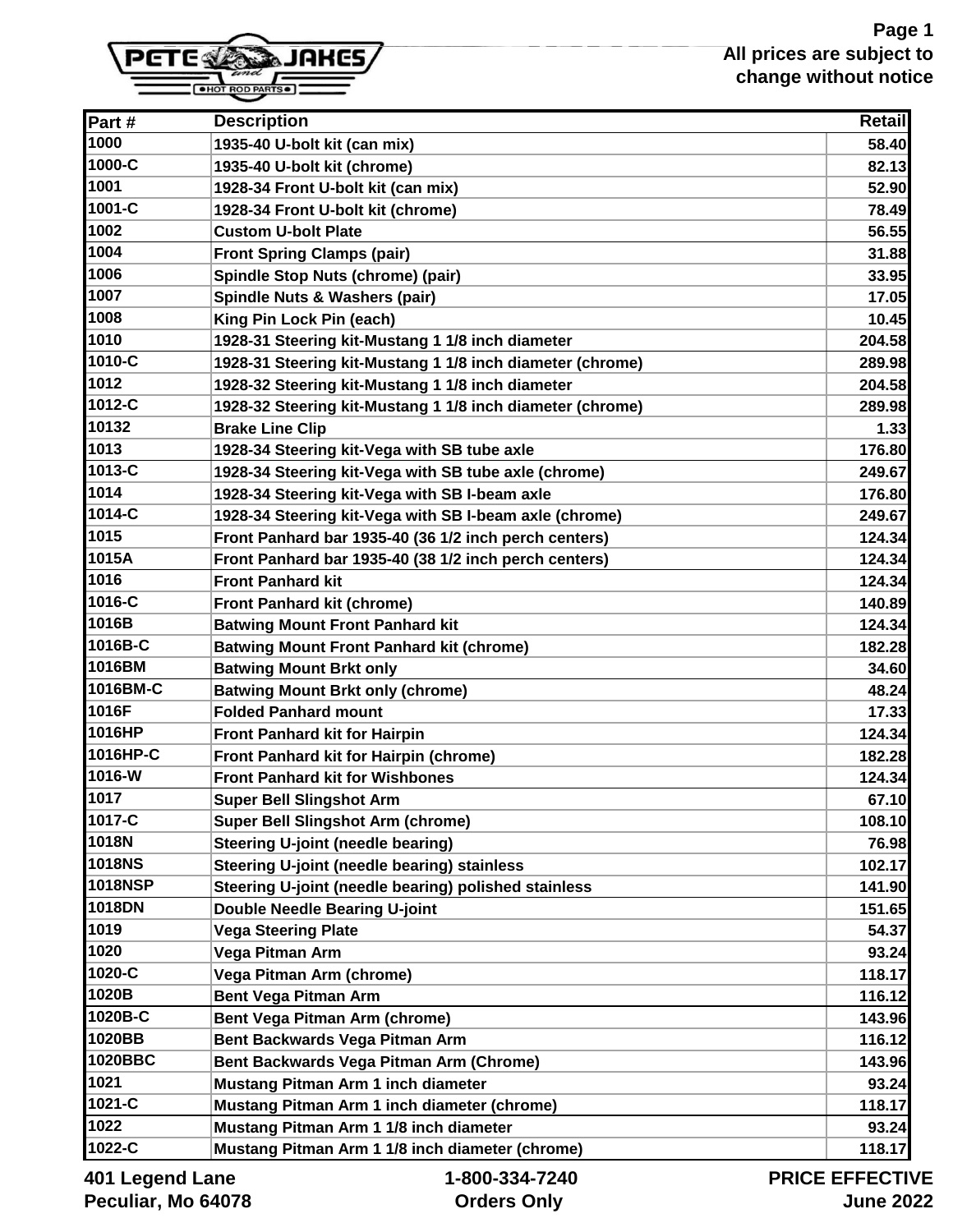All prices are subject to change without notice

| Part # | Description | Retail |
|---|---|---|
| 1000 | 1935-40 U-bolt kit (can mix) | 58.40 |
| 1000-C | 1935-40 U-bolt kit (chrome) | 82.13 |
| 1001 | 1928-34 Front U-bolt kit (can mix) | 52.90 |
| 1001-C | 1928-34 Front U-bolt kit (chrome) | 78.49 |
| 1002 | Custom U-bolt Plate | 56.55 |
| 1004 | Front Spring Clamps (pair) | 31.88 |
| 1006 | Spindle Stop Nuts (chrome) (pair) | 33.95 |
| 1007 | Spindle Nuts & Washers (pair) | 17.05 |
| 1008 | King Pin Lock Pin (each) | 10.45 |
| 1010 | 1928-31 Steering kit-Mustang 1 1/8 inch diameter | 204.58 |
| 1010-C | 1928-31 Steering kit-Mustang 1 1/8 inch diameter (chrome) | 289.98 |
| 1012 | 1928-32 Steering kit-Mustang 1 1/8 inch diameter | 204.58 |
| 1012-C | 1928-32 Steering kit-Mustang 1 1/8 inch diameter (chrome) | 289.98 |
| 10132 | Brake Line Clip | 1.33 |
| 1013 | 1928-34 Steering kit-Vega with SB tube axle | 176.80 |
| 1013-C | 1928-34 Steering kit-Vega with SB tube axle (chrome) | 249.67 |
| 1014 | 1928-34 Steering kit-Vega with SB I-beam axle | 176.80 |
| 1014-C | 1928-34 Steering kit-Vega with SB I-beam axle (chrome) | 249.67 |
| 1015 | Front Panhard bar 1935-40 (36 1/2 inch perch centers) | 124.34 |
| 1015A | Front Panhard bar 1935-40 (38 1/2 inch perch centers) | 124.34 |
| 1016 | Front Panhard kit | 124.34 |
| 1016-C | Front Panhard kit (chrome) | 140.89 |
| 1016B | Batwing Mount Front Panhard kit | 124.34 |
| 1016B-C | Batwing Mount Front Panhard kit (chrome) | 182.28 |
| 1016BM | Batwing Mount Brkt only | 34.60 |
| 1016BM-C | Batwing Mount Brkt only (chrome) | 48.24 |
| 1016F | Folded Panhard mount | 17.33 |
| 1016HP | Front Panhard kit for Hairpin | 124.34 |
| 1016HP-C | Front Panhard kit for Hairpin (chrome) | 182.28 |
| 1016-W | Front Panhard kit for Wishbones | 124.34 |
| 1017 | Super Bell Slingshot Arm | 67.10 |
| 1017-C | Super Bell Slingshot Arm (chrome) | 108.10 |
| 1018N | Steering U-joint (needle bearing) | 76.98 |
| 1018NS | Steering U-joint (needle bearing) stainless | 102.17 |
| 1018NSP | Steering U-joint (needle bearing) polished stainless | 141.90 |
| 1018DN | Double Needle Bearing U-joint | 151.65 |
| 1019 | Vega Steering Plate | 54.37 |
| 1020 | Vega Pitman Arm | 93.24 |
| 1020-C | Vega Pitman Arm (chrome) | 118.17 |
| 1020B | Bent Vega Pitman Arm | 116.12 |
| 1020B-C | Bent Vega Pitman Arm (chrome) | 143.96 |
| 1020BB | Bent Backwards Vega Pitman Arm | 116.12 |
| 1020BBC | Bent Backwards Vega Pitman Arm (Chrome) | 143.96 |
| 1021 | Mustang Pitman Arm 1 inch diameter | 93.24 |
| 1021-C | Mustang Pitman Arm 1 inch diameter (chrome) | 118.17 |
| 1022 | Mustang Pitman Arm 1 1/8 inch diameter | 93.24 |
| 1022-C | Mustang Pitman Arm 1 1/8 inch diameter (chrome) | 118.17 |

401 Legend Lane
Peculiar, Mo 64078

1-800-334-7240
Orders Only

PRICE EFFECTIVE
June 2022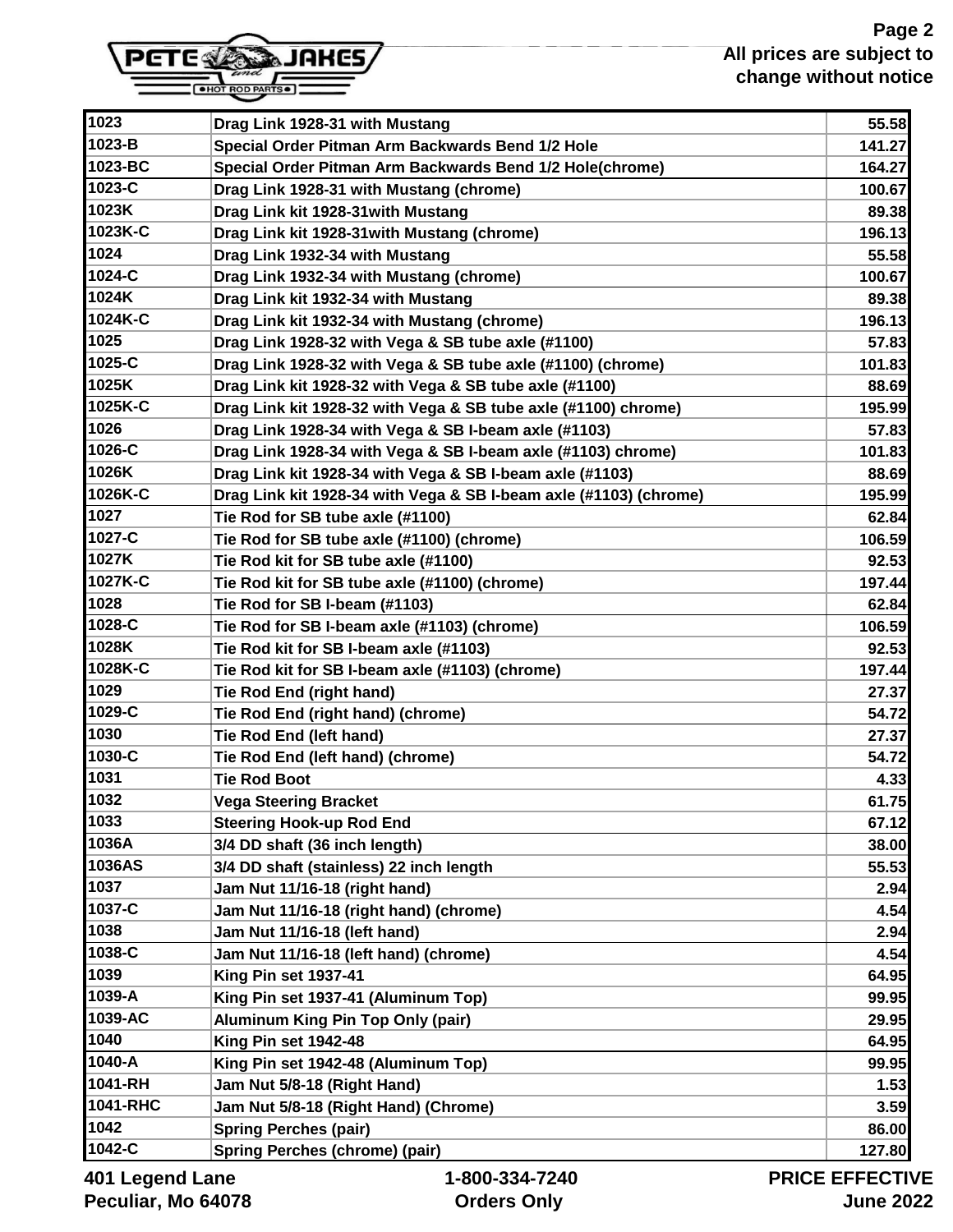| | | |
|---|---|---|
| 1023 | Drag Link 1928-31 with Mustang | 55.58 |
| 1023-B | Special Order Pitman Arm Backwards Bend 1/2 Hole | 141.27 |
| 1023-BC | Special Order Pitman Arm Backwards Bend 1/2 Hole(chrome) | 164.27 |
| 1023-C | Drag Link 1928-31 with Mustang (chrome) | 100.67 |
| 1023K | Drag Link kit 1928-31with Mustang | 89.38 |
| 1023K-C | Drag Link kit 1928-31with Mustang (chrome) | 196.13 |
| 1024 | Drag Link 1932-34 with Mustang | 55.58 |
| 1024-C | Drag Link 1932-34 with Mustang (chrome) | 100.67 |
| 1024K | Drag Link kit 1932-34 with Mustang | 89.38 |
| 1024K-C | Drag Link kit 1932-34 with Mustang (chrome) | 196.13 |
| 1025 | Drag Link 1928-32 with Vega & SB tube axle (#1100) | 57.83 |
| 1025-C | Drag Link 1928-32 with Vega & SB tube axle (#1100) (chrome) | 101.83 |
| 1025K | Drag Link kit 1928-32 with Vega & SB tube axle (#1100) | 88.69 |
| 1025K-C | Drag Link kit 1928-32 with Vega & SB tube axle (#1100) chrome) | 195.99 |
| 1026 | Drag Link 1928-34 with Vega & SB I-beam axle (#1103) | 57.83 |
| 1026-C | Drag Link 1928-34 with Vega & SB I-beam axle (#1103) chrome) | 101.83 |
| 1026K | Drag Link kit 1928-34 with Vega & SB I-beam axle (#1103) | 88.69 |
| 1026K-C | Drag Link kit 1928-34 with Vega & SB I-beam axle (#1103) (chrome) | 195.99 |
| 1027 | Tie Rod for SB tube axle (#1100) | 62.84 |
| 1027-C | Tie Rod for SB tube axle (#1100) (chrome) | 106.59 |
| 1027K | Tie Rod kit for SB tube axle (#1100) | 92.53 |
| 1027K-C | Tie Rod kit for SB tube axle (#1100) (chrome) | 197.44 |
| 1028 | Tie Rod for SB I-beam (#1103) | 62.84 |
| 1028-C | Tie Rod for SB I-beam axle (#1103) (chrome) | 106.59 |
| 1028K | Tie Rod kit for SB I-beam axle (#1103) | 92.53 |
| 1028K-C | Tie Rod kit for SB I-beam axle (#1103) (chrome) | 197.44 |
| 1029 | Tie Rod End (right hand) | 27.37 |
| 1029-C | Tie Rod End (right hand) (chrome) | 54.72 |
| 1030 | Tie Rod End (left hand) | 27.37 |
| 1030-C | Tie Rod End (left hand) (chrome) | 54.72 |
| 1031 | Tie Rod Boot | 4.33 |
| 1032 | Vega Steering Bracket | 61.75 |
| 1033 | Steering Hook-up Rod End | 67.12 |
| 1036A | 3/4 DD shaft (36 inch length) | 38.00 |
| 1036AS | 3/4 DD shaft (stainless) 22 inch length | 55.53 |
| 1037 | Jam Nut 11/16-18 (right hand) | 2.94 |
| 1037-C | Jam Nut 11/16-18 (right hand) (chrome) | 4.54 |
| 1038 | Jam Nut 11/16-18 (left hand) | 2.94 |
| 1038-C | Jam Nut 11/16-18 (left hand) (chrome) | 4.54 |
| 1039 | King Pin set 1937-41 | 64.95 |
| 1039-A | King Pin set 1937-41 (Aluminum Top) | 99.95 |
| 1039-AC | Aluminum King Pin Top Only (pair) | 29.95 |
| 1040 | King Pin set 1942-48 | 64.95 |
| 1040-A | King Pin set 1942-48 (Aluminum Top) | 99.95 |
| 1041-RH | Jam Nut 5/8-18 (Right Hand) | 1.53 |
| 1041-RHC | Jam Nut 5/8-18 (Right Hand) (Chrome) | 3.59 |
| 1042 | Spring Perches (pair) | 86.00 |
| 1042-C | Spring Perches (chrome) (pair) | 127.80 |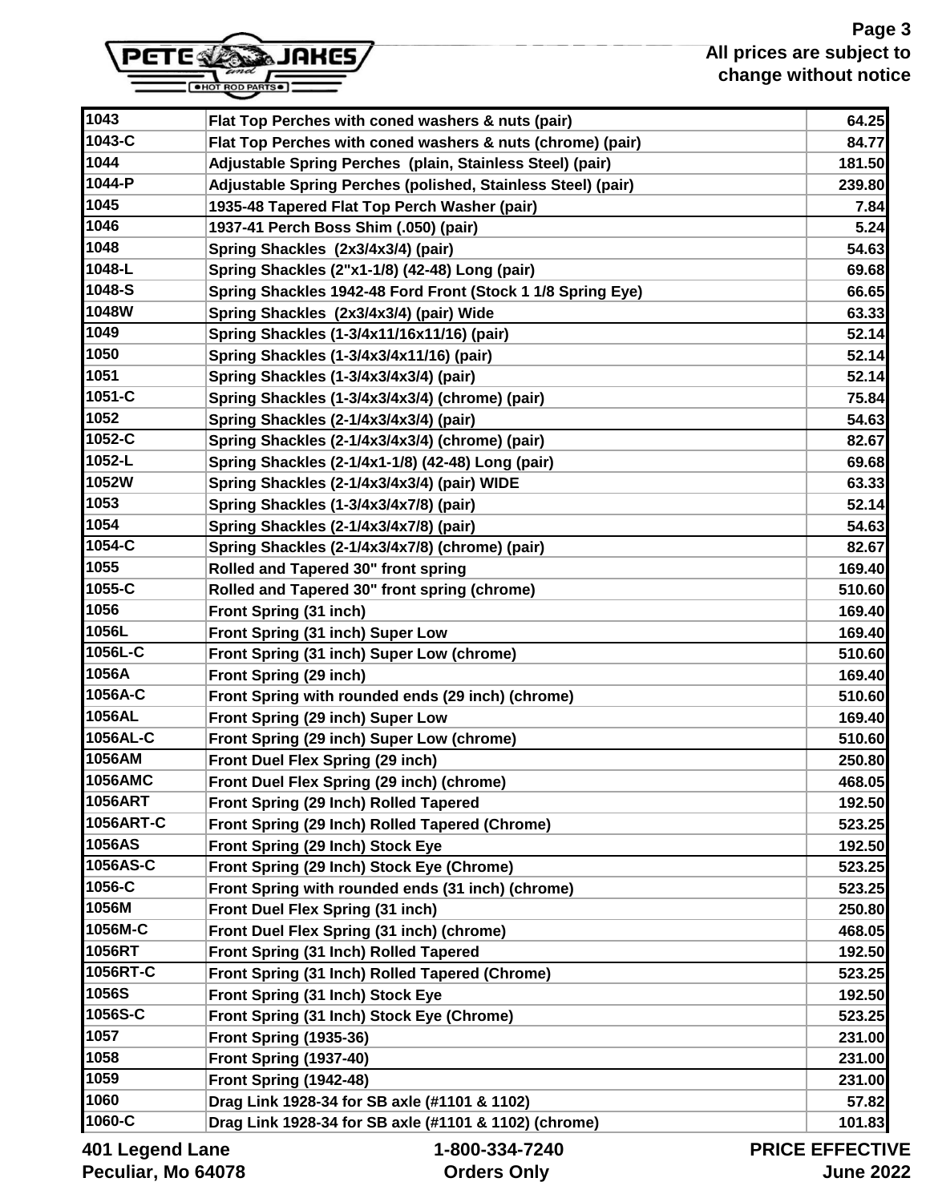All prices are subject to change without notice

| 1043 | Flat Top Perches with coned washers & nuts (pair) | 64.25 |
|---|---|---|
| 1043-C | Flat Top Perches with coned washers & nuts (chrome) (pair) | 84.77 |
| 1044 | Adjustable Spring Perches (plain, Stainless Steel) (pair) | 181.50 |
| 1044-P | Adjustable Spring Perches (polished, Stainless Steel) (pair) | 239.80 |
| 1045 | 1935-48 Tapered Flat Top Perch Washer (pair) | 7.84 |
| 1046 | 1937-41 Perch Boss Shim (.050) (pair) | 5.24 |
| 1048 | Spring Shackles (2x3/4x3/4) (pair) | 54.63 |
| 1048-L | Spring Shackles (2"x1-1/8) (42-48) Long (pair) | 69.68 |
| 1048-S | Spring Shackles 1942-48 Ford Front (Stock 1 1/8 Spring Eye) | 66.65 |
| 1048W | Spring Shackles (2x3/4x3/4) (pair) Wide | 63.33 |
| 1049 | Spring Shackles (1-3/4x11/16x11/16) (pair) | 52.14 |
| 1050 | Spring Shackles (1-3/4x3/4x11/16) (pair) | 52.14 |
| 1051 | Spring Shackles (1-3/4x3/4x3/4) (pair) | 52.14 |
| 1051-C | Spring Shackles (1-3/4x3/4x3/4) (chrome) (pair) | 75.84 |
| 1052 | Spring Shackles (2-1/4x3/4x3/4) (pair) | 54.63 |
| 1052-C | Spring Shackles (2-1/4x3/4x3/4) (chrome) (pair) | 82.67 |
| 1052-L | Spring Shackles (2-1/4x1-1/8) (42-48) Long (pair) | 69.68 |
| 1052W | Spring Shackles (2-1/4x3/4x3/4) (pair) WIDE | 63.33 |
| 1053 | Spring Shackles (1-3/4x3/4x7/8) (pair) | 52.14 |
| 1054 | Spring Shackles (2-1/4x3/4x7/8) (pair) | 54.63 |
| 1054-C | Spring Shackles (2-1/4x3/4x7/8) (chrome) (pair) | 82.67 |
| 1055 | Rolled and Tapered 30" front spring | 169.40 |
| 1055-C | Rolled and Tapered 30" front spring (chrome) | 510.60 |
| 1056 | Front Spring (31 inch) | 169.40 |
| 1056L | Front Spring (31 inch) Super Low | 169.40 |
| 1056L-C | Front Spring (31 inch) Super Low (chrome) | 510.60 |
| 1056A | Front Spring (29 inch) | 169.40 |
| 1056A-C | Front Spring with rounded ends (29 inch) (chrome) | 510.60 |
| 1056AL | Front Spring (29 inch) Super Low | 169.40 |
| 1056AL-C | Front Spring (29 inch) Super Low (chrome) | 510.60 |
| 1056AM | Front Duel Flex Spring (29 inch) | 250.80 |
| 1056AMC | Front Duel Flex Spring (29 inch) (chrome) | 468.05 |
| 1056ART | Front Spring (29 Inch) Rolled Tapered | 192.50 |
| 1056ART-C | Front Spring (29 Inch) Rolled Tapered (Chrome) | 523.25 |
| 1056AS | Front Spring (29 Inch) Stock Eye | 192.50 |
| 1056AS-C | Front Spring (29 Inch) Stock Eye (Chrome) | 523.25 |
| 1056-C | Front Spring with rounded ends (31 inch) (chrome) | 523.25 |
| 1056M | Front Duel Flex Spring (31 inch) | 250.80 |
| 1056M-C | Front Duel Flex Spring (31 inch) (chrome) | 468.05 |
| 1056RT | Front Spring (31 Inch) Rolled Tapered | 192.50 |
| 1056RT-C | Front Spring (31 Inch) Rolled Tapered (Chrome) | 523.25 |
| 1056S | Front Spring (31 Inch) Stock Eye | 192.50 |
| 1056S-C | Front Spring (31 Inch) Stock Eye (Chrome) | 523.25 |
| 1057 | Front Spring (1935-36) | 231.00 |
| 1058 | Front Spring (1937-40) | 231.00 |
| 1059 | Front Spring (1942-48) | 231.00 |
| 1060 | Drag Link 1928-34 for SB axle (#1101 & 1102) | 57.82 |
| 1060-C | Drag Link 1928-34 for SB axle (#1101 & 1102) (chrome) | 101.83 |

401 Legend Lane
Peculiar, Mo 64078

1-800-334-7240
Orders Only

PRICE EFFECTIVE
June 2022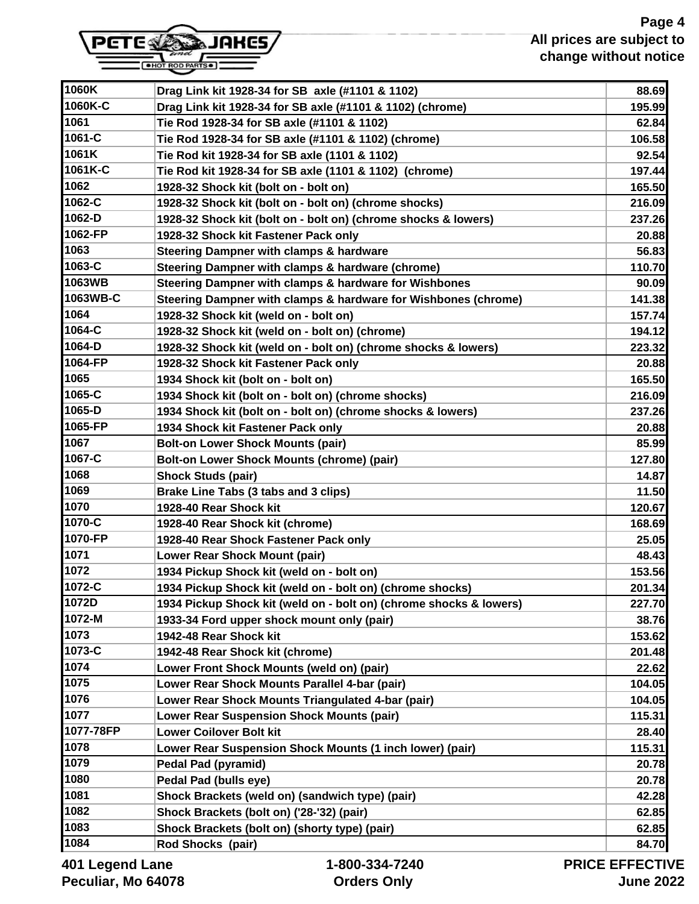| | | |
|---|---|---|
| 1060K | Drag Link kit 1928-34 for SB axle (#1101 & 1102) | 88.69 |
| 1060K-C | Drag Link kit 1928-34 for SB axle (#1101 & 1102) (chrome) | 195.99 |
| 1061 | Tie Rod 1928-34 for SB axle (#1101 & 1102) | 62.84 |
| 1061-C | Tie Rod 1928-34 for SB axle (#1101 & 1102) (chrome) | 106.58 |
| 1061K | Tie Rod kit 1928-34 for SB axle (1101 & 1102) | 92.54 |
| 1061K-C | Tie Rod kit 1928-34 for SB axle (1101 & 1102) (chrome) | 197.44 |
| 1062 | 1928-32 Shock kit (bolt on - bolt on) | 165.50 |
| 1062-C | 1928-32 Shock kit (bolt on - bolt on) (chrome shocks) | 216.09 |
| 1062-D | 1928-32 Shock kit (bolt on - bolt on) (chrome shocks & lowers) | 237.26 |
| 1062-FP | 1928-32 Shock kit Fastener Pack only | 20.88 |
| 1063 | Steering Dampner with clamps & hardware | 56.83 |
| 1063-C | Steering Dampner with clamps & hardware (chrome) | 110.70 |
| 1063WB | Steering Dampner with clamps & hardware for Wishbones | 90.09 |
| 1063WB-C | Steering Dampner with clamps & hardware for Wishbones (chrome) | 141.38 |
| 1064 | 1928-32 Shock kit (weld on - bolt on) | 157.74 |
| 1064-C | 1928-32 Shock kit (weld on - bolt on) (chrome) | 194.12 |
| 1064-D | 1928-32 Shock kit (weld on - bolt on) (chrome shocks & lowers) | 223.32 |
| 1064-FP | 1928-32 Shock kit Fastener Pack only | 20.88 |
| 1065 | 1934 Shock kit (bolt on - bolt on) | 165.50 |
| 1065-C | 1934 Shock kit (bolt on - bolt on) (chrome shocks) | 216.09 |
| 1065-D | 1934 Shock kit (bolt on - bolt on) (chrome shocks & lowers) | 237.26 |
| 1065-FP | 1934 Shock kit Fastener Pack only | 20.88 |
| 1067 | Bolt-on Lower Shock Mounts (pair) | 85.99 |
| 1067-C | Bolt-on Lower Shock Mounts (chrome) (pair) | 127.80 |
| 1068 | Shock Studs (pair) | 14.87 |
| 1069 | Brake Line Tabs (3 tabs and 3 clips) | 11.50 |
| 1070 | 1928-40 Rear Shock kit | 120.67 |
| 1070-C | 1928-40 Rear Shock kit (chrome) | 168.69 |
| 1070-FP | 1928-40 Rear Shock Fastener Pack only | 25.05 |
| 1071 | Lower Rear Shock Mount (pair) | 48.43 |
| 1072 | 1934 Pickup Shock kit (weld on - bolt on) | 153.56 |
| 1072-C | 1934 Pickup Shock kit (weld on - bolt on) (chrome shocks) | 201.34 |
| 1072D | 1934 Pickup Shock kit (weld on - bolt on) (chrome shocks & lowers) | 227.70 |
| 1072-M | 1933-34 Ford upper shock mount only (pair) | 38.76 |
| 1073 | 1942-48 Rear Shock kit | 153.62 |
| 1073-C | 1942-48 Rear Shock kit (chrome) | 201.48 |
| 1074 | Lower Front Shock Mounts (weld on) (pair) | 22.62 |
| 1075 | Lower Rear Shock Mounts Parallel 4-bar (pair) | 104.05 |
| 1076 | Lower Rear Shock Mounts Triangulated 4-bar (pair) | 104.05 |
| 1077 | Lower Rear Suspension Shock Mounts (pair) | 115.31 |
| 1077-78FP | Lower Coilover Bolt kit | 28.40 |
| 1078 | Lower Rear Suspension Shock Mounts (1 inch lower) (pair) | 115.31 |
| 1079 | Pedal Pad (pyramid) | 20.78 |
| 1080 | Pedal Pad (bulls eye) | 20.78 |
| 1081 | Shock Brackets (weld on) (sandwich type) (pair) | 42.28 |
| 1082 | Shock Brackets (bolt on) ('28-'32) (pair) | 62.85 |
| 1083 | Shock Brackets (bolt on) (shorty type) (pair) | 62.85 |
| 1084 | Rod Shocks (pair) | 84.70 |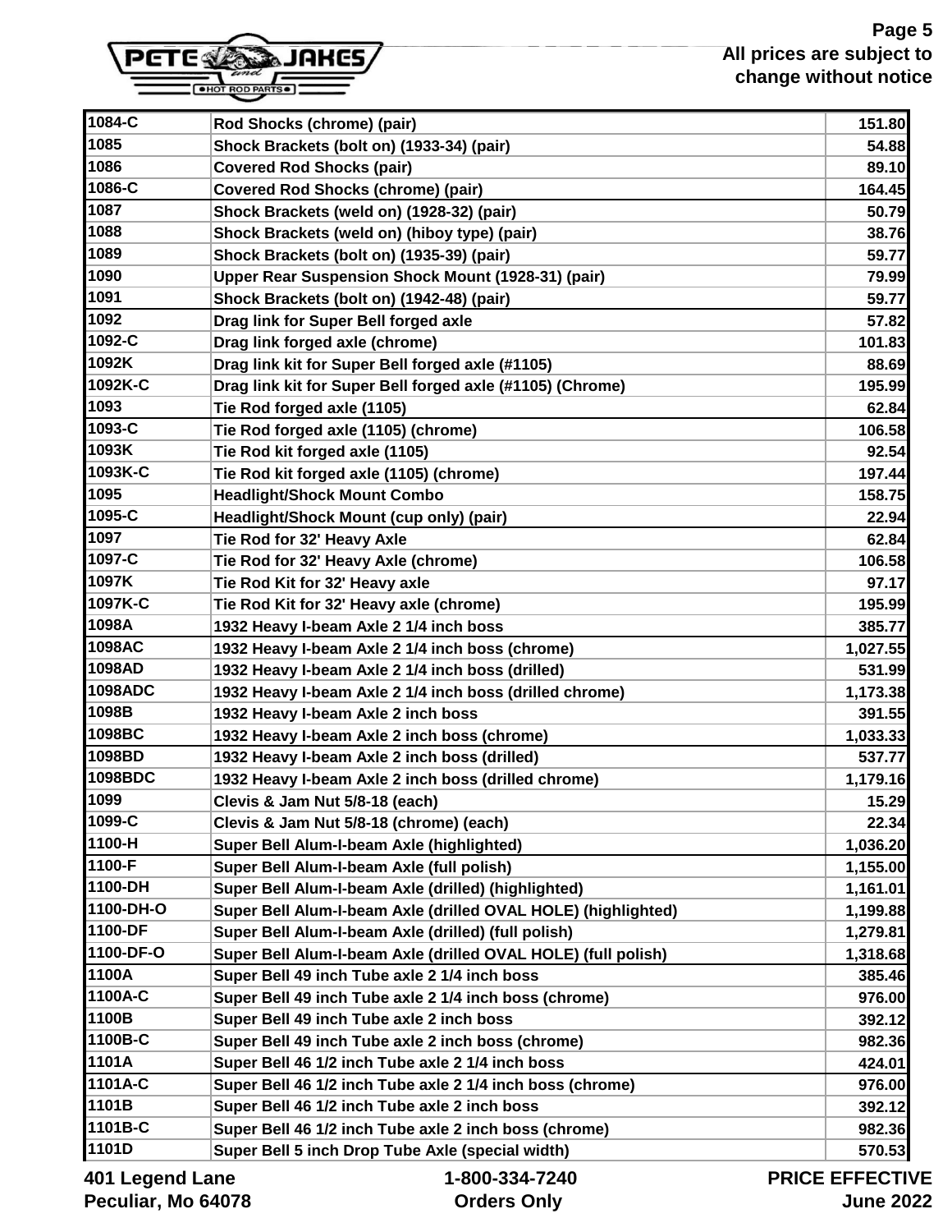All prices are subject to change without notice

| | | |
|---|---|---|
| 1084-C | Rod Shocks (chrome) (pair) | 151.80 |
| 1085 | Shock Brackets (bolt on) (1933-34) (pair) | 54.88 |
| 1086 | Covered Rod Shocks (pair) | 89.10 |
| 1086-C | Covered Rod Shocks (chrome) (pair) | 164.45 |
| 1087 | Shock Brackets (weld on) (1928-32) (pair) | 50.79 |
| 1088 | Shock Brackets (weld on) (hiboy type) (pair) | 38.76 |
| 1089 | Shock Brackets (bolt on) (1935-39) (pair) | 59.77 |
| 1090 | Upper Rear Suspension Shock Mount (1928-31) (pair) | 79.99 |
| 1091 | Shock Brackets (bolt on) (1942-48) (pair) | 59.77 |
| 1092 | Drag link for Super Bell forged axle | 57.82 |
| 1092-C | Drag link forged axle (chrome) | 101.83 |
| 1092K | Drag link kit for Super Bell forged axle (#1105) | 88.69 |
| 1092K-C | Drag link kit for Super Bell forged axle (#1105) (Chrome) | 195.99 |
| 1093 | Tie Rod forged axle (1105) | 62.84 |
| 1093-C | Tie Rod forged axle (1105) (chrome) | 106.58 |
| 1093K | Tie Rod kit forged axle (1105) | 92.54 |
| 1093K-C | Tie Rod kit forged axle (1105) (chrome) | 197.44 |
| 1095 | Headlight/Shock Mount Combo | 158.75 |
| 1095-C | Headlight/Shock Mount (cup only) (pair) | 22.94 |
| 1097 | Tie Rod for 32' Heavy Axle | 62.84 |
| 1097-C | Tie Rod for 32' Heavy Axle (chrome) | 106.58 |
| 1097K | Tie Rod Kit for 32' Heavy axle | 97.17 |
| 1097K-C | Tie Rod Kit for 32' Heavy axle (chrome) | 195.99 |
| 1098A | 1932 Heavy I-beam Axle 2 1/4 inch boss | 385.77 |
| 1098AC | 1932 Heavy I-beam Axle 2 1/4 inch boss (chrome) | 1,027.55 |
| 1098AD | 1932 Heavy I-beam Axle 2 1/4 inch boss (drilled) | 531.99 |
| 1098ADC | 1932 Heavy I-beam Axle 2 1/4 inch boss (drilled chrome) | 1,173.38 |
| 1098B | 1932 Heavy I-beam Axle 2 inch boss | 391.55 |
| 1098BC | 1932 Heavy I-beam Axle 2 inch boss (chrome) | 1,033.33 |
| 1098BD | 1932 Heavy I-beam Axle 2 inch boss (drilled) | 537.77 |
| 1098BDC | 1932 Heavy I-beam Axle 2 inch boss (drilled chrome) | 1,179.16 |
| 1099 | Clevis & Jam Nut 5/8-18 (each) | 15.29 |
| 1099-C | Clevis & Jam Nut 5/8-18 (chrome) (each) | 22.34 |
| 1100-H | Super Bell Alum-I-beam Axle (highlighted) | 1,036.20 |
| 1100-F | Super Bell Alum-I-beam Axle (full polish) | 1,155.00 |
| 1100-DH | Super Bell Alum-I-beam Axle (drilled) (highlighted) | 1,161.01 |
| 1100-DH-O | Super Bell Alum-I-beam Axle (drilled OVAL HOLE) (highlighted) | 1,199.88 |
| 1100-DF | Super Bell Alum-I-beam Axle (drilled) (full polish) | 1,279.81 |
| 1100-DF-O | Super Bell Alum-I-beam Axle (drilled OVAL HOLE) (full polish) | 1,318.68 |
| 1100A | Super Bell 49 inch Tube axle 2 1/4 inch boss | 385.46 |
| 1100A-C | Super Bell 49 inch Tube axle 2 1/4 inch boss (chrome) | 976.00 |
| 1100B | Super Bell 49 inch Tube axle 2 inch boss | 392.12 |
| 1100B-C | Super Bell 49 inch Tube axle 2 inch boss (chrome) | 982.36 |
| 1101A | Super Bell 46 1/2 inch Tube axle 2 1/4 inch boss | 424.01 |
| 1101A-C | Super Bell 46 1/2 inch Tube axle 2 1/4 inch boss (chrome) | 976.00 |
| 1101B | Super Bell 46 1/2 inch Tube axle 2 inch boss | 392.12 |
| 1101B-C | Super Bell 46 1/2 inch Tube axle 2 inch boss (chrome) | 982.36 |
| 1101D | Super Bell 5 inch Drop Tube Axle (special width) | 570.53 |

401 Legend Lane
Peculiar, Mo 64078

1-800-334-7240
Orders Only

PRICE EFFECTIVE
June 2022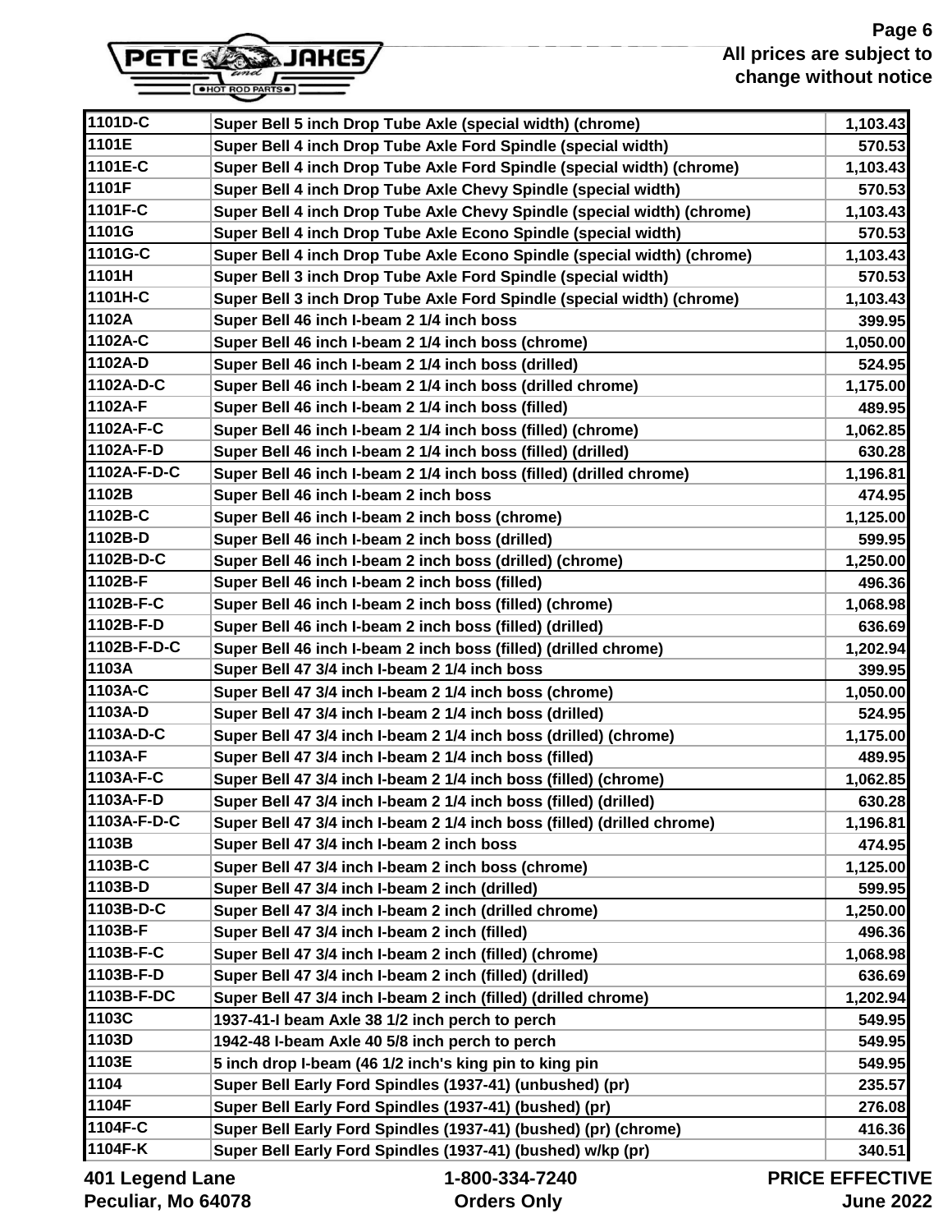| | | |
|---|---|---|
| 1101D-C | Super Bell 5 inch Drop Tube Axle (special width) (chrome) | 1,103.43 |
| 1101E | Super Bell 4 inch Drop Tube Axle Ford Spindle (special width) | 570.53 |
| 1101E-C | Super Bell 4 inch Drop Tube Axle Ford Spindle (special width) (chrome) | 1,103.43 |
| 1101F | Super Bell 4 inch Drop Tube Axle Chevy Spindle (special width) | 570.53 |
| 1101F-C | Super Bell 4 inch Drop Tube Axle Chevy Spindle (special width) (chrome) | 1,103.43 |
| 1101G | Super Bell 4 inch Drop Tube Axle Econo Spindle (special width) | 570.53 |
| 1101G-C | Super Bell 4 inch Drop Tube Axle Econo Spindle (special width) (chrome) | 1,103.43 |
| 1101H | Super Bell 3 inch Drop Tube Axle Ford Spindle (special width) | 570.53 |
| 1101H-C | Super Bell 3 inch Drop Tube Axle Ford Spindle (special width) (chrome) | 1,103.43 |
| 1102A | Super Bell 46 inch I-beam 2 1/4 inch boss | 399.95 |
| 1102A-C | Super Bell 46 inch I-beam 2 1/4 inch boss (chrome) | 1,050.00 |
| 1102A-D | Super Bell 46 inch I-beam 2 1/4 inch boss (drilled) | 524.95 |
| 1102A-D-C | Super Bell 46 inch I-beam 2 1/4 inch boss (drilled chrome) | 1,175.00 |
| 1102A-F | Super Bell 46 inch I-beam 2 1/4 inch boss (filled) | 489.95 |
| 1102A-F-C | Super Bell 46 inch I-beam 2 1/4 inch boss (filled) (chrome) | 1,062.85 |
| 1102A-F-D | Super Bell 46 inch I-beam 2 1/4 inch boss (filled) (drilled) | 630.28 |
| 1102A-F-D-C | Super Bell 46 inch I-beam 2 1/4 inch boss (filled) (drilled chrome) | 1,196.81 |
| 1102B | Super Bell 46 inch I-beam 2 inch boss | 474.95 |
| 1102B-C | Super Bell 46 inch I-beam 2 inch boss (chrome) | 1,125.00 |
| 1102B-D | Super Bell 46 inch I-beam 2 inch boss (drilled) | 599.95 |
| 1102B-D-C | Super Bell 46 inch I-beam 2 inch boss (drilled) (chrome) | 1,250.00 |
| 1102B-F | Super Bell 46 inch I-beam 2 inch boss (filled) | 496.36 |
| 1102B-F-C | Super Bell 46 inch I-beam 2 inch boss (filled) (chrome) | 1,068.98 |
| 1102B-F-D | Super Bell 46 inch I-beam 2 inch boss (filled) (drilled) | 636.69 |
| 1102B-F-D-C | Super Bell 46 inch I-beam 2 inch boss (filled) (drilled chrome) | 1,202.94 |
| 1103A | Super Bell 47 3/4 inch I-beam 2 1/4 inch boss | 399.95 |
| 1103A-C | Super Bell 47 3/4 inch I-beam 2 1/4 inch boss (chrome) | 1,050.00 |
| 1103A-D | Super Bell 47 3/4 inch I-beam 2 1/4 inch boss (drilled) | 524.95 |
| 1103A-D-C | Super Bell 47 3/4 inch I-beam 2 1/4 inch boss (drilled) (chrome) | 1,175.00 |
| 1103A-F | Super Bell 47 3/4 inch I-beam 2 1/4 inch boss (filled) | 489.95 |
| 1103A-F-C | Super Bell 47 3/4 inch I-beam 2 1/4 inch boss (filled) (chrome) | 1,062.85 |
| 1103A-F-D | Super Bell 47 3/4 inch I-beam 2 1/4 inch boss (filled) (drilled) | 630.28 |
| 1103A-F-D-C | Super Bell 47 3/4 inch I-beam 2 1/4 inch boss (filled) (drilled chrome) | 1,196.81 |
| 1103B | Super Bell 47 3/4 inch I-beam 2 inch boss | 474.95 |
| 1103B-C | Super Bell 47 3/4 inch I-beam 2 inch boss (chrome) | 1,125.00 |
| 1103B-D | Super Bell 47 3/4 inch I-beam 2 inch (drilled) | 599.95 |
| 1103B-D-C | Super Bell 47 3/4 inch I-beam 2 inch (drilled chrome) | 1,250.00 |
| 1103B-F | Super Bell 47 3/4 inch I-beam 2 inch (filled) | 496.36 |
| 1103B-F-C | Super Bell 47 3/4 inch I-beam 2 inch (filled) (chrome) | 1,068.98 |
| 1103B-F-D | Super Bell 47 3/4 inch I-beam 2 inch (filled) (drilled) | 636.69 |
| 1103B-F-DC | Super Bell 47 3/4 inch I-beam 2 inch (filled) (drilled chrome) | 1,202.94 |
| 1103C | 1937-41-I beam Axle 38 1/2 inch perch to perch | 549.95 |
| 1103D | 1942-48 I-beam Axle 40 5/8 inch perch to perch | 549.95 |
| 1103E | 5 inch drop I-beam (46 1/2 inch's king pin to king pin | 549.95 |
| 1104 | Super Bell Early Ford Spindles (1937-41) (unbushed) (pr) | 235.57 |
| 1104F | Super Bell Early Ford Spindles (1937-41) (bushed) (pr) | 276.08 |
| 1104F-C | Super Bell Early Ford Spindles (1937-41) (bushed) (pr) (chrome) | 416.36 |
| 1104F-K | Super Bell Early Ford Spindles (1937-41) (bushed) w/kp (pr) | 340.51 |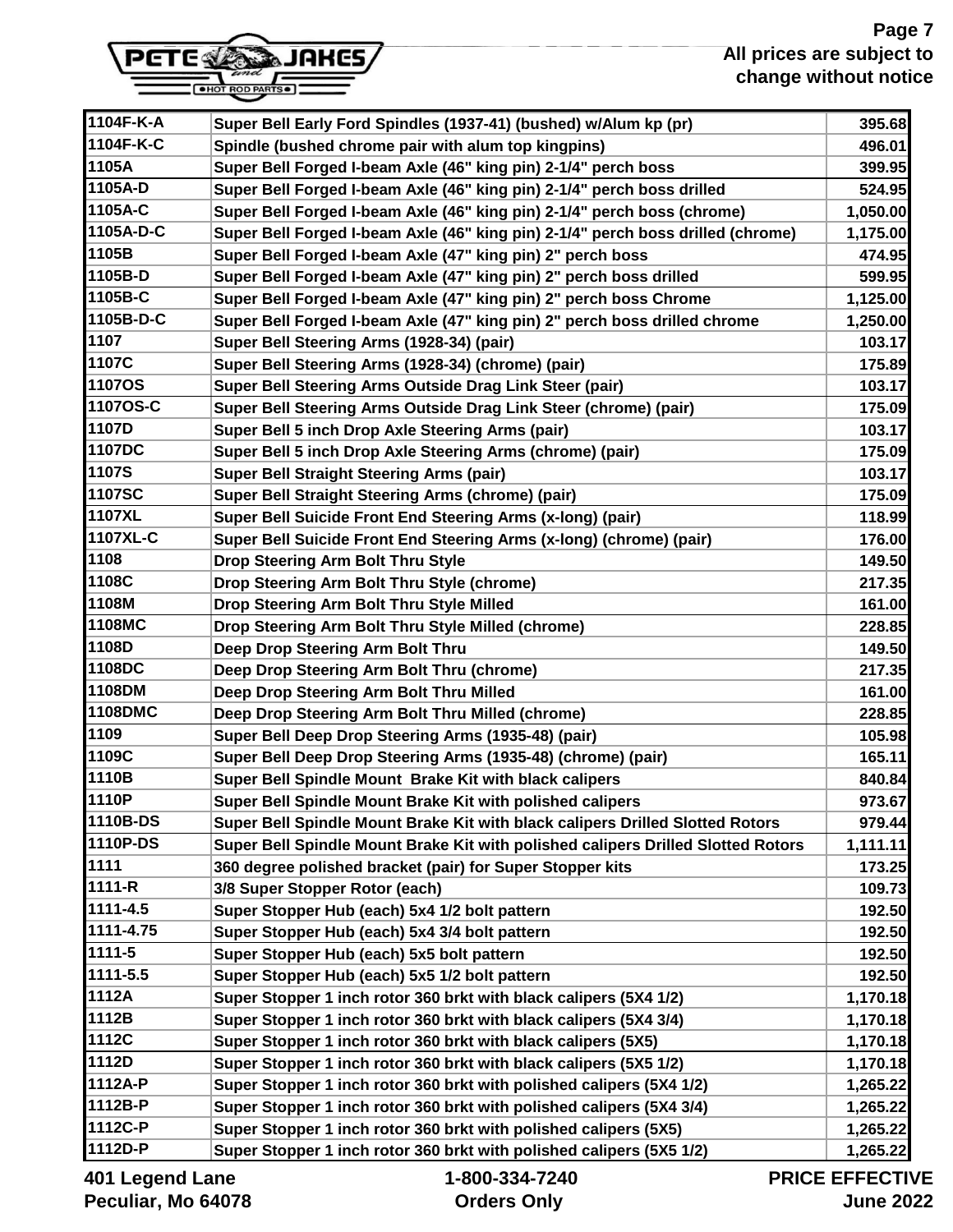All prices are subject to change without notice

| | | |
|---|---|---|
| 1104F-K-A | Super Bell Early Ford Spindles (1937-41) (bushed) w/Alum kp (pr) | 395.68 |
| 1104F-K-C | Spindle (bushed chrome pair with alum top kingpins) | 496.01 |
| 1105A | Super Bell Forged I-beam Axle (46" king pin) 2-1/4" perch boss | 399.95 |
| 1105A-D | Super Bell Forged I-beam Axle (46" king pin) 2-1/4" perch boss drilled | 524.95 |
| 1105A-C | Super Bell Forged I-beam Axle (46" king pin) 2-1/4" perch boss (chrome) | 1,050.00 |
| 1105A-D-C | Super Bell Forged I-beam Axle (46" king pin) 2-1/4" perch boss drilled (chrome) | 1,175.00 |
| 1105B | Super Bell Forged I-beam Axle (47" king pin) 2" perch boss | 474.95 |
| 1105B-D | Super Bell Forged I-beam Axle (47" king pin) 2" perch boss drilled | 599.95 |
| 1105B-C | Super Bell Forged I-beam Axle (47" king pin) 2" perch boss Chrome | 1,125.00 |
| 1105B-D-C | Super Bell Forged I-beam Axle (47" king pin) 2" perch boss drilled chrome | 1,250.00 |
| 1107 | Super Bell Steering Arms (1928-34) (pair) | 103.17 |
| 1107C | Super Bell Steering Arms (1928-34) (chrome) (pair) | 175.89 |
| 1107OS | Super Bell Steering Arms Outside Drag Link Steer (pair) | 103.17 |
| 1107OS-C | Super Bell Steering Arms Outside Drag Link Steer (chrome) (pair) | 175.09 |
| 1107D | Super Bell 5 inch Drop Axle Steering Arms (pair) | 103.17 |
| 1107DC | Super Bell 5 inch Drop Axle Steering Arms (chrome) (pair) | 175.09 |
| 1107S | Super Bell Straight Steering Arms (pair) | 103.17 |
| 1107SC | Super Bell Straight Steering Arms (chrome) (pair) | 175.09 |
| 1107XL | Super Bell Suicide Front End Steering Arms (x-long) (pair) | 118.99 |
| 1107XL-C | Super Bell Suicide Front End Steering Arms (x-long) (chrome) (pair) | 176.00 |
| 1108 | Drop Steering Arm Bolt Thru Style | 149.50 |
| 1108C | Drop Steering Arm Bolt Thru Style (chrome) | 217.35 |
| 1108M | Drop Steering Arm Bolt Thru Style Milled | 161.00 |
| 1108MC | Drop Steering Arm Bolt Thru Style Milled (chrome) | 228.85 |
| 1108D | Deep Drop Steering Arm Bolt Thru | 149.50 |
| 1108DC | Deep Drop Steering Arm Bolt Thru (chrome) | 217.35 |
| 1108DM | Deep Drop Steering Arm Bolt Thru Milled | 161.00 |
| 1108DMC | Deep Drop Steering Arm Bolt Thru Milled (chrome) | 228.85 |
| 1109 | Super Bell Deep Drop Steering Arms (1935-48) (pair) | 105.98 |
| 1109C | Super Bell Deep Drop Steering Arms (1935-48) (chrome) (pair) | 165.11 |
| 1110B | Super Bell Spindle Mount Brake Kit with black calipers | 840.84 |
| 1110P | Super Bell Spindle Mount Brake Kit with polished calipers | 973.67 |
| 1110B-DS | Super Bell Spindle Mount Brake Kit with black calipers Drilled Slotted Rotors | 979.44 |
| 1110P-DS | Super Bell Spindle Mount Brake Kit with polished calipers Drilled Slotted Rotors | 1,111.11 |
| 1111 | 360 degree polished bracket (pair) for Super Stopper kits | 173.25 |
| 1111-R | 3/8 Super Stopper Rotor (each) | 109.73 |
| 1111-4.5 | Super Stopper Hub (each) 5x4 1/2 bolt pattern | 192.50 |
| 1111-4.75 | Super Stopper Hub (each) 5x4 3/4 bolt pattern | 192.50 |
| 1111-5 | Super Stopper Hub (each) 5x5 bolt pattern | 192.50 |
| 1111-5.5 | Super Stopper Hub (each) 5x5 1/2 bolt pattern | 192.50 |
| 1112A | Super Stopper 1 inch rotor 360 brkt with black calipers (5X4 1/2) | 1,170.18 |
| 1112B | Super Stopper 1 inch rotor 360 brkt with black calipers (5X4 3/4) | 1,170.18 |
| 1112C | Super Stopper 1 inch rotor 360 brkt with black calipers (5X5) | 1,170.18 |
| 1112D | Super Stopper 1 inch rotor 360 brkt with black calipers (5X5 1/2) | 1,170.18 |
| 1112A-P | Super Stopper 1 inch rotor 360 brkt with polished calipers (5X4 1/2) | 1,265.22 |
| 1112B-P | Super Stopper 1 inch rotor 360 brkt with polished calipers (5X4 3/4) | 1,265.22 |
| 1112C-P | Super Stopper 1 inch rotor 360 brkt with polished calipers (5X5) | 1,265.22 |
| 1112D-P | Super Stopper 1 inch rotor 360 brkt with polished calipers (5X5 1/2) | 1,265.22 |

401 Legend Lane
Peculiar, Mo 64078

1-800-334-7240
Orders Only

PRICE EFFECTIVE
June 2022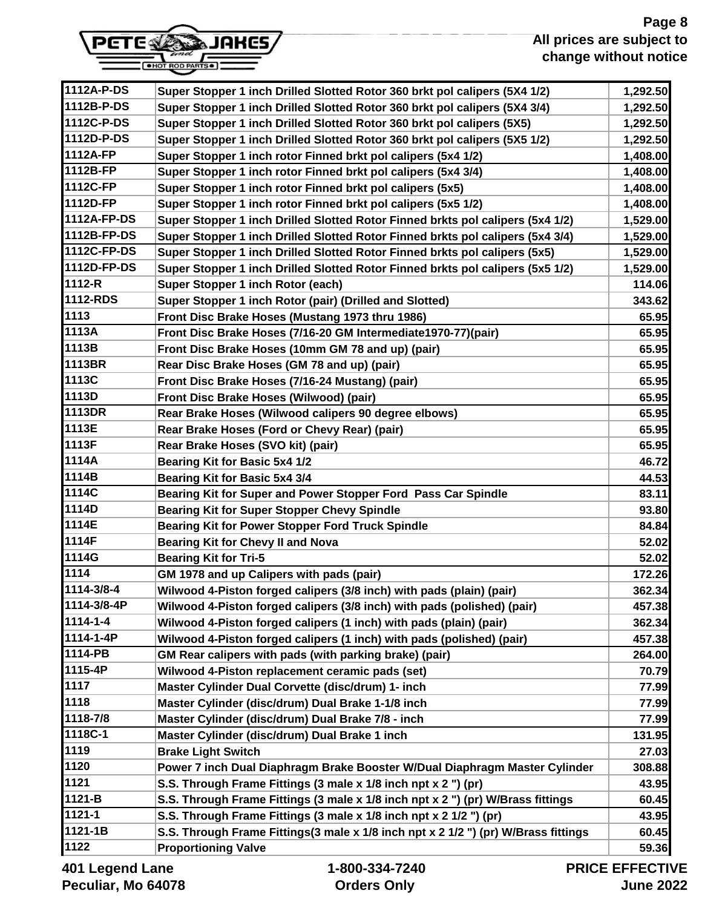All prices are subject to change without notice

| | | |
|---|---|---|
| 1112A-P-DS | Super Stopper 1 inch Drilled Slotted Rotor 360 brkt pol calipers (5X4 1/2) | 1,292.50 |
| 1112B-P-DS | Super Stopper 1 inch Drilled Slotted Rotor 360 brkt pol calipers (5X4 3/4) | 1,292.50 |
| 1112C-P-DS | Super Stopper 1 inch Drilled Slotted Rotor 360 brkt pol calipers (5X5) | 1,292.50 |
| 1112D-P-DS | Super Stopper 1 inch Drilled Slotted Rotor 360 brkt pol calipers (5X5 1/2) | 1,292.50 |
| 1112A-FP | Super Stopper 1 inch rotor Finned brkt pol calipers (5x4 1/2) | 1,408.00 |
| 1112B-FP | Super Stopper 1 inch rotor Finned brkt pol calipers (5x4 3/4) | 1,408.00 |
| 1112C-FP | Super Stopper 1 inch rotor Finned brkt pol calipers (5x5) | 1,408.00 |
| 1112D-FP | Super Stopper 1 inch rotor Finned brkt pol calipers (5x5 1/2) | 1,408.00 |
| 1112A-FP-DS | Super Stopper 1 inch Drilled Slotted Rotor Finned brkts pol calipers (5x4 1/2) | 1,529.00 |
| 1112B-FP-DS | Super Stopper 1 inch Drilled Slotted Rotor Finned brkts pol calipers (5x4 3/4) | 1,529.00 |
| 1112C-FP-DS | Super Stopper 1 inch Drilled Slotted Rotor Finned brkts pol calipers (5x5) | 1,529.00 |
| 1112D-FP-DS | Super Stopper 1 inch Drilled Slotted Rotor Finned brkts pol calipers (5x5 1/2) | 1,529.00 |
| 1112-R | Super Stopper 1 inch Rotor (each) | 114.06 |
| 1112-RDS | Super Stopper 1 inch Rotor (pair) (Drilled and Slotted) | 343.62 |
| 1113 | Front Disc Brake Hoses (Mustang 1973 thru 1986) | 65.95 |
| 1113A | Front Disc Brake Hoses (7/16-20 GM Intermediate1970-77)(pair) | 65.95 |
| 1113B | Front Disc Brake Hoses (10mm GM 78 and up) (pair) | 65.95 |
| 1113BR | Rear Disc Brake Hoses (GM 78 and up) (pair) | 65.95 |
| 1113C | Front Disc Brake Hoses (7/16-24 Mustang) (pair) | 65.95 |
| 1113D | Front Disc Brake Hoses (Wilwood) (pair) | 65.95 |
| 1113DR | Rear Brake Hoses (Wilwood calipers 90 degree elbows) | 65.95 |
| 1113E | Rear Brake Hoses (Ford or Chevy Rear) (pair) | 65.95 |
| 1113F | Rear Brake Hoses (SVO kit) (pair) | 65.95 |
| 1114A | Bearing Kit for Basic 5x4 1/2 | 46.72 |
| 1114B | Bearing Kit for Basic 5x4 3/4 | 44.53 |
| 1114C | Bearing Kit for Super and Power Stopper Ford Pass Car Spindle | 83.11 |
| 1114D | Bearing Kit for Super Stopper Chevy Spindle | 93.80 |
| 1114E | Bearing Kit for Power Stopper Ford Truck Spindle | 84.84 |
| 1114F | Bearing Kit for Chevy II and Nova | 52.02 |
| 1114G | Bearing Kit for Tri-5 | 52.02 |
| 1114 | GM 1978 and up Calipers with pads (pair) | 172.26 |
| 1114-3/8-4 | Wilwood 4-Piston forged calipers (3/8 inch) with pads (plain) (pair) | 362.34 |
| 1114-3/8-4P | Wilwood 4-Piston forged calipers (3/8 inch) with pads (polished) (pair) | 457.38 |
| 1114-1-4 | Wilwood 4-Piston forged calipers (1 inch) with pads (plain) (pair) | 362.34 |
| 1114-1-4P | Wilwood 4-Piston forged calipers (1 inch) with pads (polished) (pair) | 457.38 |
| 1114-PB | GM Rear calipers with pads (with parking brake) (pair) | 264.00 |
| 1115-4P | Wilwood 4-Piston replacement ceramic pads (set) | 70.79 |
| 1117 | Master Cylinder Dual Corvette (disc/drum) 1- inch | 77.99 |
| 1118 | Master Cylinder (disc/drum) Dual Brake 1-1/8 inch | 77.99 |
| 1118-7/8 | Master Cylinder (disc/drum) Dual Brake 7/8 - inch | 77.99 |
| 1118C-1 | Master Cylinder (disc/drum) Dual Brake 1 inch | 131.95 |
| 1119 | Brake Light Switch | 27.03 |
| 1120 | Power 7 inch Dual Diaphragm Brake Booster W/Dual Diaphragm Master Cylinder | 308.88 |
| 1121 | S.S. Through Frame Fittings (3 male x 1/8 inch npt x 2 ") (pr) | 43.95 |
| 1121-B | S.S. Through Frame Fittings (3 male x 1/8 inch npt x 2 ") (pr) W/Brass fittings | 60.45 |
| 1121-1 | S.S. Through Frame Fittings (3 male x 1/8 inch npt x 2 1/2 ") (pr) | 43.95 |
| 1121-1B | S.S. Through Frame Fittings(3 male x 1/8 inch npt x 2 1/2 ") (pr) W/Brass fittings | 60.45 |
| 1122 | Proportioning Valve | 59.36 |

401 Legend Lane
Peculiar, Mo 64078

1-800-334-7240
Orders Only

PRICE EFFECTIVE
June 2022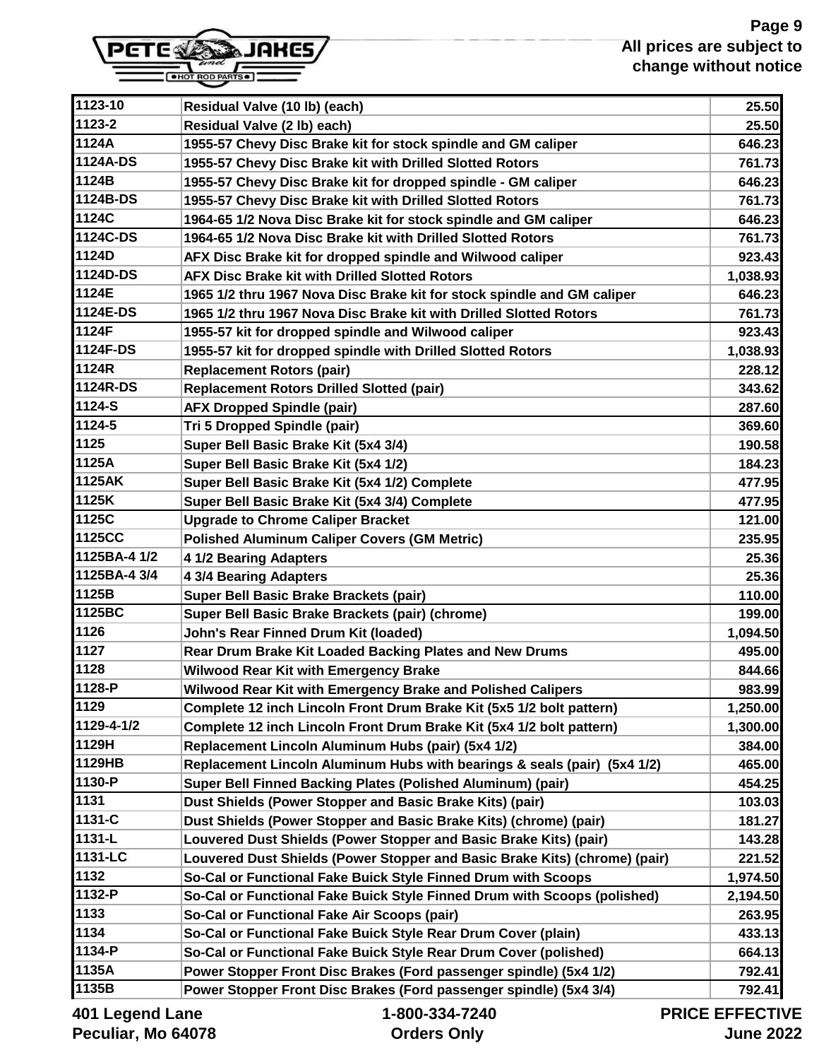All prices are subject to change without notice

| 1123-10 | Residual Valve (10 lb) (each) | 25.50 |
|---|---|---|
| 1123-2 | Residual Valve (2 lb) each) | 25.50 |
| 1124A | 1955-57 Chevy Disc Brake kit for stock spindle and GM caliper | 646.23 |
| 1124A-DS | 1955-57 Chevy Disc Brake kit with Drilled Slotted Rotors | 761.73 |
| 1124B | 1955-57 Chevy Disc Brake kit for dropped spindle - GM caliper | 646.23 |
| 1124B-DS | 1955-57 Chevy Disc Brake kit with Drilled Slotted Rotors | 761.73 |
| 1124C | 1964-65 1/2 Nova Disc Brake kit for stock spindle and GM caliper | 646.23 |
| 1124C-DS | 1964-65 1/2 Nova Disc Brake kit with Drilled Slotted Rotors | 761.73 |
| 1124D | AFX Disc Brake kit for dropped spindle and Wilwood caliper | 923.43 |
| 1124D-DS | AFX Disc Brake kit with Drilled Slotted Rotors | 1,038.93 |
| 1124E | 1965 1/2 thru 1967 Nova Disc Brake kit for stock spindle and GM caliper | 646.23 |
| 1124E-DS | 1965 1/2 thru 1967 Nova Disc Brake kit with Drilled Slotted Rotors | 761.73 |
| 1124F | 1955-57 kit for dropped spindle and Wilwood caliper | 923.43 |
| 1124F-DS | 1955-57 kit for dropped spindle with Drilled Slotted Rotors | 1,038.93 |
| 1124R | Replacement Rotors (pair) | 228.12 |
| 1124R-DS | Replacement Rotors Drilled Slotted (pair) | 343.62 |
| 1124-S | AFX Dropped Spindle (pair) | 287.60 |
| 1124-5 | Tri 5 Dropped Spindle (pair) | 369.60 |
| 1125 | Super Bell Basic Brake Kit (5x4 3/4) | 190.58 |
| 1125A | Super Bell Basic Brake Kit (5x4 1/2) | 184.23 |
| 1125AK | Super Bell Basic Brake Kit (5x4 1/2) Complete | 477.95 |
| 1125K | Super Bell Basic Brake Kit (5x4 3/4) Complete | 477.95 |
| 1125C | Upgrade to Chrome Caliper Bracket | 121.00 |
| 1125CC | Polished Aluminum Caliper Covers (GM Metric) | 235.95 |
| 1125BA-4 1/2 | 4 1/2 Bearing Adapters | 25.36 |
| 1125BA-4 3/4 | 4 3/4 Bearing Adapters | 25.36 |
| 1125B | Super Bell Basic Brake Brackets (pair) | 110.00 |
| 1125BC | Super Bell Basic Brake Brackets (pair) (chrome) | 199.00 |
| 1126 | John's Rear Finned Drum Kit (loaded) | 1,094.50 |
| 1127 | Rear Drum Brake Kit Loaded Backing Plates and New Drums | 495.00 |
| 1128 | Wilwood Rear Kit with Emergency Brake | 844.66 |
| 1128-P | Wilwood Rear Kit with Emergency Brake and Polished Calipers | 983.99 |
| 1129 | Complete 12 inch Lincoln Front Drum Brake Kit (5x5 1/2 bolt pattern) | 1,250.00 |
| 1129-4-1/2 | Complete 12 inch Lincoln Front Drum Brake Kit (5x4 1/2 bolt pattern) | 1,300.00 |
| 1129H | Replacement Lincoln Aluminum Hubs (pair) (5x4 1/2) | 384.00 |
| 1129HB | Replacement Lincoln Aluminum Hubs with bearings & seals (pair) (5x4 1/2) | 465.00 |
| 1130-P | Super Bell Finned Backing Plates (Polished Aluminum) (pair) | 454.25 |
| 1131 | Dust Shields (Power Stopper and Basic Brake Kits) (pair) | 103.03 |
| 1131-C | Dust Shields (Power Stopper and Basic Brake Kits) (chrome) (pair) | 181.27 |
| 1131-L | Louvered Dust Shields (Power Stopper and Basic Brake Kits) (pair) | 143.28 |
| 1131-LC | Louvered Dust Shields (Power Stopper and Basic Brake Kits) (chrome) (pair) | 221.52 |
| 1132 | So-Cal or Functional Fake Buick Style Finned Drum with Scoops | 1,974.50 |
| 1132-P | So-Cal or Functional Fake Buick Style Finned Drum with Scoops (polished) | 2,194.50 |
| 1133 | So-Cal or Functional Fake Air Scoops (pair) | 263.95 |
| 1134 | So-Cal or Functional Fake Buick Style Rear Drum Cover (plain) | 433.13 |
| 1134-P | So-Cal or Functional Fake Buick Style Rear Drum Cover (polished) | 664.13 |
| 1135A | Power Stopper Front Disc Brakes (Ford passenger spindle) (5x4 1/2) | 792.41 |
| 1135B | Power Stopper Front Disc Brakes (Ford passenger spindle) (5x4 3/4) | 792.41 |

401 Legend Lane
Peculiar, Mo 64078

1-800-334-7240
Orders Only

PRICE EFFECTIVE
June 2022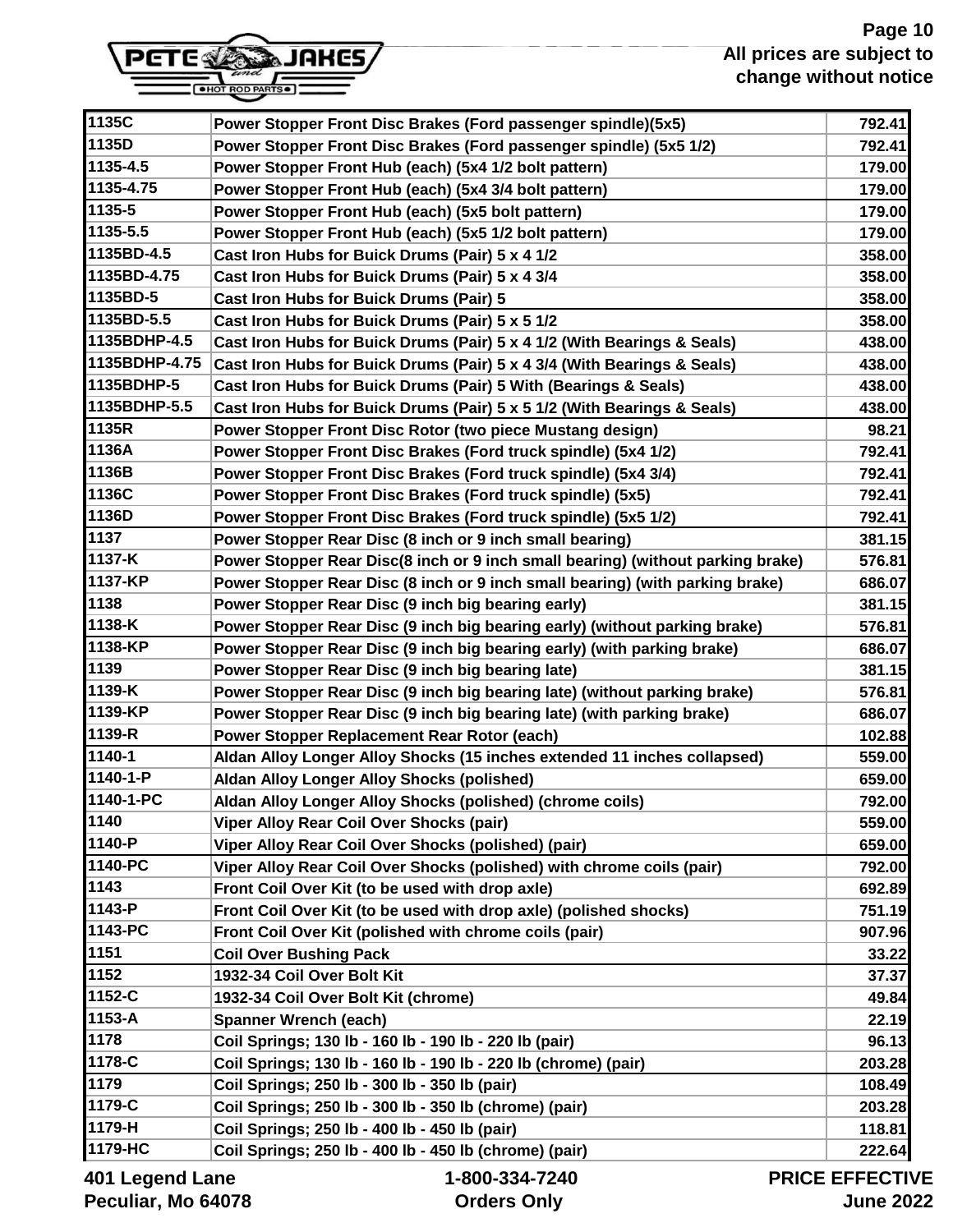| | | |
|---|---|---|
| 1135C | Power Stopper Front Disc Brakes (Ford passenger spindle)(5x5) | 792.41 |
| 1135D | Power Stopper Front Disc Brakes (Ford passenger spindle) (5x5 1/2) | 792.41 |
| 1135-4.5 | Power Stopper Front Hub (each) (5x4 1/2 bolt pattern) | 179.00 |
| 1135-4.75 | Power Stopper Front Hub (each) (5x4 3/4 bolt pattern) | 179.00 |
| 1135-5 | Power Stopper Front Hub (each) (5x5 bolt pattern) | 179.00 |
| 1135-5.5 | Power Stopper Front Hub (each) (5x5 1/2 bolt pattern) | 179.00 |
| 1135BD-4.5 | Cast Iron Hubs for Buick Drums (Pair) 5 x 4 1/2 | 358.00 |
| 1135BD-4.75 | Cast Iron Hubs for Buick Drums (Pair) 5 x 4 3/4 | 358.00 |
| 1135BD-5 | Cast Iron Hubs for Buick Drums (Pair) 5 | 358.00 |
| 1135BD-5.5 | Cast Iron Hubs for Buick Drums (Pair) 5 x 5 1/2 | 358.00 |
| 1135BDHP-4.5 | Cast Iron Hubs for Buick Drums (Pair) 5 x 4 1/2 (With Bearings & Seals) | 438.00 |
| 1135BDHP-4.75 | Cast Iron Hubs for Buick Drums (Pair) 5 x 4 3/4 (With Bearings & Seals) | 438.00 |
| 1135BDHP-5 | Cast Iron Hubs for Buick Drums (Pair) 5 With (Bearings & Seals) | 438.00 |
| 1135BDHP-5.5 | Cast Iron Hubs for Buick Drums (Pair) 5 x 5 1/2 (With Bearings & Seals) | 438.00 |
| 1135R | Power Stopper Front Disc Rotor (two piece Mustang design) | 98.21 |
| 1136A | Power Stopper Front Disc Brakes (Ford truck spindle) (5x4 1/2) | 792.41 |
| 1136B | Power Stopper Front Disc Brakes (Ford truck spindle) (5x4 3/4) | 792.41 |
| 1136C | Power Stopper Front Disc Brakes (Ford truck spindle) (5x5) | 792.41 |
| 1136D | Power Stopper Front Disc Brakes (Ford truck spindle) (5x5 1/2) | 792.41 |
| 1137 | Power Stopper Rear Disc (8 inch or 9 inch small bearing) | 381.15 |
| 1137-K | Power Stopper Rear Disc(8 inch or 9 inch small bearing) (without parking brake) | 576.81 |
| 1137-KP | Power Stopper Rear Disc (8 inch or 9 inch small bearing) (with parking brake) | 686.07 |
| 1138 | Power Stopper Rear Disc (9 inch big bearing early) | 381.15 |
| 1138-K | Power Stopper Rear Disc (9 inch big bearing early) (without parking brake) | 576.81 |
| 1138-KP | Power Stopper Rear Disc (9 inch big bearing early) (with parking brake) | 686.07 |
| 1139 | Power Stopper Rear Disc (9 inch big bearing late) | 381.15 |
| 1139-K | Power Stopper Rear Disc (9 inch big bearing late) (without parking brake) | 576.81 |
| 1139-KP | Power Stopper Rear Disc (9 inch big bearing late) (with parking brake) | 686.07 |
| 1139-R | Power Stopper Replacement Rear Rotor (each) | 102.88 |
| 1140-1 | Aldan Alloy Longer Alloy Shocks (15 inches extended 11 inches collapsed) | 559.00 |
| 1140-1-P | Aldan Alloy Longer Alloy Shocks (polished) | 659.00 |
| 1140-1-PC | Aldan Alloy Longer Alloy Shocks (polished) (chrome coils) | 792.00 |
| 1140 | Viper Alloy Rear Coil Over Shocks (pair) | 559.00 |
| 1140-P | Viper Alloy Rear Coil Over Shocks (polished) (pair) | 659.00 |
| 1140-PC | Viper Alloy Rear Coil Over Shocks (polished) with chrome coils (pair) | 792.00 |
| 1143 | Front Coil Over Kit (to be used with drop axle) | 692.89 |
| 1143-P | Front Coil Over Kit (to be used with drop axle) (polished shocks) | 751.19 |
| 1143-PC | Front Coil Over Kit (polished with chrome coils (pair) | 907.96 |
| 1151 | Coil Over Bushing Pack | 33.22 |
| 1152 | 1932-34 Coil Over Bolt Kit | 37.37 |
| 1152-C | 1932-34 Coil Over Bolt Kit (chrome) | 49.84 |
| 1153-A | Spanner Wrench (each) | 22.19 |
| 1178 | Coil Springs; 130 lb - 160 lb - 190 lb - 220 lb (pair) | 96.13 |
| 1178-C | Coil Springs; 130 lb - 160 lb - 190 lb - 220 lb (chrome) (pair) | 203.28 |
| 1179 | Coil Springs; 250 lb - 300 lb - 350 lb (pair) | 108.49 |
| 1179-C | Coil Springs; 250 lb - 300 lb - 350 lb (chrome) (pair) | 203.28 |
| 1179-H | Coil Springs; 250 lb - 400 lb - 450 lb (pair) | 118.81 |
| 1179-HC | Coil Springs; 250 lb - 400 lb - 450 lb (chrome) (pair) | 222.64 |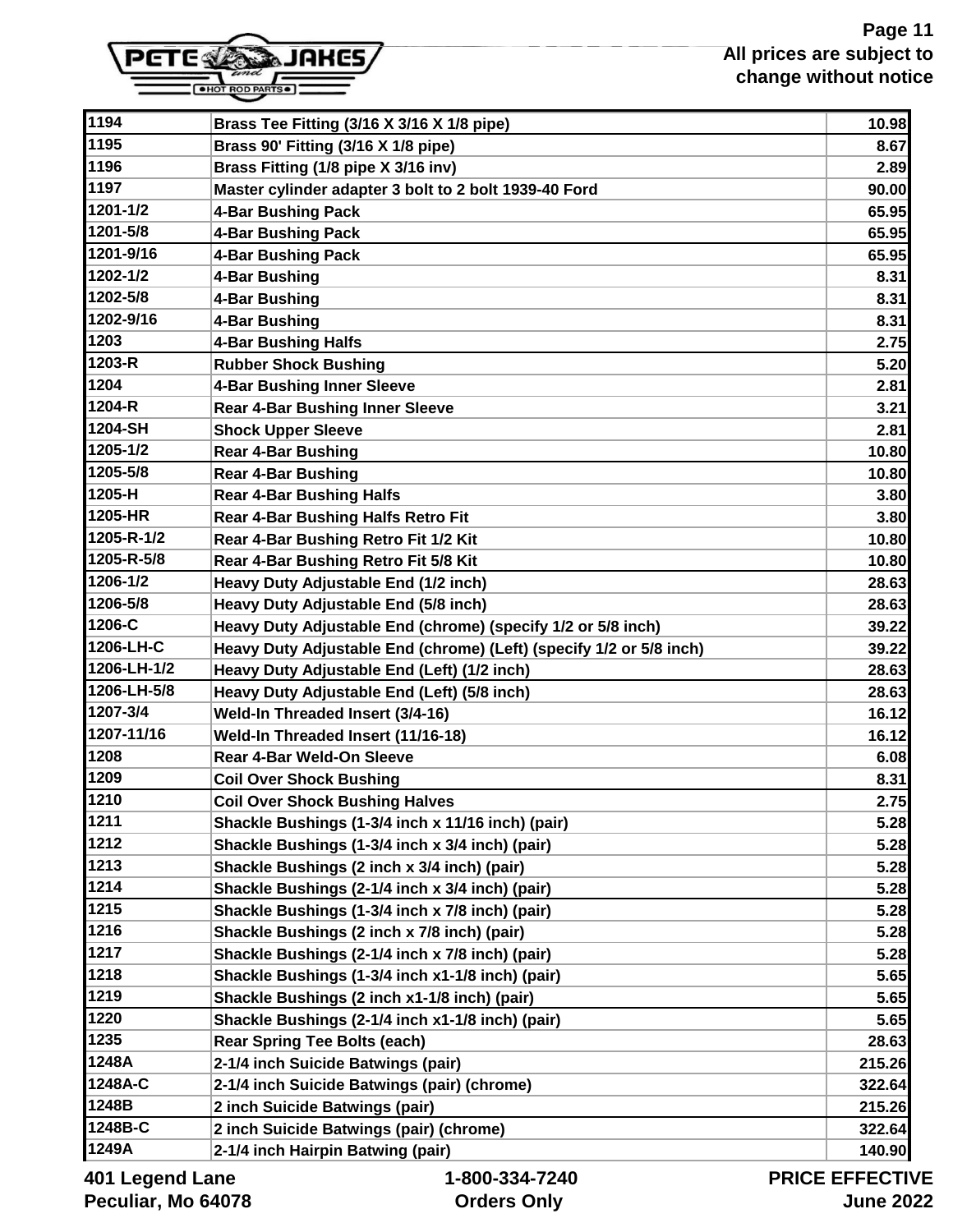| | | |
|---|---|---|
| 1194 | Brass Tee Fitting (3/16 X 3/16 X 1/8 pipe) | 10.98 |
| 1195 | Brass 90' Fitting (3/16 X 1/8 pipe) | 8.67 |
| 1196 | Brass Fitting (1/8 pipe X 3/16 inv) | 2.89 |
| 1197 | Master cylinder adapter 3 bolt to 2 bolt 1939-40 Ford | 90.00 |
| 1201-1/2 | 4-Bar Bushing Pack | 65.95 |
| 1201-5/8 | 4-Bar Bushing Pack | 65.95 |
| 1201-9/16 | 4-Bar Bushing Pack | 65.95 |
| 1202-1/2 | 4-Bar Bushing | 8.31 |
| 1202-5/8 | 4-Bar Bushing | 8.31 |
| 1202-9/16 | 4-Bar Bushing | 8.31 |
| 1203 | 4-Bar Bushing Halfs | 2.75 |
| 1203-R | Rubber Shock Bushing | 5.20 |
| 1204 | 4-Bar Bushing Inner Sleeve | 2.81 |
| 1204-R | Rear 4-Bar Bushing Inner Sleeve | 3.21 |
| 1204-SH | Shock Upper Sleeve | 2.81 |
| 1205-1/2 | Rear 4-Bar Bushing | 10.80 |
| 1205-5/8 | Rear 4-Bar Bushing | 10.80 |
| 1205-H | Rear 4-Bar Bushing Halfs | 3.80 |
| 1205-HR | Rear 4-Bar Bushing Halfs Retro Fit | 3.80 |
| 1205-R-1/2 | Rear 4-Bar Bushing Retro Fit 1/2 Kit | 10.80 |
| 1205-R-5/8 | Rear 4-Bar Bushing Retro Fit 5/8 Kit | 10.80 |
| 1206-1/2 | Heavy Duty Adjustable End (1/2 inch) | 28.63 |
| 1206-5/8 | Heavy Duty Adjustable End (5/8 inch) | 28.63 |
| 1206-C | Heavy Duty Adjustable End (chrome) (specify 1/2 or 5/8 inch) | 39.22 |
| 1206-LH-C | Heavy Duty Adjustable End (chrome) (Left) (specify 1/2 or 5/8 inch) | 39.22 |
| 1206-LH-1/2 | Heavy Duty Adjustable End (Left) (1/2 inch) | 28.63 |
| 1206-LH-5/8 | Heavy Duty Adjustable End (Left) (5/8 inch) | 28.63 |
| 1207-3/4 | Weld-In Threaded Insert (3/4-16) | 16.12 |
| 1207-11/16 | Weld-In Threaded Insert (11/16-18) | 16.12 |
| 1208 | Rear 4-Bar Weld-On Sleeve | 6.08 |
| 1209 | Coil Over Shock Bushing | 8.31 |
| 1210 | Coil Over Shock Bushing Halves | 2.75 |
| 1211 | Shackle Bushings (1-3/4 inch x 11/16 inch) (pair) | 5.28 |
| 1212 | Shackle Bushings (1-3/4 inch x 3/4 inch) (pair) | 5.28 |
| 1213 | Shackle Bushings (2 inch x 3/4 inch) (pair) | 5.28 |
| 1214 | Shackle Bushings (2-1/4 inch x 3/4 inch) (pair) | 5.28 |
| 1215 | Shackle Bushings (1-3/4 inch x 7/8 inch) (pair) | 5.28 |
| 1216 | Shackle Bushings (2 inch x 7/8 inch) (pair) | 5.28 |
| 1217 | Shackle Bushings (2-1/4 inch x 7/8 inch) (pair) | 5.28 |
| 1218 | Shackle Bushings (1-3/4 inch x1-1/8 inch) (pair) | 5.65 |
| 1219 | Shackle Bushings (2 inch x1-1/8 inch) (pair) | 5.65 |
| 1220 | Shackle Bushings (2-1/4 inch x1-1/8 inch) (pair) | 5.65 |
| 1235 | Rear Spring Tee Bolts (each) | 28.63 |
| 1248A | 2-1/4 inch Suicide Batwings (pair) | 215.26 |
| 1248A-C | 2-1/4 inch Suicide Batwings (pair) (chrome) | 322.64 |
| 1248B | 2 inch Suicide Batwings (pair) | 215.26 |
| 1248B-C | 2 inch Suicide Batwings (pair) (chrome) | 322.64 |
| 1249A | 2-1/4 inch Hairpin Batwing (pair) | 140.90 |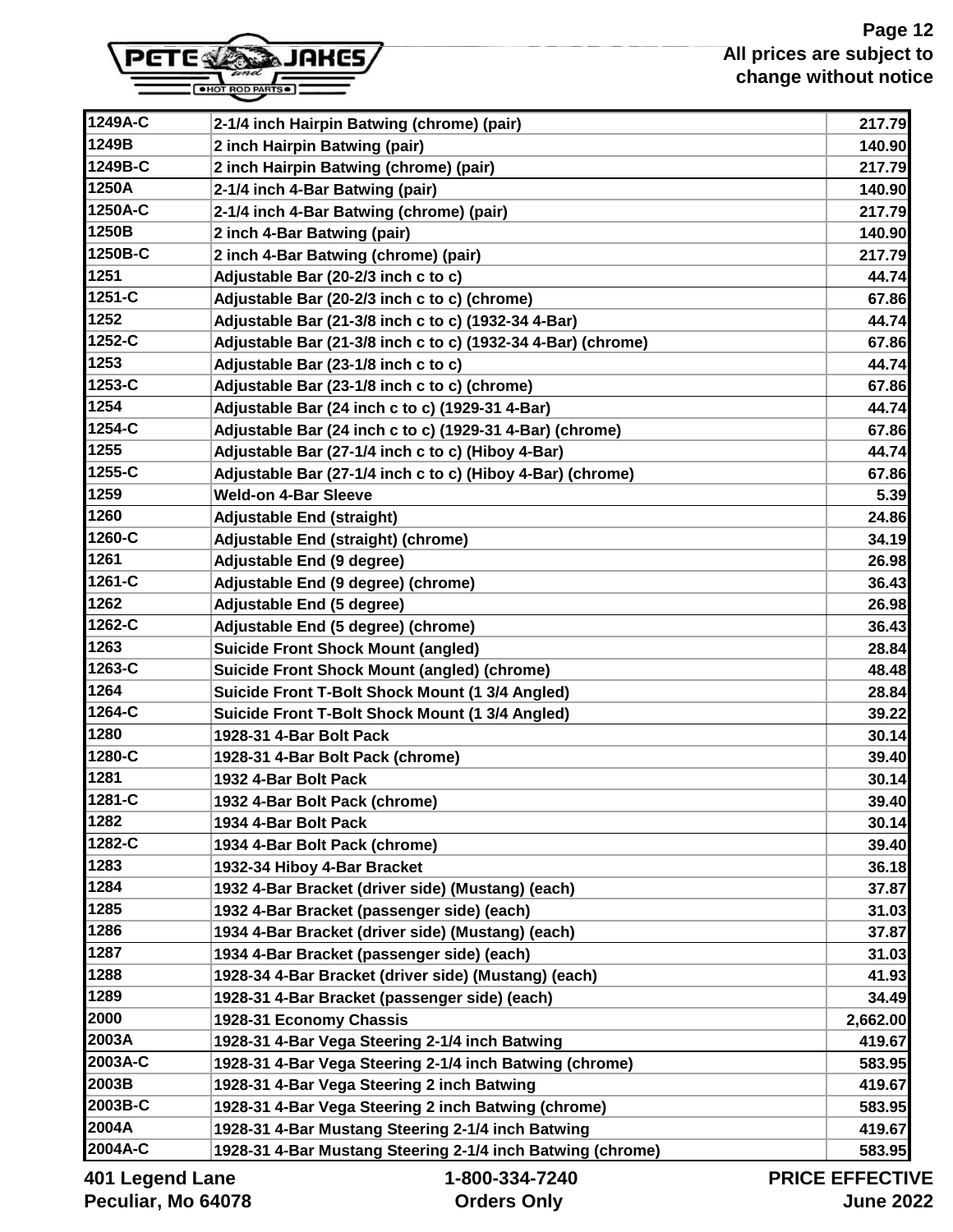All prices are subject to change without notice

| | | |
|---|---|---|
| 1249A-C | 2-1/4 inch Hairpin Batwing (chrome) (pair) | 217.79 |
| 1249B | 2 inch Hairpin Batwing (pair) | 140.90 |
| 1249B-C | 2 inch Hairpin Batwing (chrome) (pair) | 217.79 |
| 1250A | 2-1/4 inch 4-Bar Batwing (pair) | 140.90 |
| 1250A-C | 2-1/4 inch 4-Bar Batwing (chrome) (pair) | 217.79 |
| 1250B | 2 inch 4-Bar Batwing (pair) | 140.90 |
| 1250B-C | 2 inch 4-Bar Batwing (chrome) (pair) | 217.79 |
| 1251 | Adjustable Bar (20-2/3 inch c to c) | 44.74 |
| 1251-C | Adjustable Bar (20-2/3 inch c to c) (chrome) | 67.86 |
| 1252 | Adjustable Bar (21-3/8 inch c to c) (1932-34 4-Bar) | 44.74 |
| 1252-C | Adjustable Bar (21-3/8 inch c to c) (1932-34 4-Bar) (chrome) | 67.86 |
| 1253 | Adjustable Bar (23-1/8 inch c to c) | 44.74 |
| 1253-C | Adjustable Bar (23-1/8 inch c to c) (chrome) | 67.86 |
| 1254 | Adjustable Bar (24 inch c to c) (1929-31 4-Bar) | 44.74 |
| 1254-C | Adjustable Bar (24 inch c to c) (1929-31 4-Bar) (chrome) | 67.86 |
| 1255 | Adjustable Bar (27-1/4 inch c to c) (Hiboy 4-Bar) | 44.74 |
| 1255-C | Adjustable Bar (27-1/4 inch c to c) (Hiboy 4-Bar) (chrome) | 67.86 |
| 1259 | Weld-on 4-Bar Sleeve | 5.39 |
| 1260 | Adjustable End (straight) | 24.86 |
| 1260-C | Adjustable End (straight) (chrome) | 34.19 |
| 1261 | Adjustable End (9 degree) | 26.98 |
| 1261-C | Adjustable End (9 degree) (chrome) | 36.43 |
| 1262 | Adjustable End (5 degree) | 26.98 |
| 1262-C | Adjustable End (5 degree) (chrome) | 36.43 |
| 1263 | Suicide Front Shock Mount (angled) | 28.84 |
| 1263-C | Suicide Front Shock Mount (angled) (chrome) | 48.48 |
| 1264 | Suicide Front T-Bolt Shock Mount (1 3/4 Angled) | 28.84 |
| 1264-C | Suicide Front T-Bolt Shock Mount (1 3/4 Angled) | 39.22 |
| 1280 | 1928-31 4-Bar Bolt Pack | 30.14 |
| 1280-C | 1928-31 4-Bar Bolt Pack (chrome) | 39.40 |
| 1281 | 1932 4-Bar Bolt Pack | 30.14 |
| 1281-C | 1932 4-Bar Bolt Pack (chrome) | 39.40 |
| 1282 | 1934 4-Bar Bolt Pack | 30.14 |
| 1282-C | 1934 4-Bar Bolt Pack (chrome) | 39.40 |
| 1283 | 1932-34 Hiboy 4-Bar Bracket | 36.18 |
| 1284 | 1932 4-Bar Bracket (driver side) (Mustang) (each) | 37.87 |
| 1285 | 1932 4-Bar Bracket (passenger side) (each) | 31.03 |
| 1286 | 1934 4-Bar Bracket (driver side) (Mustang) (each) | 37.87 |
| 1287 | 1934 4-Bar Bracket (passenger side) (each) | 31.03 |
| 1288 | 1928-34 4-Bar Bracket (driver side) (Mustang) (each) | 41.93 |
| 1289 | 1928-31 4-Bar Bracket (passenger side) (each) | 34.49 |
| 2000 | 1928-31 Economy Chassis | 2,662.00 |
| 2003A | 1928-31 4-Bar Vega Steering 2-1/4 inch Batwing | 419.67 |
| 2003A-C | 1928-31 4-Bar Vega Steering 2-1/4 inch Batwing (chrome) | 583.95 |
| 2003B | 1928-31 4-Bar Vega Steering 2 inch Batwing | 419.67 |
| 2003B-C | 1928-31 4-Bar Vega Steering 2 inch Batwing (chrome) | 583.95 |
| 2004A | 1928-31 4-Bar Mustang Steering 2-1/4 inch Batwing | 419.67 |
| 2004A-C | 1928-31 4-Bar Mustang Steering 2-1/4 inch Batwing (chrome) | 583.95 |

401 Legend Lane
Peculiar, Mo 64078

1-800-334-7240
Orders Only

PRICE EFFECTIVE
June 2022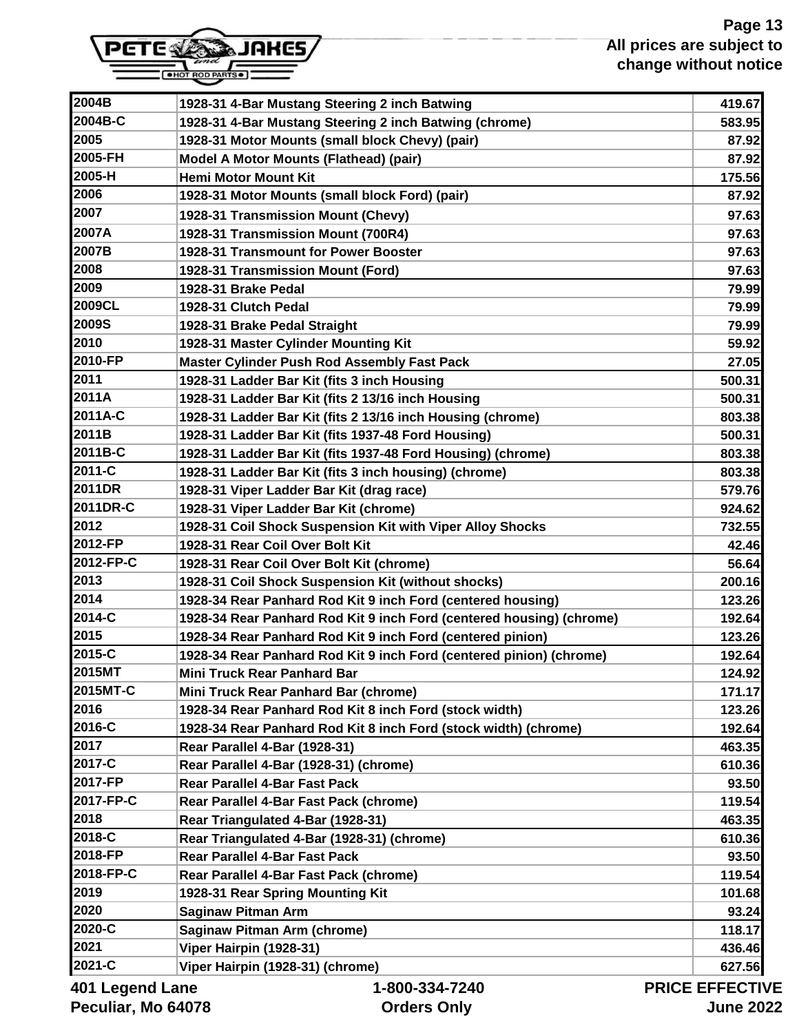| | | |
|---|---|---|
| 2004B | 1928-31 4-Bar Mustang Steering 2 inch Batwing | 419.67 |
| 2004B-C | 1928-31 4-Bar Mustang Steering 2 inch Batwing (chrome) | 583.95 |
| 2005 | 1928-31 Motor Mounts (small block Chevy) (pair) | 87.92 |
| 2005-FH | Model A Motor Mounts (Flathead) (pair) | 87.92 |
| 2005-H | Hemi Motor Mount Kit | 175.56 |
| 2006 | 1928-31 Motor Mounts (small block Ford) (pair) | 87.92 |
| 2007 | 1928-31 Transmission Mount (Chevy) | 97.63 |
| 2007A | 1928-31 Transmission Mount (700R4) | 97.63 |
| 2007B | 1928-31 Transmount for Power Booster | 97.63 |
| 2008 | 1928-31 Transmission Mount (Ford) | 97.63 |
| 2009 | 1928-31 Brake Pedal | 79.99 |
| 2009CL | 1928-31 Clutch Pedal | 79.99 |
| 2009S | 1928-31 Brake Pedal Straight | 79.99 |
| 2010 | 1928-31 Master Cylinder Mounting Kit | 59.92 |
| 2010-FP | Master Cylinder Push Rod Assembly Fast Pack | 27.05 |
| 2011 | 1928-31 Ladder Bar Kit (fits 3 inch Housing | 500.31 |
| 2011A | 1928-31 Ladder Bar Kit (fits 2 13/16 inch Housing | 500.31 |
| 2011A-C | 1928-31 Ladder Bar Kit (fits 2 13/16 inch Housing (chrome) | 803.38 |
| 2011B | 1928-31 Ladder Bar Kit (fits 1937-48 Ford Housing) | 500.31 |
| 2011B-C | 1928-31 Ladder Bar Kit (fits 1937-48 Ford Housing) (chrome) | 803.38 |
| 2011-C | 1928-31 Ladder Bar Kit (fits 3 inch housing) (chrome) | 803.38 |
| 2011DR | 1928-31 Viper Ladder Bar Kit (drag race) | 579.76 |
| 2011DR-C | 1928-31 Viper Ladder Bar Kit (chrome) | 924.62 |
| 2012 | 1928-31 Coil Shock Suspension Kit with Viper Alloy Shocks | 732.55 |
| 2012-FP | 1928-31 Rear Coil Over Bolt Kit | 42.46 |
| 2012-FP-C | 1928-31 Rear Coil Over Bolt Kit (chrome) | 56.64 |
| 2013 | 1928-31 Coil Shock Suspension Kit (without shocks) | 200.16 |
| 2014 | 1928-34 Rear Panhard Rod Kit 9 inch Ford (centered housing) | 123.26 |
| 2014-C | 1928-34 Rear Panhard Rod Kit 9 inch Ford (centered housing) (chrome) | 192.64 |
| 2015 | 1928-34 Rear Panhard Rod Kit 9 inch Ford (centered pinion) | 123.26 |
| 2015-C | 1928-34 Rear Panhard Rod Kit 9 inch Ford (centered pinion) (chrome) | 192.64 |
| 2015MT | Mini Truck Rear Panhard Bar | 124.92 |
| 2015MT-C | Mini Truck Rear Panhard Bar (chrome) | 171.17 |
| 2016 | 1928-34 Rear Panhard Rod Kit 8 inch Ford (stock width) | 123.26 |
| 2016-C | 1928-34 Rear Panhard Rod Kit 8 inch Ford (stock width) (chrome) | 192.64 |
| 2017 | Rear Parallel 4-Bar (1928-31) | 463.35 |
| 2017-C | Rear Parallel 4-Bar (1928-31) (chrome) | 610.36 |
| 2017-FP | Rear Parallel 4-Bar Fast Pack | 93.50 |
| 2017-FP-C | Rear Parallel 4-Bar Fast Pack (chrome) | 119.54 |
| 2018 | Rear Triangulated 4-Bar (1928-31) | 463.35 |
| 2018-C | Rear Triangulated 4-Bar (1928-31) (chrome) | 610.36 |
| 2018-FP | Rear Parallel 4-Bar Fast Pack | 93.50 |
| 2018-FP-C | Rear Parallel 4-Bar Fast Pack (chrome) | 119.54 |
| 2019 | 1928-31 Rear Spring Mounting Kit | 101.68 |
| 2020 | Saginaw Pitman Arm | 93.24 |
| 2020-C | Saginaw Pitman Arm (chrome) | 118.17 |
| 2021 | Viper Hairpin (1928-31) | 436.46 |
| 2021-C | Viper Hairpin (1928-31) (chrome) | 627.56 |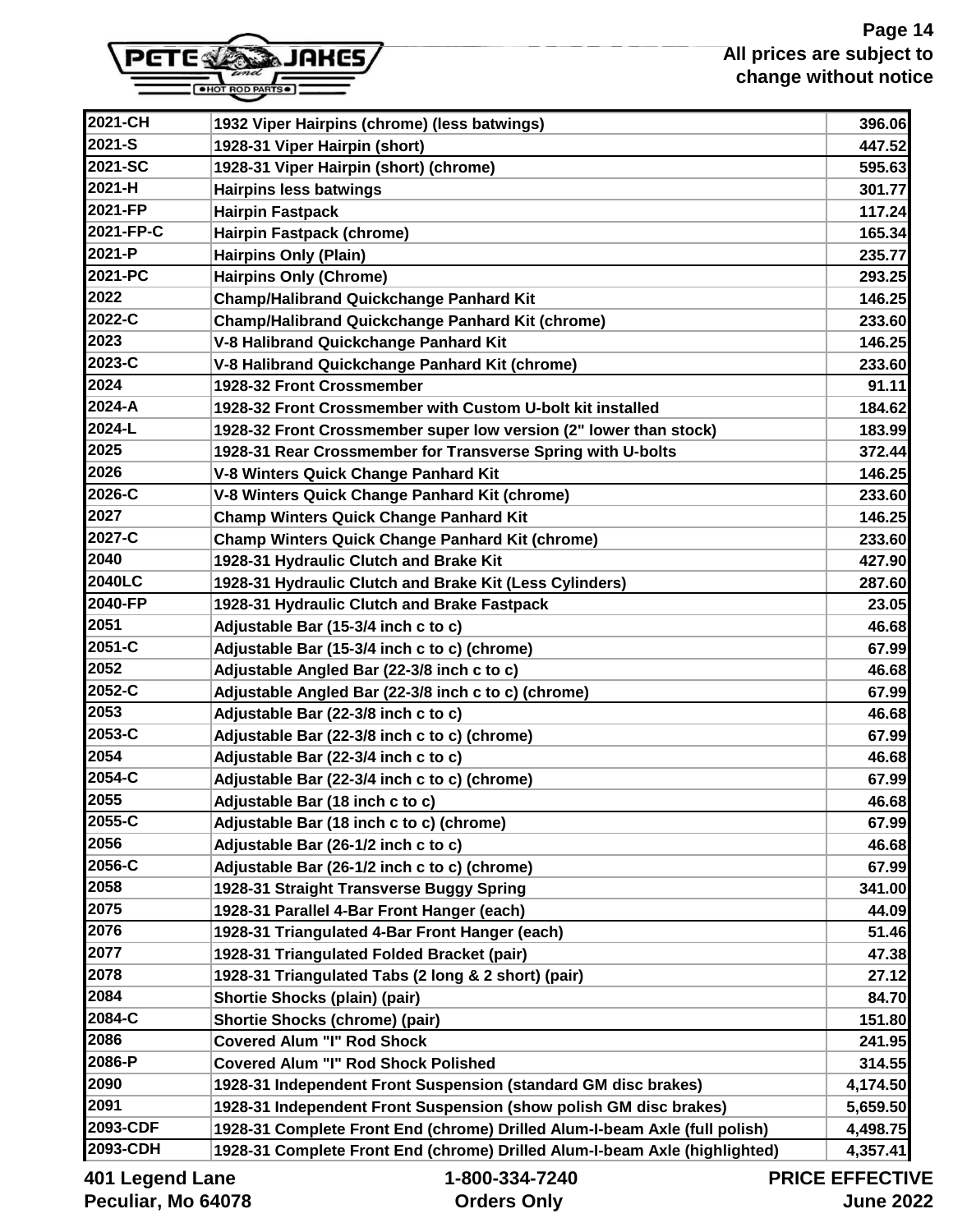| | | |
|---|---|---|
| 2021-CH | 1932 Viper Hairpins (chrome) (less batwings) | 396.06 |
| 2021-S | 1928-31 Viper Hairpin (short) | 447.52 |
| 2021-SC | 1928-31 Viper Hairpin (short) (chrome) | 595.63 |
| 2021-H | Hairpins less batwings | 301.77 |
| 2021-FP | Hairpin Fastpack | 117.24 |
| 2021-FP-C | Hairpin Fastpack (chrome) | 165.34 |
| 2021-P | Hairpins Only (Plain) | 235.77 |
| 2021-PC | Hairpins Only (Chrome) | 293.25 |
| 2022 | Champ/Halibrand Quickchange Panhard Kit | 146.25 |
| 2022-C | Champ/Halibrand Quickchange Panhard Kit (chrome) | 233.60 |
| 2023 | V-8 Halibrand Quickchange Panhard Kit | 146.25 |
| 2023-C | V-8 Halibrand Quickchange Panhard Kit (chrome) | 233.60 |
| 2024 | 1928-32 Front Crossmember | 91.11 |
| 2024-A | 1928-32 Front Crossmember with Custom U-bolt kit installed | 184.62 |
| 2024-L | 1928-32 Front Crossmember super low version (2" lower than stock) | 183.99 |
| 2025 | 1928-31 Rear Crossmember for Transverse Spring with U-bolts | 372.44 |
| 2026 | V-8 Winters Quick Change Panhard Kit | 146.25 |
| 2026-C | V-8 Winters Quick Change Panhard Kit (chrome) | 233.60 |
| 2027 | Champ Winters Quick Change Panhard Kit | 146.25 |
| 2027-C | Champ Winters Quick Change Panhard Kit (chrome) | 233.60 |
| 2040 | 1928-31 Hydraulic Clutch and Brake Kit | 427.90 |
| 2040LC | 1928-31 Hydraulic Clutch and Brake Kit (Less Cylinders) | 287.60 |
| 2040-FP | 1928-31 Hydraulic Clutch and Brake Fastpack | 23.05 |
| 2051 | Adjustable Bar (15-3/4 inch c to c) | 46.68 |
| 2051-C | Adjustable Bar (15-3/4 inch c to c) (chrome) | 67.99 |
| 2052 | Adjustable Angled Bar (22-3/8 inch c to c) | 46.68 |
| 2052-C | Adjustable Angled Bar (22-3/8 inch c to c) (chrome) | 67.99 |
| 2053 | Adjustable Bar (22-3/8 inch c to c) | 46.68 |
| 2053-C | Adjustable Bar (22-3/8 inch c to c) (chrome) | 67.99 |
| 2054 | Adjustable Bar (22-3/4 inch c to c) | 46.68 |
| 2054-C | Adjustable Bar (22-3/4 inch c to c) (chrome) | 67.99 |
| 2055 | Adjustable Bar (18 inch c to c) | 46.68 |
| 2055-C | Adjustable Bar (18 inch c to c) (chrome) | 67.99 |
| 2056 | Adjustable Bar (26-1/2 inch c to c) | 46.68 |
| 2056-C | Adjustable Bar (26-1/2 inch c to c) (chrome) | 67.99 |
| 2058 | 1928-31 Straight Transverse Buggy Spring | 341.00 |
| 2075 | 1928-31 Parallel 4-Bar Front Hanger (each) | 44.09 |
| 2076 | 1928-31 Triangulated 4-Bar Front Hanger (each) | 51.46 |
| 2077 | 1928-31 Triangulated Folded Bracket (pair) | 47.38 |
| 2078 | 1928-31 Triangulated Tabs (2 long & 2 short) (pair) | 27.12 |
| 2084 | Shortie Shocks (plain) (pair) | 84.70 |
| 2084-C | Shortie Shocks (chrome) (pair) | 151.80 |
| 2086 | Covered Alum "I" Rod Shock | 241.95 |
| 2086-P | Covered Alum "I" Rod Shock Polished | 314.55 |
| 2090 | 1928-31 Independent Front Suspension (standard GM disc brakes) | 4,174.50 |
| 2091 | 1928-31 Independent Front Suspension (show polish GM disc brakes) | 5,659.50 |
| 2093-CDF | 1928-31 Complete Front End (chrome) Drilled Alum-I-beam Axle (full polish) | 4,498.75 |
| 2093-CDH | 1928-31 Complete Front End (chrome) Drilled Alum-I-beam Axle (highlighted) | 4,357.41 |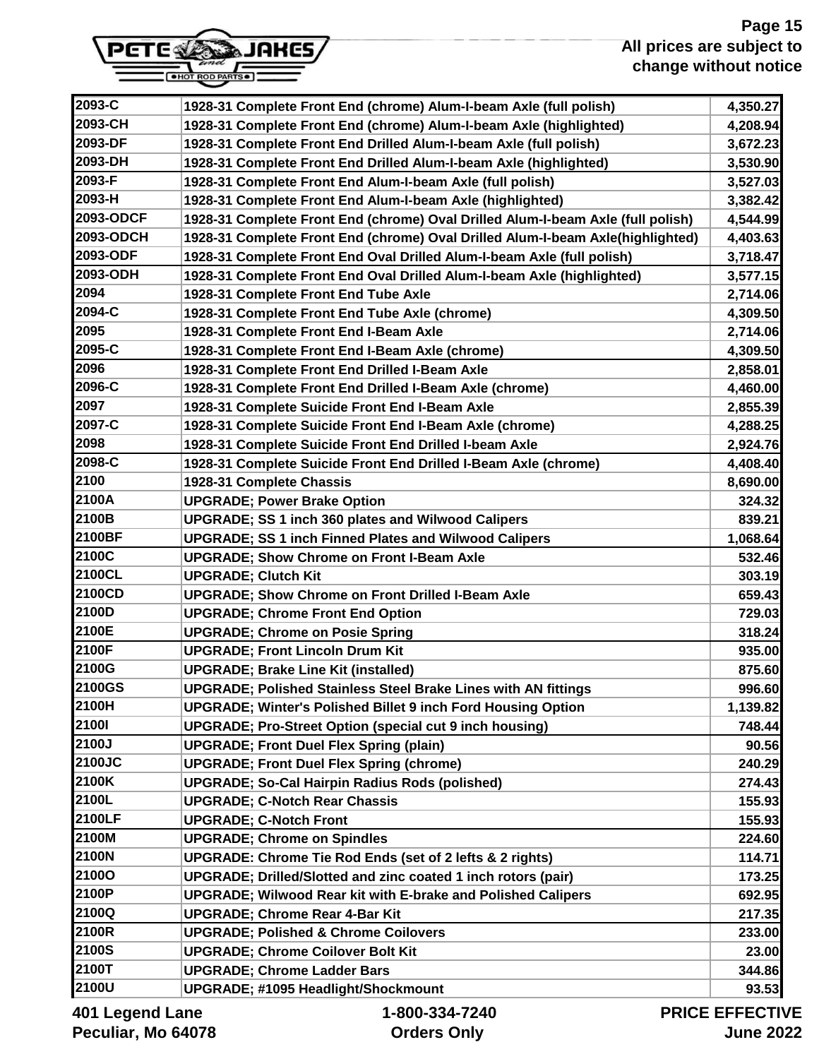| | | |
|---|---|---|
| 2093-C | 1928-31 Complete Front End (chrome) Alum-I-beam Axle (full polish) | 4,350.27 |
| 2093-CH | 1928-31 Complete Front End (chrome) Alum-I-beam Axle (highlighted) | 4,208.94 |
| 2093-DF | 1928-31 Complete Front End Drilled Alum-I-beam Axle (full polish) | 3,672.23 |
| 2093-DH | 1928-31 Complete Front End Drilled Alum-I-beam Axle (highlighted) | 3,530.90 |
| 2093-F | 1928-31 Complete Front End Alum-I-beam Axle (full polish) | 3,527.03 |
| 2093-H | 1928-31 Complete Front End Alum-I-beam Axle (highlighted) | 3,382.42 |
| 2093-ODCF | 1928-31 Complete Front End (chrome) Oval Drilled Alum-I-beam Axle (full polish) | 4,544.99 |
| 2093-ODCH | 1928-31 Complete Front End (chrome) Oval Drilled Alum-I-beam Axle(highlighted) | 4,403.63 |
| 2093-ODF | 1928-31 Complete Front End Oval Drilled Alum-I-beam Axle (full polish) | 3,718.47 |
| 2093-ODH | 1928-31 Complete Front End Oval Drilled Alum-I-beam Axle (highlighted) | 3,577.15 |
| 2094 | 1928-31 Complete Front End Tube Axle | 2,714.06 |
| 2094-C | 1928-31 Complete Front End Tube Axle (chrome) | 4,309.50 |
| 2095 | 1928-31 Complete Front End I-Beam Axle | 2,714.06 |
| 2095-C | 1928-31 Complete Front End I-Beam Axle (chrome) | 4,309.50 |
| 2096 | 1928-31 Complete Front End Drilled I-Beam Axle | 2,858.01 |
| 2096-C | 1928-31 Complete Front End Drilled I-Beam Axle (chrome) | 4,460.00 |
| 2097 | 1928-31 Complete Suicide Front End I-Beam Axle | 2,855.39 |
| 2097-C | 1928-31 Complete Suicide Front End I-Beam Axle (chrome) | 4,288.25 |
| 2098 | 1928-31 Complete Suicide Front End Drilled I-beam Axle | 2,924.76 |
| 2098-C | 1928-31 Complete Suicide Front End Drilled I-Beam Axle (chrome) | 4,408.40 |
| 2100 | 1928-31 Complete Chassis | 8,690.00 |
| 2100A | UPGRADE; Power Brake Option | 324.32 |
| 2100B | UPGRADE; SS 1 inch 360 plates and Wilwood Calipers | 839.21 |
| 2100BF | UPGRADE; SS 1 inch Finned Plates and Wilwood Calipers | 1,068.64 |
| 2100C | UPGRADE; Show Chrome on Front I-Beam Axle | 532.46 |
| 2100CL | UPGRADE; Clutch Kit | 303.19 |
| 2100CD | UPGRADE; Show Chrome on Front Drilled I-Beam Axle | 659.43 |
| 2100D | UPGRADE; Chrome Front End Option | 729.03 |
| 2100E | UPGRADE; Chrome on Posie Spring | 318.24 |
| 2100F | UPGRADE; Front Lincoln Drum Kit | 935.00 |
| 2100G | UPGRADE; Brake Line Kit (installed) | 875.60 |
| 2100GS | UPGRADE; Polished Stainless Steel Brake Lines with AN fittings | 996.60 |
| 2100H | UPGRADE; Winter's Polished Billet 9 inch Ford Housing Option | 1,139.82 |
| 2100I | UPGRADE; Pro-Street Option (special cut 9 inch housing) | 748.44 |
| 2100J | UPGRADE; Front Duel Flex Spring (plain) | 90.56 |
| 2100JC | UPGRADE; Front Duel Flex Spring (chrome) | 240.29 |
| 2100K | UPGRADE; So-Cal Hairpin Radius Rods (polished) | 274.43 |
| 2100L | UPGRADE; C-Notch Rear Chassis | 155.93 |
| 2100LF | UPGRADE; C-Notch Front | 155.93 |
| 2100M | UPGRADE; Chrome on Spindles | 224.60 |
| 2100N | UPGRADE: Chrome Tie Rod Ends (set of 2 lefts & 2 rights) | 114.71 |
| 2100O | UPGRADE; Drilled/Slotted and zinc coated 1 inch rotors (pair) | 173.25 |
| 2100P | UPGRADE; Wilwood Rear kit with E-brake and Polished Calipers | 692.95 |
| 2100Q | UPGRADE; Chrome Rear 4-Bar Kit | 217.35 |
| 2100R | UPGRADE; Polished & Chrome Coilovers | 233.00 |
| 2100S | UPGRADE; Chrome Coilover Bolt Kit | 23.00 |
| 2100T | UPGRADE; Chrome Ladder Bars | 344.86 |
| 2100U | UPGRADE; #1095 Headlight/Shockmount | 93.53 |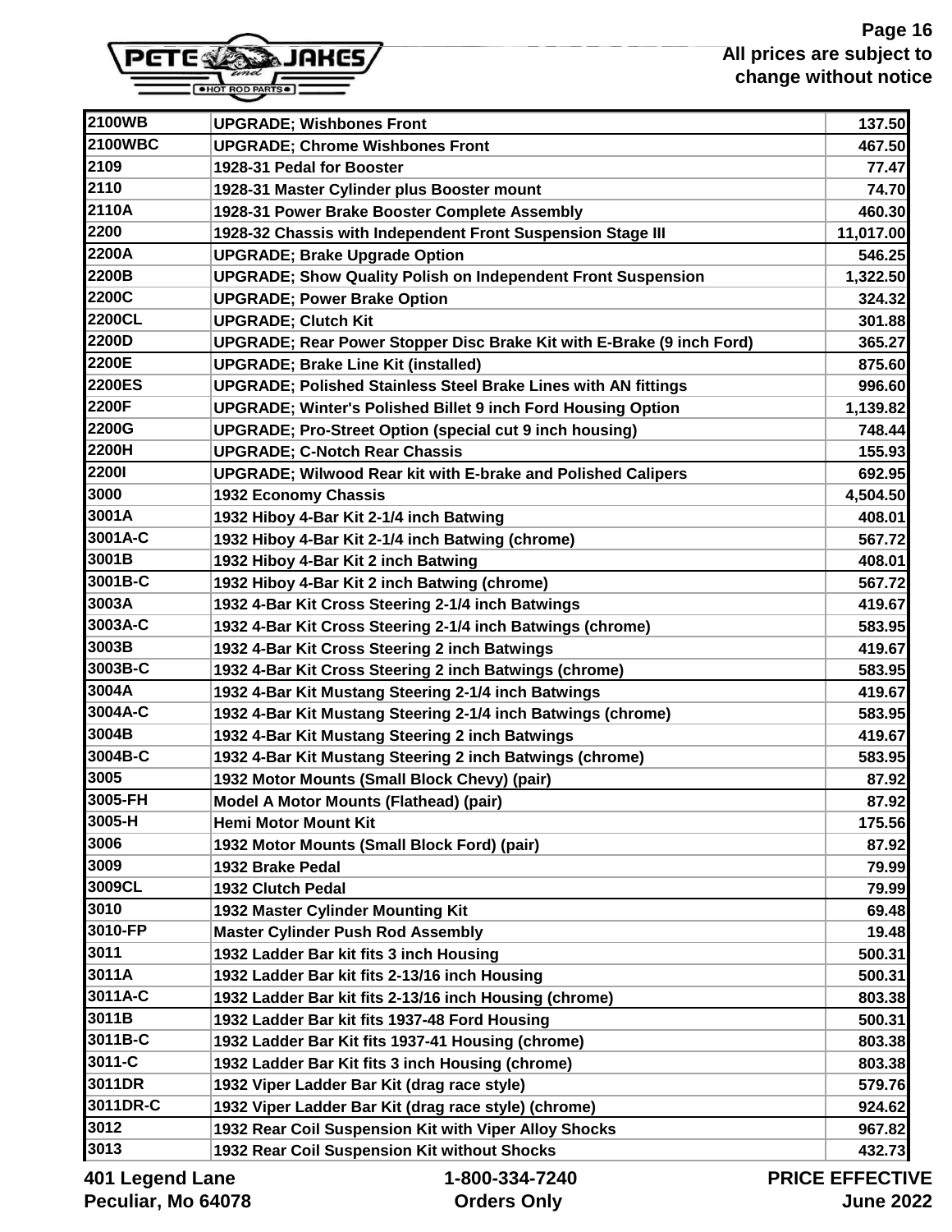| | | |
|---|---|---:|
| 2100WB | UPGRADE; Wishbones Front | 137.50 |
| 2100WBC | UPGRADE; Chrome Wishbones Front | 467.50 |
| 2109 | 1928-31 Pedal for Booster | 77.47 |
| 2110 | 1928-31 Master Cylinder plus Booster mount | 74.70 |
| 2110A | 1928-31 Power Brake Booster Complete Assembly | 460.30 |
| 2200 | 1928-32 Chassis with Independent Front Suspension Stage III | 11,017.00 |
| 2200A | UPGRADE; Brake Upgrade Option | 546.25 |
| 2200B | UPGRADE; Show Quality Polish on Independent Front Suspension | 1,322.50 |
| 2200C | UPGRADE; Power Brake Option | 324.32 |
| 2200CL | UPGRADE; Clutch Kit | 301.88 |
| 2200D | UPGRADE; Rear Power Stopper Disc Brake Kit with E-Brake (9 inch Ford) | 365.27 |
| 2200E | UPGRADE; Brake Line Kit (installed) | 875.60 |
| 2200ES | UPGRADE; Polished Stainless Steel Brake Lines with AN fittings | 996.60 |
| 2200F | UPGRADE; Winter's Polished Billet 9 inch Ford Housing Option | 1,139.82 |
| 2200G | UPGRADE; Pro-Street Option (special cut 9 inch housing) | 748.44 |
| 2200H | UPGRADE; C-Notch Rear Chassis | 155.93 |
| 2200I | UPGRADE; Wilwood Rear kit with E-brake and Polished Calipers | 692.95 |
| 3000 | 1932 Economy Chassis | 4,504.50 |
| 3001A | 1932 Hiboy 4-Bar Kit 2-1/4 inch Batwing | 408.01 |
| 3001A-C | 1932 Hiboy 4-Bar Kit 2-1/4 inch Batwing (chrome) | 567.72 |
| 3001B | 1932 Hiboy 4-Bar Kit 2 inch Batwing | 408.01 |
| 3001B-C | 1932 Hiboy 4-Bar Kit 2 inch Batwing (chrome) | 567.72 |
| 3003A | 1932 4-Bar Kit Cross Steering 2-1/4 inch Batwings | 419.67 |
| 3003A-C | 1932 4-Bar Kit Cross Steering 2-1/4 inch Batwings (chrome) | 583.95 |
| 3003B | 1932 4-Bar Kit Cross Steering 2 inch Batwings | 419.67 |
| 3003B-C | 1932 4-Bar Kit Cross Steering 2 inch Batwings (chrome) | 583.95 |
| 3004A | 1932 4-Bar Kit Mustang Steering 2-1/4 inch Batwings | 419.67 |
| 3004A-C | 1932 4-Bar Kit Mustang Steering 2-1/4 inch Batwings (chrome) | 583.95 |
| 3004B | 1932 4-Bar Kit Mustang Steering 2 inch Batwings | 419.67 |
| 3004B-C | 1932 4-Bar Kit Mustang Steering 2 inch Batwings (chrome) | 583.95 |
| 3005 | 1932 Motor Mounts (Small Block Chevy) (pair) | 87.92 |
| 3005-FH | Model A Motor Mounts (Flathead) (pair) | 87.92 |
| 3005-H | Hemi Motor Mount Kit | 175.56 |
| 3006 | 1932 Motor Mounts (Small Block Ford) (pair) | 87.92 |
| 3009 | 1932 Brake Pedal | 79.99 |
| 3009CL | 1932 Clutch Pedal | 79.99 |
| 3010 | 1932 Master Cylinder Mounting Kit | 69.48 |
| 3010-FP | Master Cylinder Push Rod Assembly | 19.48 |
| 3011 | 1932 Ladder Bar kit fits 3 inch Housing | 500.31 |
| 3011A | 1932 Ladder Bar kit fits 2-13/16 inch Housing | 500.31 |
| 3011A-C | 1932 Ladder Bar kit fits 2-13/16 inch Housing (chrome) | 803.38 |
| 3011B | 1932 Ladder Bar kit fits 1937-48 Ford Housing | 500.31 |
| 3011B-C | 1932 Ladder Bar Kit fits 1937-41 Housing (chrome) | 803.38 |
| 3011-C | 1932 Ladder Bar Kit fits 3 inch Housing (chrome) | 803.38 |
| 3011DR | 1932 Viper Ladder Bar Kit (drag race style) | 579.76 |
| 3011DR-C | 1932 Viper Ladder Bar Kit (drag race style) (chrome) | 924.62 |
| 3012 | 1932 Rear Coil Suspension Kit with Viper Alloy Shocks | 967.82 |
| 3013 | 1932 Rear Coil Suspension Kit without Shocks | 432.73 |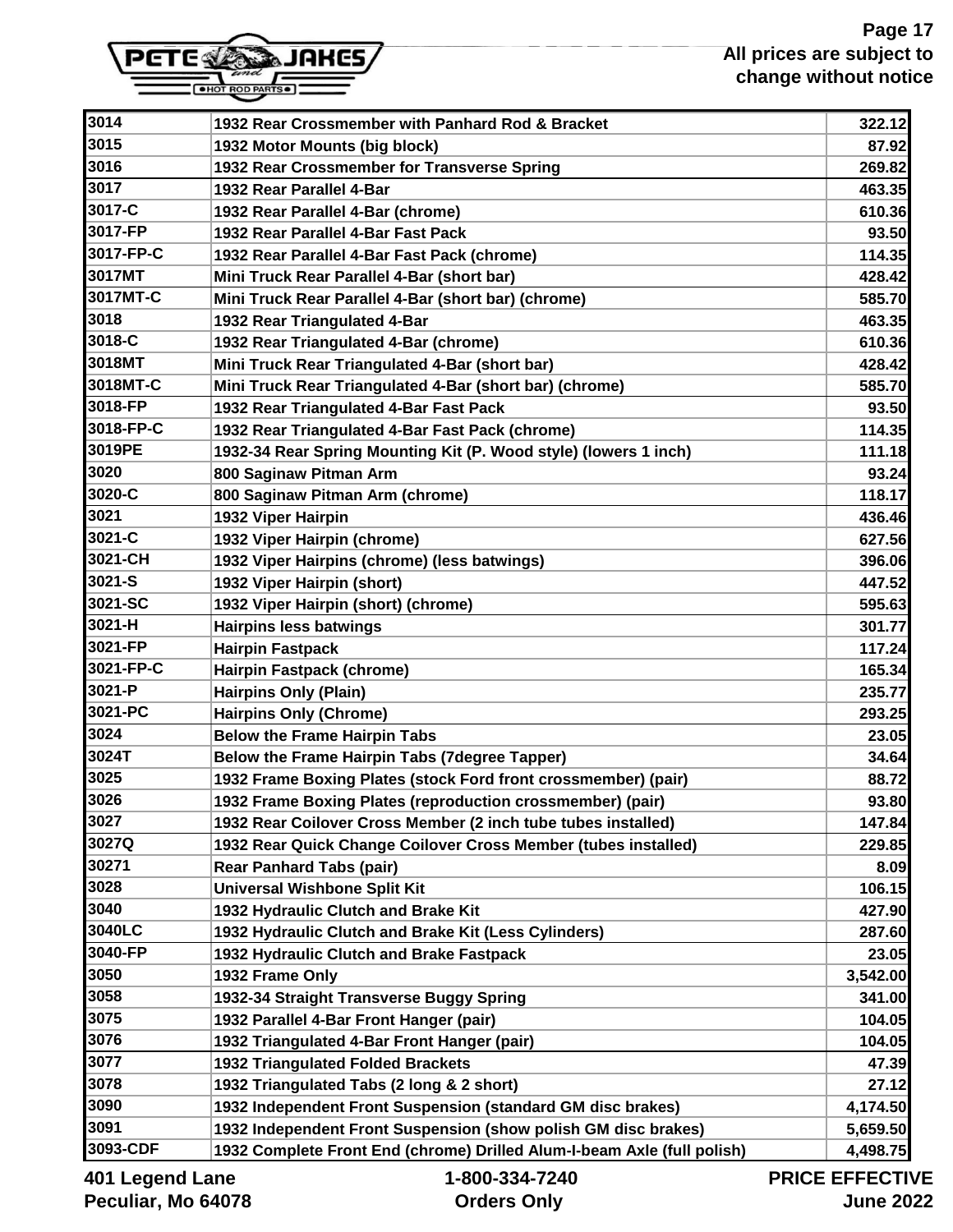| 3014 | 1932 Rear Crossmember with Panhard Rod & Bracket | 322.12 |
|---|---|---|
| 3015 | 1932 Motor Mounts (big block) | 87.92 |
| 3016 | 1932 Rear Crossmember for Transverse Spring | 269.82 |
| 3017 | 1932 Rear Parallel 4-Bar | 463.35 |
| 3017-C | 1932 Rear Parallel 4-Bar (chrome) | 610.36 |
| 3017-FP | 1932 Rear Parallel 4-Bar Fast Pack | 93.50 |
| 3017-FP-C | 1932 Rear Parallel 4-Bar Fast Pack (chrome) | 114.35 |
| 3017MT | Mini Truck Rear Parallel 4-Bar (short bar) | 428.42 |
| 3017MT-C | Mini Truck Rear Parallel 4-Bar (short bar) (chrome) | 585.70 |
| 3018 | 1932 Rear Triangulated 4-Bar | 463.35 |
| 3018-C | 1932 Rear Triangulated 4-Bar (chrome) | 610.36 |
| 3018MT | Mini Truck Rear Triangulated 4-Bar (short bar) | 428.42 |
| 3018MT-C | Mini Truck Rear Triangulated 4-Bar (short bar) (chrome) | 585.70 |
| 3018-FP | 1932 Rear Triangulated 4-Bar Fast Pack | 93.50 |
| 3018-FP-C | 1932 Rear Triangulated 4-Bar Fast Pack (chrome) | 114.35 |
| 3019PE | 1932-34 Rear Spring Mounting Kit (P. Wood style) (lowers 1 inch) | 111.18 |
| 3020 | 800 Saginaw Pitman Arm | 93.24 |
| 3020-C | 800 Saginaw Pitman Arm (chrome) | 118.17 |
| 3021 | 1932 Viper Hairpin | 436.46 |
| 3021-C | 1932 Viper Hairpin (chrome) | 627.56 |
| 3021-CH | 1932 Viper Hairpins (chrome) (less batwings) | 396.06 |
| 3021-S | 1932 Viper Hairpin (short) | 447.52 |
| 3021-SC | 1932 Viper Hairpin (short) (chrome) | 595.63 |
| 3021-H | Hairpins less batwings | 301.77 |
| 3021-FP | Hairpin Fastpack | 117.24 |
| 3021-FP-C | Hairpin Fastpack (chrome) | 165.34 |
| 3021-P | Hairpins Only (Plain) | 235.77 |
| 3021-PC | Hairpins Only (Chrome) | 293.25 |
| 3024 | Below the Frame Hairpin Tabs | 23.05 |
| 3024T | Below the Frame Hairpin Tabs (7degree Tapper) | 34.64 |
| 3025 | 1932 Frame Boxing Plates (stock Ford front crossmember) (pair) | 88.72 |
| 3026 | 1932 Frame Boxing Plates (reproduction crossmember) (pair) | 93.80 |
| 3027 | 1932 Rear Coilover Cross Member (2 inch tube tubes installed) | 147.84 |
| 3027Q | 1932 Rear Quick Change Coilover Cross Member (tubes installed) | 229.85 |
| 30271 | Rear Panhard Tabs (pair) | 8.09 |
| 3028 | Universal Wishbone Split Kit | 106.15 |
| 3040 | 1932 Hydraulic Clutch and Brake Kit | 427.90 |
| 3040LC | 1932 Hydraulic Clutch and Brake Kit (Less Cylinders) | 287.60 |
| 3040-FP | 1932 Hydraulic Clutch and Brake Fastpack | 23.05 |
| 3050 | 1932 Frame Only | 3,542.00 |
| 3058 | 1932-34 Straight Transverse Buggy Spring | 341.00 |
| 3075 | 1932 Parallel 4-Bar Front Hanger (pair) | 104.05 |
| 3076 | 1932 Triangulated 4-Bar Front Hanger (pair) | 104.05 |
| 3077 | 1932 Triangulated Folded Brackets | 47.39 |
| 3078 | 1932 Triangulated Tabs (2 long & 2 short) | 27.12 |
| 3090 | 1932 Independent Front Suspension (standard GM disc brakes) | 4,174.50 |
| 3091 | 1932 Independent Front Suspension (show polish GM disc brakes) | 5,659.50 |
| 3093-CDF | 1932 Complete Front End (chrome) Drilled Alum-I-beam Axle (full polish) | 4,498.75 |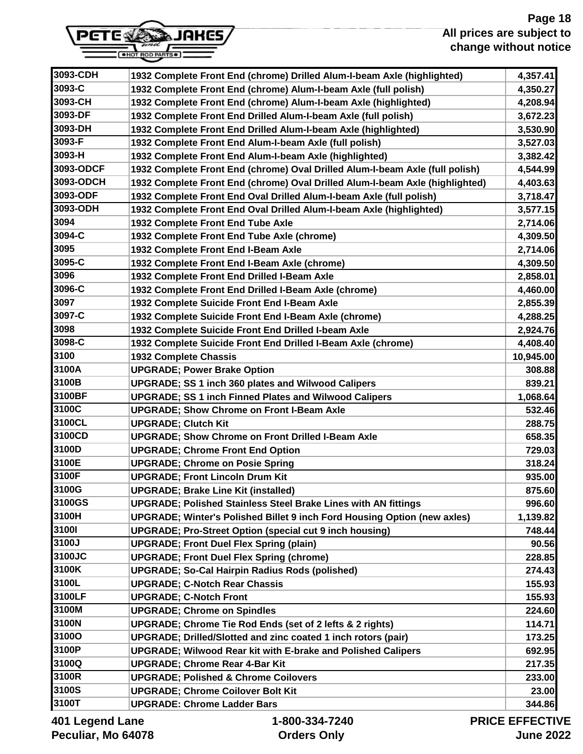| 3093-CDH | 1932 Complete Front End (chrome) Drilled Alum-I-beam Axle (highlighted) | 4,357.41 |
|---|---|---|
| 3093-C | 1932 Complete Front End (chrome) Alum-I-beam Axle (full polish) | 4,350.27 |
| 3093-CH | 1932 Complete Front End (chrome) Alum-I-beam Axle (highlighted) | 4,208.94 |
| 3093-DF | 1932 Complete Front End Drilled Alum-I-beam Axle (full polish) | 3,672.23 |
| 3093-DH | 1932 Complete Front End Drilled Alum-I-beam Axle (highlighted) | 3,530.90 |
| 3093-F | 1932 Complete Front End Alum-I-beam Axle (full polish) | 3,527.03 |
| 3093-H | 1932 Complete Front End Alum-I-beam Axle (highlighted) | 3,382.42 |
| 3093-ODCF | 1932 Complete Front End (chrome) Oval Drilled Alum-I-beam Axle (full polish) | 4,544.99 |
| 3093-ODCH | 1932 Complete Front End (chrome) Oval Drilled Alum-I-beam Axle (highlighted) | 4,403.63 |
| 3093-ODF | 1932 Complete Front End Oval Drilled Alum-I-beam Axle (full polish) | 3,718.47 |
| 3093-ODH | 1932 Complete Front End Oval Drilled Alum-I-beam Axle (highlighted) | 3,577.15 |
| 3094 | 1932 Complete Front End Tube Axle | 2,714.06 |
| 3094-C | 1932 Complete Front End Tube Axle (chrome) | 4,309.50 |
| 3095 | 1932 Complete Front End I-Beam Axle | 2,714.06 |
| 3095-C | 1932 Complete Front End I-Beam Axle (chrome) | 4,309.50 |
| 3096 | 1932 Complete Front End Drilled I-Beam Axle | 2,858.01 |
| 3096-C | 1932 Complete Front End Drilled I-Beam Axle (chrome) | 4,460.00 |
| 3097 | 1932 Complete Suicide Front End I-Beam Axle | 2,855.39 |
| 3097-C | 1932 Complete Suicide Front End I-Beam Axle (chrome) | 4,288.25 |
| 3098 | 1932 Complete Suicide Front End Drilled I-beam Axle | 2,924.76 |
| 3098-C | 1932 Complete Suicide Front End Drilled I-Beam Axle (chrome) | 4,408.40 |
| 3100 | 1932 Complete Chassis | 10,945.00 |
| 3100A | UPGRADE; Power Brake Option | 308.88 |
| 3100B | UPGRADE; SS 1 inch 360 plates and Wilwood Calipers | 839.21 |
| 3100BF | UPGRADE; SS 1 inch Finned Plates and Wilwood Calipers | 1,068.64 |
| 3100C | UPGRADE; Show Chrome on Front I-Beam Axle | 532.46 |
| 3100CL | UPGRADE; Clutch Kit | 288.75 |
| 3100CD | UPGRADE; Show Chrome on Front Drilled I-Beam Axle | 658.35 |
| 3100D | UPGRADE; Chrome Front End Option | 729.03 |
| 3100E | UPGRADE; Chrome on Posie Spring | 318.24 |
| 3100F | UPGRADE; Front Lincoln Drum Kit | 935.00 |
| 3100G | UPGRADE; Brake Line Kit (installed) | 875.60 |
| 3100GS | UPGRADE; Polished Stainless Steel Brake Lines with AN fittings | 996.60 |
| 3100H | UPGRADE; Winter's Polished Billet 9 inch Ford Housing Option (new axles) | 1,139.82 |
| 3100I | UPGRADE; Pro-Street Option (special cut 9 inch housing) | 748.44 |
| 3100J | UPGRADE; Front Duel Flex Spring (plain) | 90.56 |
| 3100JC | UPGRADE; Front Duel Flex Spring (chrome) | 228.85 |
| 3100K | UPGRADE; So-Cal Hairpin Radius Rods (polished) | 274.43 |
| 3100L | UPGRADE; C-Notch Rear Chassis | 155.93 |
| 3100LF | UPGRADE; C-Notch Front | 155.93 |
| 3100M | UPGRADE; Chrome on Spindles | 224.60 |
| 3100N | UPGRADE; Chrome Tie Rod Ends (set of 2 lefts & 2 rights) | 114.71 |
| 3100O | UPGRADE; Drilled/Slotted and zinc coated 1 inch rotors (pair) | 173.25 |
| 3100P | UPGRADE; Wilwood Rear kit with E-brake and Polished Calipers | 692.95 |
| 3100Q | UPGRADE; Chrome Rear 4-Bar Kit | 217.35 |
| 3100R | UPGRADE; Polished & Chrome Coilovers | 233.00 |
| 3100S | UPGRADE; Chrome Coilover Bolt Kit | 23.00 |
| 3100T | UPGRADE: Chrome Ladder Bars | 344.86 |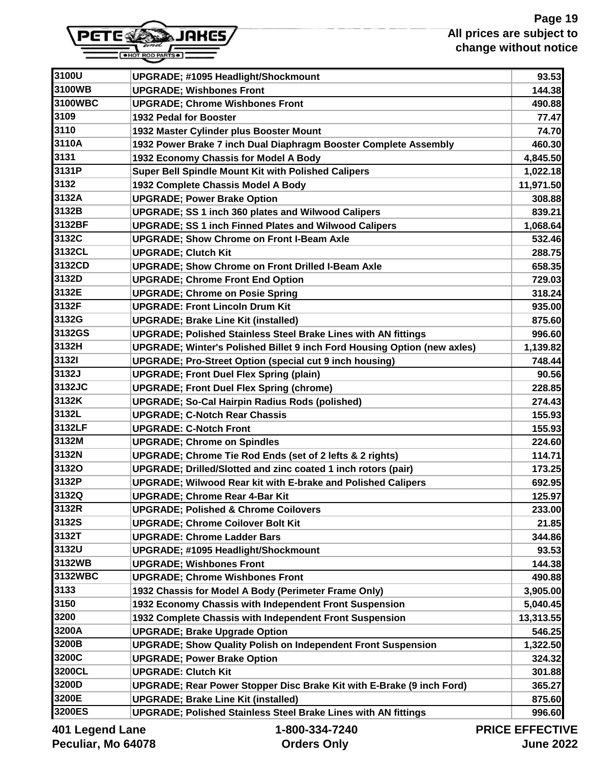| 3100U | UPGRADE; #1095 Headlight/Shockmount | 93.53 |
|---|---|---|
| 3100WB | UPGRADE; Wishbones Front | 144.38 |
| 3100WBC | UPGRADE; Chrome Wishbones Front | 490.88 |
| 3109 | 1932 Pedal for Booster | 77.47 |
| 3110 | 1932 Master Cylinder plus Booster Mount | 74.70 |
| 3110A | 1932 Power Brake 7 inch Dual Diaphragm Booster Complete Assembly | 460.30 |
| 3131 | 1932 Economy Chassis for Model A Body | 4,845.50 |
| 3131P | Super Bell Spindle Mount Kit with Polished Calipers | 1,022.18 |
| 3132 | 1932 Complete Chassis Model A Body | 11,971.50 |
| 3132A | UPGRADE; Power Brake Option | 308.88 |
| 3132B | UPGRADE; SS 1 inch 360 plates and Wilwood Calipers | 839.21 |
| 3132BF | UPGRADE; SS 1 inch Finned Plates and Wilwood Calipers | 1,068.64 |
| 3132C | UPGRADE; Show Chrome on Front I-Beam Axle | 532.46 |
| 3132CL | UPGRADE; Clutch Kit | 288.75 |
| 3132CD | UPGRADE; Show Chrome on Front Drilled I-Beam Axle | 658.35 |
| 3132D | UPGRADE; Chrome Front End Option | 729.03 |
| 3132E | UPGRADE; Chrome on Posie Spring | 318.24 |
| 3132F | UPGRADE: Front Lincoln Drum Kit | 935.00 |
| 3132G | UPGRADE; Brake Line Kit (installed) | 875.60 |
| 3132GS | UPGRADE; Polished Stainless Steel Brake Lines with AN fittings | 996.60 |
| 3132H | UPGRADE; Winter's Polished Billet 9 inch Ford Housing Option (new axles) | 1,139.82 |
| 3132I | UPGRADE; Pro-Street Option (special cut 9 inch housing) | 748.44 |
| 3132J | UPGRADE; Front Duel Flex Spring (plain) | 90.56 |
| 3132JC | UPGRADE; Front Duel Flex Spring (chrome) | 228.85 |
| 3132K | UPGRADE; So-Cal Hairpin Radius Rods (polished) | 274.43 |
| 3132L | UPGRADE; C-Notch Rear Chassis | 155.93 |
| 3132LF | UPGRADE: C-Notch Front | 155.93 |
| 3132M | UPGRADE; Chrome on Spindles | 224.60 |
| 3132N | UPGRADE; Chrome Tie Rod Ends (set of 2 lefts & 2 rights) | 114.71 |
| 3132O | UPGRADE; Drilled/Slotted and zinc coated 1 inch rotors (pair) | 173.25 |
| 3132P | UPGRADE; Wilwood Rear kit with E-brake and Polished Calipers | 692.95 |
| 3132Q | UPGRADE; Chrome Rear 4-Bar Kit | 125.97 |
| 3132R | UPGRADE; Polished & Chrome Coilovers | 233.00 |
| 3132S | UPGRADE; Chrome Coilover Bolt Kit | 21.85 |
| 3132T | UPGRADE: Chrome Ladder Bars | 344.86 |
| 3132U | UPGRADE; #1095 Headlight/Shockmount | 93.53 |
| 3132WB | UPGRADE; Wishbones Front | 144.38 |
| 3132WBC | UPGRADE; Chrome Wishbones Front | 490.88 |
| 3133 | 1932 Chassis for Model A Body (Perimeter Frame Only) | 3,905.00 |
| 3150 | 1932 Economy Chassis with Independent Front Suspension | 5,040.45 |
| 3200 | 1932 Complete Chassis with Independent Front Suspension | 13,313.55 |
| 3200A | UPGRADE; Brake Upgrade Option | 546.25 |
| 3200B | UPGRADE; Show Quality Polish on Independent Front Suspension | 1,322.50 |
| 3200C | UPGRADE; Power Brake Option | 324.32 |
| 3200CL | UPGRADE: Clutch Kit | 301.88 |
| 3200D | UPGRADE; Rear Power Stopper Disc Brake Kit with E-Brake (9 inch Ford) | 365.27 |
| 3200E | UPGRADE; Brake Line Kit (installed) | 875.60 |
| 3200ES | UPGRADE; Polished Stainless Steel Brake Lines with AN fittings | 996.60 |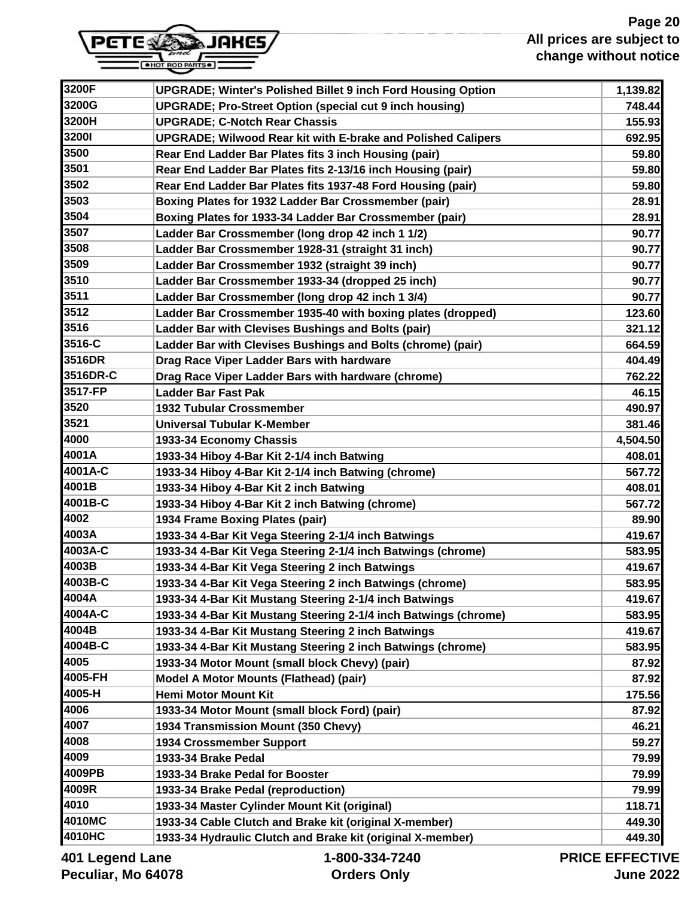| | | |
|---|---|---|
| 3200F | UPGRADE; Winter's Polished Billet 9 inch Ford Housing Option | 1,139.82 |
| 3200G | UPGRADE; Pro-Street Option (special cut 9 inch housing) | 748.44 |
| 3200H | UPGRADE; C-Notch Rear Chassis | 155.93 |
| 3200I | UPGRADE; Wilwood Rear kit with E-brake and Polished Calipers | 692.95 |
| 3500 | Rear End Ladder Bar Plates fits 3 inch Housing (pair) | 59.80 |
| 3501 | Rear End Ladder Bar Plates fits 2-13/16 inch Housing (pair) | 59.80 |
| 3502 | Rear End Ladder Bar Plates fits 1937-48 Ford Housing (pair) | 59.80 |
| 3503 | Boxing Plates for 1932 Ladder Bar Crossmember (pair) | 28.91 |
| 3504 | Boxing Plates for 1933-34 Ladder Bar Crossmember (pair) | 28.91 |
| 3507 | Ladder Bar Crossmember (long drop 42 inch 1 1/2) | 90.77 |
| 3508 | Ladder Bar Crossmember 1928-31 (straight 31 inch) | 90.77 |
| 3509 | Ladder Bar Crossmember 1932 (straight 39 inch) | 90.77 |
| 3510 | Ladder Bar Crossmember 1933-34 (dropped 25 inch) | 90.77 |
| 3511 | Ladder Bar Crossmember (long drop 42 inch 1 3/4) | 90.77 |
| 3512 | Ladder Bar Crossmember 1935-40 with boxing plates (dropped) | 123.60 |
| 3516 | Ladder Bar with Clevises Bushings and Bolts (pair) | 321.12 |
| 3516-C | Ladder Bar with Clevises Bushings and Bolts (chrome) (pair) | 664.59 |
| 3516DR | Drag Race Viper Ladder Bars with hardware | 404.49 |
| 3516DR-C | Drag Race Viper Ladder Bars with hardware (chrome) | 762.22 |
| 3517-FP | Ladder Bar Fast Pak | 46.15 |
| 3520 | 1932 Tubular Crossmember | 490.97 |
| 3521 | Universal Tubular K-Member | 381.46 |
| 4000 | 1933-34 Economy Chassis | 4,504.50 |
| 4001A | 1933-34 Hiboy 4-Bar Kit 2-1/4 inch Batwing | 408.01 |
| 4001A-C | 1933-34 Hiboy 4-Bar Kit 2-1/4 inch Batwing (chrome) | 567.72 |
| 4001B | 1933-34 Hiboy 4-Bar Kit 2 inch Batwing | 408.01 |
| 4001B-C | 1933-34 Hiboy 4-Bar Kit 2 inch Batwing (chrome) | 567.72 |
| 4002 | 1934 Frame Boxing Plates (pair) | 89.90 |
| 4003A | 1933-34 4-Bar Kit Vega Steering 2-1/4 inch Batwings | 419.67 |
| 4003A-C | 1933-34 4-Bar Kit Vega Steering 2-1/4 inch Batwings (chrome) | 583.95 |
| 4003B | 1933-34 4-Bar Kit Vega Steering 2 inch Batwings | 419.67 |
| 4003B-C | 1933-34 4-Bar Kit Vega Steering 2 inch Batwings (chrome) | 583.95 |
| 4004A | 1933-34 4-Bar Kit Mustang Steering 2-1/4 inch Batwings | 419.67 |
| 4004A-C | 1933-34 4-Bar Kit Mustang Steering 2-1/4 inch Batwings (chrome) | 583.95 |
| 4004B | 1933-34 4-Bar Kit Mustang Steering 2 inch Batwings | 419.67 |
| 4004B-C | 1933-34 4-Bar Kit Mustang Steering 2 inch Batwings (chrome) | 583.95 |
| 4005 | 1933-34 Motor Mount (small block Chevy) (pair) | 87.92 |
| 4005-FH | Model A Motor Mounts (Flathead) (pair) | 87.92 |
| 4005-H | Hemi Motor Mount Kit | 175.56 |
| 4006 | 1933-34 Motor Mount (small block Ford) (pair) | 87.92 |
| 4007 | 1934 Transmission Mount (350 Chevy) | 46.21 |
| 4008 | 1934 Crossmember Support | 59.27 |
| 4009 | 1933-34 Brake Pedal | 79.99 |
| 4009PB | 1933-34 Brake Pedal for Booster | 79.99 |
| 4009R | 1933-34 Brake Pedal (reproduction) | 79.99 |
| 4010 | 1933-34 Master Cylinder Mount Kit (original) | 118.71 |
| 4010MC | 1933-34 Cable Clutch and Brake kit (original X-member) | 449.30 |
| 4010HC | 1933-34 Hydraulic Clutch and Brake kit (original X-member) | 449.30 |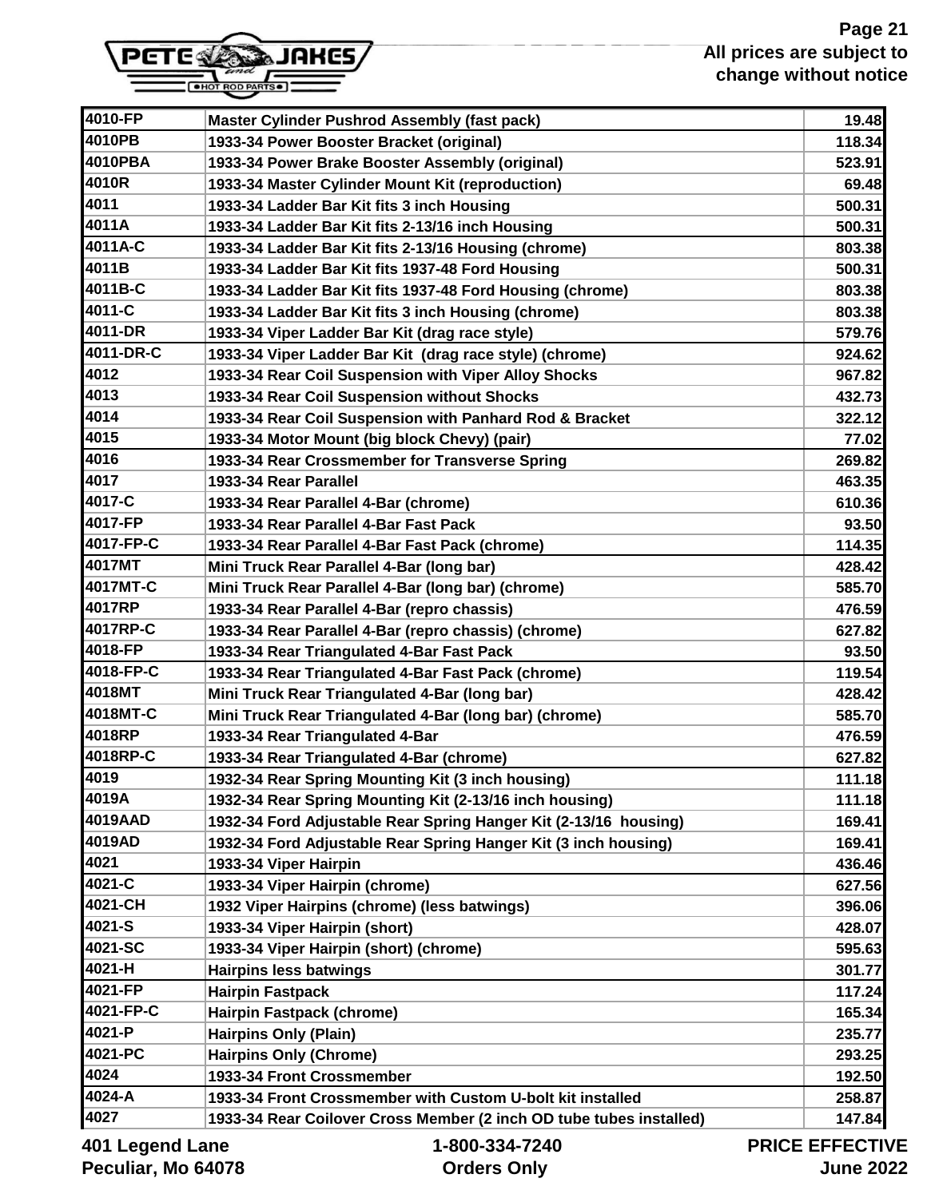| 4010-FP | Master Cylinder Pushrod Assembly (fast pack) | 19.48 |
|---|---|---|
| 4010PB | 1933-34 Power Booster Bracket (original) | 118.34 |
| 4010PBA | 1933-34 Power Brake Booster Assembly (original) | 523.91 |
| 4010R | 1933-34 Master Cylinder Mount Kit (reproduction) | 69.48 |
| 4011 | 1933-34 Ladder Bar Kit fits 3 inch Housing | 500.31 |
| 4011A | 1933-34 Ladder Bar Kit fits 2-13/16 inch Housing | 500.31 |
| 4011A-C | 1933-34 Ladder Bar Kit fits 2-13/16 Housing (chrome) | 803.38 |
| 4011B | 1933-34 Ladder Bar Kit fits 1937-48 Ford Housing | 500.31 |
| 4011B-C | 1933-34 Ladder Bar Kit fits 1937-48 Ford Housing (chrome) | 803.38 |
| 4011-C | 1933-34 Ladder Bar Kit fits 3 inch Housing (chrome) | 803.38 |
| 4011-DR | 1933-34 Viper Ladder Bar Kit (drag race style) | 579.76 |
| 4011-DR-C | 1933-34 Viper Ladder Bar Kit (drag race style) (chrome) | 924.62 |
| 4012 | 1933-34 Rear Coil Suspension with Viper Alloy Shocks | 967.82 |
| 4013 | 1933-34 Rear Coil Suspension without Shocks | 432.73 |
| 4014 | 1933-34 Rear Coil Suspension with Panhard Rod & Bracket | 322.12 |
| 4015 | 1933-34 Motor Mount (big block Chevy) (pair) | 77.02 |
| 4016 | 1933-34 Rear Crossmember for Transverse Spring | 269.82 |
| 4017 | 1933-34 Rear Parallel | 463.35 |
| 4017-C | 1933-34 Rear Parallel 4-Bar (chrome) | 610.36 |
| 4017-FP | 1933-34 Rear Parallel 4-Bar Fast Pack | 93.50 |
| 4017-FP-C | 1933-34 Rear Parallel 4-Bar Fast Pack (chrome) | 114.35 |
| 4017MT | Mini Truck Rear Parallel 4-Bar (long bar) | 428.42 |
| 4017MT-C | Mini Truck Rear Parallel 4-Bar (long bar) (chrome) | 585.70 |
| 4017RP | 1933-34 Rear Parallel 4-Bar (repro chassis) | 476.59 |
| 4017RP-C | 1933-34 Rear Parallel 4-Bar (repro chassis) (chrome) | 627.82 |
| 4018-FP | 1933-34 Rear Triangulated 4-Bar Fast Pack | 93.50 |
| 4018-FP-C | 1933-34 Rear Triangulated 4-Bar Fast Pack (chrome) | 119.54 |
| 4018MT | Mini Truck Rear Triangulated 4-Bar (long bar) | 428.42 |
| 4018MT-C | Mini Truck Rear Triangulated 4-Bar (long bar) (chrome) | 585.70 |
| 4018RP | 1933-34 Rear Triangulated 4-Bar | 476.59 |
| 4018RP-C | 1933-34 Rear Triangulated 4-Bar (chrome) | 627.82 |
| 4019 | 1932-34 Rear Spring Mounting Kit (3 inch housing) | 111.18 |
| 4019A | 1932-34 Rear Spring Mounting Kit (2-13/16 inch housing) | 111.18 |
| 4019AAD | 1932-34 Ford Adjustable Rear Spring Hanger Kit (2-13/16 housing) | 169.41 |
| 4019AD | 1932-34 Ford Adjustable Rear Spring Hanger Kit (3 inch housing) | 169.41 |
| 4021 | 1933-34 Viper Hairpin | 436.46 |
| 4021-C | 1933-34 Viper Hairpin (chrome) | 627.56 |
| 4021-CH | 1932 Viper Hairpins (chrome) (less batwings) | 396.06 |
| 4021-S | 1933-34 Viper Hairpin (short) | 428.07 |
| 4021-SC | 1933-34 Viper Hairpin (short) (chrome) | 595.63 |
| 4021-H | Hairpins less batwings | 301.77 |
| 4021-FP | Hairpin Fastpack | 117.24 |
| 4021-FP-C | Hairpin Fastpack (chrome) | 165.34 |
| 4021-P | Hairpins Only (Plain) | 235.77 |
| 4021-PC | Hairpins Only (Chrome) | 293.25 |
| 4024 | 1933-34 Front Crossmember | 192.50 |
| 4024-A | 1933-34 Front Crossmember with Custom U-bolt kit installed | 258.87 |
| 4027 | 1933-34 Rear Coilover Cross Member (2 inch OD tube tubes installed) | 147.84 |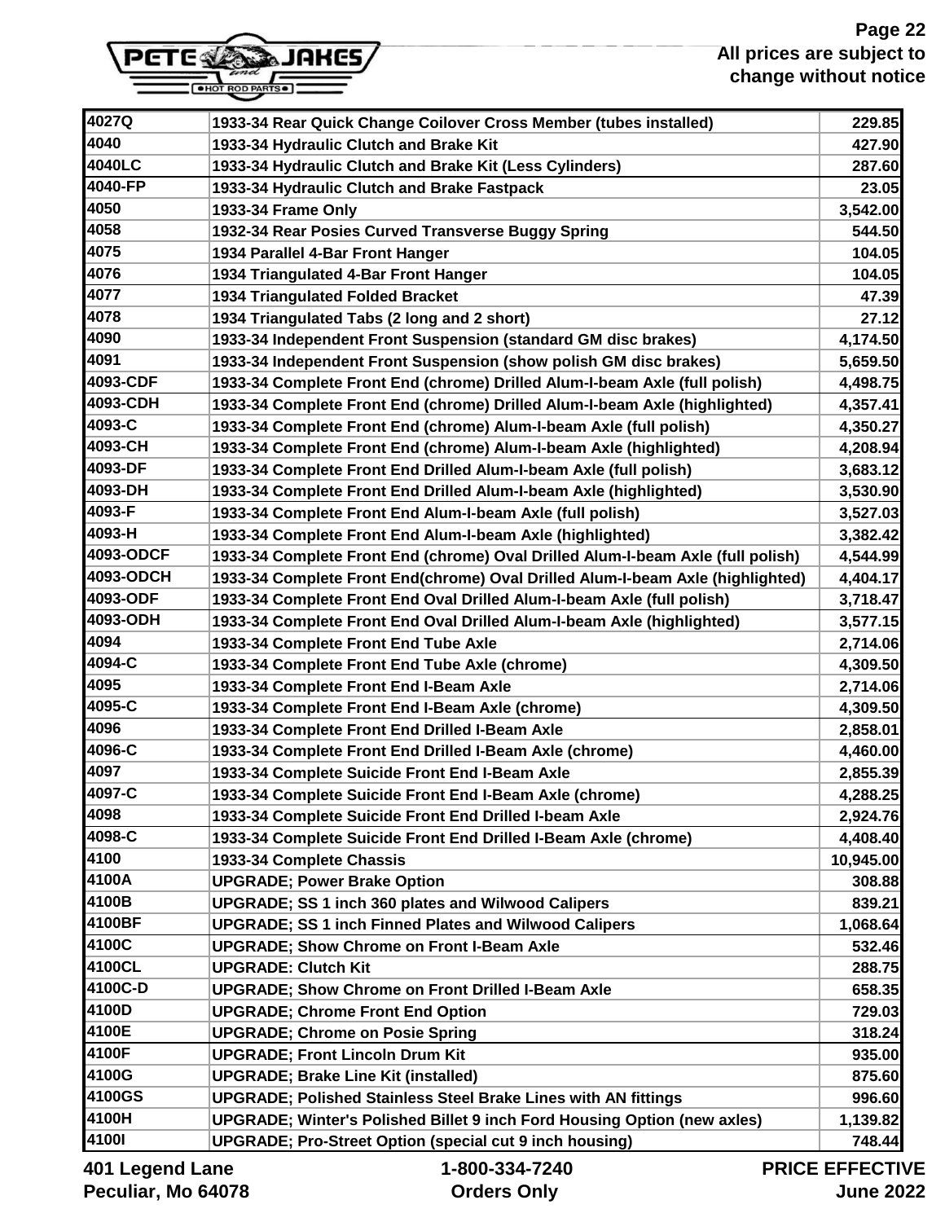| | | |
|---|---|---|
| 4027Q | 1933-34 Rear Quick Change Coilover Cross Member (tubes installed) | 229.85 |
| 4040 | 1933-34 Hydraulic Clutch and Brake Kit | 427.90 |
| 4040LC | 1933-34 Hydraulic Clutch and Brake Kit (Less Cylinders) | 287.60 |
| 4040-FP | 1933-34 Hydraulic Clutch and Brake Fastpack | 23.05 |
| 4050 | 1933-34 Frame Only | 3,542.00 |
| 4058 | 1932-34 Rear Posies Curved Transverse Buggy Spring | 544.50 |
| 4075 | 1934 Parallel 4-Bar Front Hanger | 104.05 |
| 4076 | 1934 Triangulated 4-Bar Front Hanger | 104.05 |
| 4077 | 1934 Triangulated Folded Bracket | 47.39 |
| 4078 | 1934 Triangulated Tabs (2 long and 2 short) | 27.12 |
| 4090 | 1933-34 Independent Front Suspension (standard GM disc brakes) | 4,174.50 |
| 4091 | 1933-34 Independent Front Suspension (show polish GM disc brakes) | 5,659.50 |
| 4093-CDF | 1933-34 Complete Front End (chrome) Drilled Alum-I-beam Axle (full polish) | 4,498.75 |
| 4093-CDH | 1933-34 Complete Front End (chrome) Drilled Alum-I-beam Axle (highlighted) | 4,357.41 |
| 4093-C | 1933-34 Complete Front End (chrome) Alum-I-beam Axle (full polish) | 4,350.27 |
| 4093-CH | 1933-34 Complete Front End (chrome) Alum-I-beam Axle (highlighted) | 4,208.94 |
| 4093-DF | 1933-34 Complete Front End Drilled Alum-I-beam Axle (full polish) | 3,683.12 |
| 4093-DH | 1933-34 Complete Front End Drilled Alum-I-beam Axle (highlighted) | 3,530.90 |
| 4093-F | 1933-34 Complete Front End Alum-I-beam Axle (full polish) | 3,527.03 |
| 4093-H | 1933-34 Complete Front End Alum-I-beam Axle (highlighted) | 3,382.42 |
| 4093-ODCF | 1933-34 Complete Front End (chrome) Oval Drilled Alum-I-beam Axle (full polish) | 4,544.99 |
| 4093-ODCH | 1933-34 Complete Front End(chrome) Oval Drilled Alum-I-beam Axle (highlighted) | 4,404.17 |
| 4093-ODF | 1933-34 Complete Front End Oval Drilled Alum-I-beam Axle (full polish) | 3,718.47 |
| 4093-ODH | 1933-34 Complete Front End Oval Drilled Alum-I-beam Axle (highlighted) | 3,577.15 |
| 4094 | 1933-34 Complete Front End Tube Axle | 2,714.06 |
| 4094-C | 1933-34 Complete Front End Tube Axle (chrome) | 4,309.50 |
| 4095 | 1933-34 Complete Front End I-Beam Axle | 2,714.06 |
| 4095-C | 1933-34 Complete Front End I-Beam Axle (chrome) | 4,309.50 |
| 4096 | 1933-34 Complete Front End Drilled I-Beam Axle | 2,858.01 |
| 4096-C | 1933-34 Complete Front End Drilled I-Beam Axle (chrome) | 4,460.00 |
| 4097 | 1933-34 Complete Suicide Front End I-Beam Axle | 2,855.39 |
| 4097-C | 1933-34 Complete Suicide Front End I-Beam Axle (chrome) | 4,288.25 |
| 4098 | 1933-34 Complete Suicide Front End Drilled I-beam Axle | 2,924.76 |
| 4098-C | 1933-34 Complete Suicide Front End Drilled I-Beam Axle (chrome) | 4,408.40 |
| 4100 | 1933-34 Complete Chassis | 10,945.00 |
| 4100A | UPGRADE; Power Brake Option | 308.88 |
| 4100B | UPGRADE; SS 1 inch 360 plates and Wilwood Calipers | 839.21 |
| 4100BF | UPGRADE; SS 1 inch Finned Plates and Wilwood Calipers | 1,068.64 |
| 4100C | UPGRADE; Show Chrome on Front I-Beam Axle | 532.46 |
| 4100CL | UPGRADE: Clutch Kit | 288.75 |
| 4100C-D | UPGRADE; Show Chrome on Front Drilled I-Beam Axle | 658.35 |
| 4100D | UPGRADE; Chrome Front End Option | 729.03 |
| 4100E | UPGRADE; Chrome on Posie Spring | 318.24 |
| 4100F | UPGRADE; Front Lincoln Drum Kit | 935.00 |
| 4100G | UPGRADE; Brake Line Kit (installed) | 875.60 |
| 4100GS | UPGRADE; Polished Stainless Steel Brake Lines with AN fittings | 996.60 |
| 4100H | UPGRADE; Winter's Polished Billet 9 inch Ford Housing Option (new axles) | 1,139.82 |
| 4100I | UPGRADE; Pro-Street Option (special cut 9 inch housing) | 748.44 |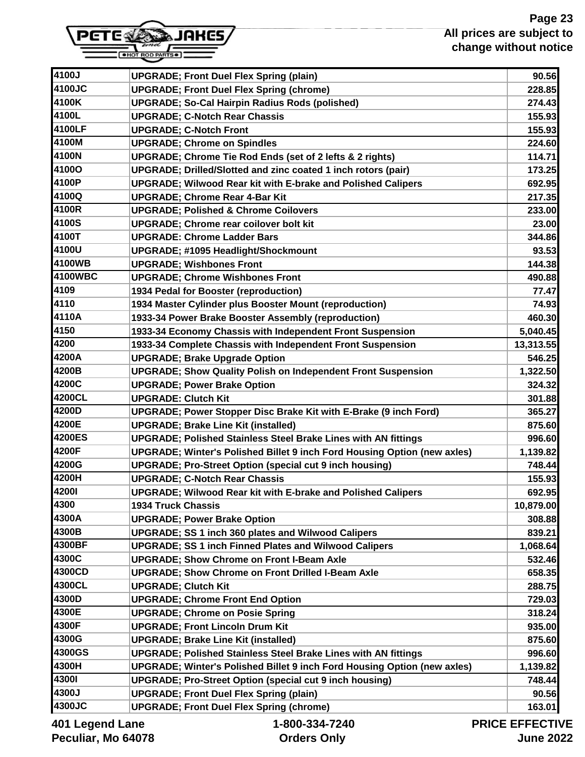All prices are subject to change without notice

| | | |
|---|---|---|
| 4100J | UPGRADE; Front Duel Flex Spring (plain) | 90.56 |
| 4100JC | UPGRADE; Front Duel Flex Spring (chrome) | 228.85 |
| 4100K | UPGRADE; So-Cal Hairpin Radius Rods (polished) | 274.43 |
| 4100L | UPGRADE; C-Notch Rear Chassis | 155.93 |
| 4100LF | UPGRADE; C-Notch Front | 155.93 |
| 4100M | UPGRADE; Chrome on Spindles | 224.60 |
| 4100N | UPGRADE; Chrome Tie Rod Ends (set of 2 lefts & 2 rights) | 114.71 |
| 4100O | UPGRADE; Drilled/Slotted and zinc coated 1 inch rotors (pair) | 173.25 |
| 4100P | UPGRADE; Wilwood Rear kit with E-brake and Polished Calipers | 692.95 |
| 4100Q | UPGRADE; Chrome Rear 4-Bar Kit | 217.35 |
| 4100R | UPGRADE; Polished & Chrome Coilovers | 233.00 |
| 4100S | UPGRADE; Chrome rear coilover bolt kit | 23.00 |
| 4100T | UPGRADE: Chrome Ladder Bars | 344.86 |
| 4100U | UPGRADE; #1095 Headlight/Shockmount | 93.53 |
| 4100WB | UPGRADE; Wishbones Front | 144.38 |
| 4100WBC | UPGRADE; Chrome Wishbones Front | 490.88 |
| 4109 | 1934 Pedal for Booster (reproduction) | 77.47 |
| 4110 | 1934 Master Cylinder plus Booster Mount (reproduction) | 74.93 |
| 4110A | 1933-34 Power Brake Booster Assembly (reproduction) | 460.30 |
| 4150 | 1933-34 Economy Chassis with Independent Front Suspension | 5,040.45 |
| 4200 | 1933-34 Complete Chassis with Independent Front Suspension | 13,313.55 |
| 4200A | UPGRADE; Brake Upgrade Option | 546.25 |
| 4200B | UPGRADE; Show Quality Polish on Independent Front Suspension | 1,322.50 |
| 4200C | UPGRADE; Power Brake Option | 324.32 |
| 4200CL | UPGRADE: Clutch Kit | 301.88 |
| 4200D | UPGRADE; Power Stopper Disc Brake Kit with E-Brake (9 inch Ford) | 365.27 |
| 4200E | UPGRADE; Brake Line Kit (installed) | 875.60 |
| 4200ES | UPGRADE; Polished Stainless Steel Brake Lines with AN fittings | 996.60 |
| 4200F | UPGRADE; Winter's Polished Billet 9 inch Ford Housing Option (new axles) | 1,139.82 |
| 4200G | UPGRADE; Pro-Street Option (special cut 9 inch housing) | 748.44 |
| 4200H | UPGRADE; C-Notch Rear Chassis | 155.93 |
| 4200I | UPGRADE; Wilwood Rear kit with E-brake and Polished Calipers | 692.95 |
| 4300 | 1934 Truck Chassis | 10,879.00 |
| 4300A | UPGRADE; Power Brake Option | 308.88 |
| 4300B | UPGRADE; SS 1 inch 360 plates and Wilwood Calipers | 839.21 |
| 4300BF | UPGRADE; SS 1 inch Finned Plates and Wilwood Calipers | 1,068.64 |
| 4300C | UPGRADE; Show Chrome on Front I-Beam Axle | 532.46 |
| 4300CD | UPGRADE; Show Chrome on Front Drilled I-Beam Axle | 658.35 |
| 4300CL | UPGRADE; Clutch Kit | 288.75 |
| 4300D | UPGRADE; Chrome Front End Option | 729.03 |
| 4300E | UPGRADE; Chrome on Posie Spring | 318.24 |
| 4300F | UPGRADE; Front Lincoln Drum Kit | 935.00 |
| 4300G | UPGRADE; Brake Line Kit (installed) | 875.60 |
| 4300GS | UPGRADE; Polished Stainless Steel Brake Lines with AN fittings | 996.60 |
| 4300H | UPGRADE; Winter's Polished Billet 9 inch Ford Housing Option (new axles) | 1,139.82 |
| 4300I | UPGRADE; Pro-Street Option (special cut 9 inch housing) | 748.44 |
| 4300J | UPGRADE; Front Duel Flex Spring (plain) | 90.56 |
| 4300JC | UPGRADE; Front Duel Flex Spring (chrome) | 163.01 |

401 Legend Lane
Peculiar, Mo 64078

1-800-334-7240
Orders Only

PRICE EFFECTIVE
June 2022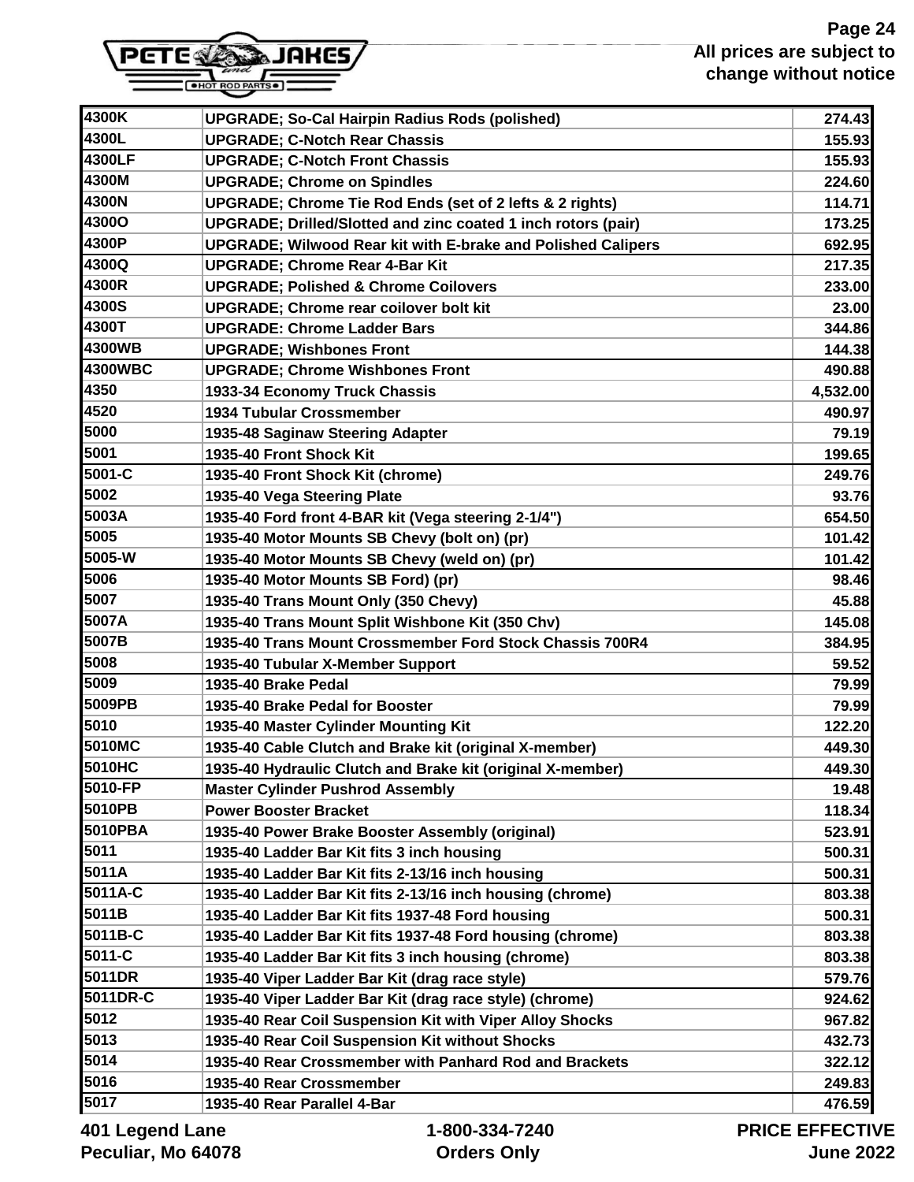| | | |
|---|---|---|
| 4300K | UPGRADE; So-Cal Hairpin Radius Rods (polished) | 274.43 |
| 4300L | UPGRADE; C-Notch Rear Chassis | 155.93 |
| 4300LF | UPGRADE; C-Notch Front Chassis | 155.93 |
| 4300M | UPGRADE; Chrome on Spindles | 224.60 |
| 4300N | UPGRADE; Chrome Tie Rod Ends (set of 2 lefts & 2 rights) | 114.71 |
| 4300O | UPGRADE; Drilled/Slotted and zinc coated 1 inch rotors (pair) | 173.25 |
| 4300P | UPGRADE; Wilwood Rear kit with E-brake and Polished Calipers | 692.95 |
| 4300Q | UPGRADE; Chrome Rear 4-Bar Kit | 217.35 |
| 4300R | UPGRADE; Polished & Chrome Coilovers | 233.00 |
| 4300S | UPGRADE; Chrome rear coilover bolt kit | 23.00 |
| 4300T | UPGRADE: Chrome Ladder Bars | 344.86 |
| 4300WB | UPGRADE; Wishbones Front | 144.38 |
| 4300WBC | UPGRADE; Chrome Wishbones Front | 490.88 |
| 4350 | 1933-34 Economy Truck Chassis | 4,532.00 |
| 4520 | 1934 Tubular Crossmember | 490.97 |
| 5000 | 1935-48 Saginaw Steering Adapter | 79.19 |
| 5001 | 1935-40 Front Shock Kit | 199.65 |
| 5001-C | 1935-40 Front Shock Kit (chrome) | 249.76 |
| 5002 | 1935-40 Vega Steering Plate | 93.76 |
| 5003A | 1935-40 Ford front 4-BAR kit (Vega steering 2-1/4") | 654.50 |
| 5005 | 1935-40 Motor Mounts SB Chevy (bolt on) (pr) | 101.42 |
| 5005-W | 1935-40 Motor Mounts SB Chevy (weld on) (pr) | 101.42 |
| 5006 | 1935-40 Motor Mounts SB Ford) (pr) | 98.46 |
| 5007 | 1935-40 Trans Mount Only (350 Chevy) | 45.88 |
| 5007A | 1935-40 Trans Mount Split Wishbone Kit (350 Chv) | 145.08 |
| 5007B | 1935-40 Trans Mount Crossmember Ford Stock Chassis 700R4 | 384.95 |
| 5008 | 1935-40 Tubular X-Member Support | 59.52 |
| 5009 | 1935-40 Brake Pedal | 79.99 |
| 5009PB | 1935-40 Brake Pedal for Booster | 79.99 |
| 5010 | 1935-40 Master Cylinder Mounting Kit | 122.20 |
| 5010MC | 1935-40 Cable Clutch and Brake kit (original X-member) | 449.30 |
| 5010HC | 1935-40 Hydraulic Clutch and Brake kit (original X-member) | 449.30 |
| 5010-FP | Master Cylinder Pushrod Assembly | 19.48 |
| 5010PB | Power Booster Bracket | 118.34 |
| 5010PBA | 1935-40 Power Brake Booster Assembly (original) | 523.91 |
| 5011 | 1935-40 Ladder Bar Kit fits 3 inch housing | 500.31 |
| 5011A | 1935-40 Ladder Bar Kit fits 2-13/16 inch housing | 500.31 |
| 5011A-C | 1935-40 Ladder Bar Kit fits 2-13/16 inch housing (chrome) | 803.38 |
| 5011B | 1935-40 Ladder Bar Kit fits 1937-48 Ford housing | 500.31 |
| 5011B-C | 1935-40 Ladder Bar Kit fits 1937-48 Ford housing (chrome) | 803.38 |
| 5011-C | 1935-40 Ladder Bar Kit fits 3 inch housing (chrome) | 803.38 |
| 5011DR | 1935-40 Viper Ladder Bar Kit (drag race style) | 579.76 |
| 5011DR-C | 1935-40 Viper Ladder Bar Kit (drag race style) (chrome) | 924.62 |
| 5012 | 1935-40 Rear Coil Suspension Kit with Viper Alloy Shocks | 967.82 |
| 5013 | 1935-40 Rear Coil Suspension Kit without Shocks | 432.73 |
| 5014 | 1935-40 Rear Crossmember with Panhard Rod and Brackets | 322.12 |
| 5016 | 1935-40 Rear Crossmember | 249.83 |
| 5017 | 1935-40 Rear Parallel 4-Bar | 476.59 |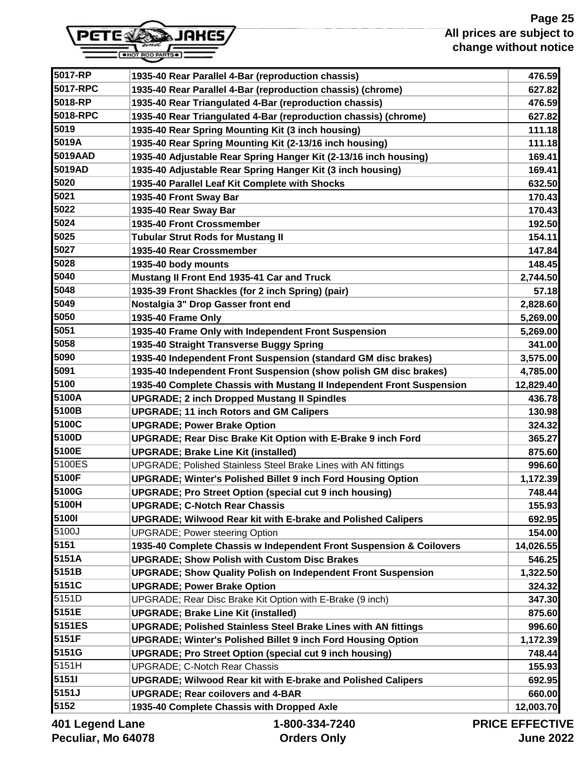| | | |
|---|---|---|
| 5017-RP | 1935-40 Rear Parallel 4-Bar (reproduction chassis) | 476.59 |
| 5017-RPC | 1935-40 Rear Parallel 4-Bar (reproduction chassis) (chrome) | 627.82 |
| 5018-RP | 1935-40 Rear Triangulated 4-Bar (reproduction chassis) | 476.59 |
| 5018-RPC | 1935-40 Rear Triangulated 4-Bar (reproduction chassis) (chrome) | 627.82 |
| 5019 | 1935-40 Rear Spring Mounting Kit (3 inch housing) | 111.18 |
| 5019A | 1935-40 Rear Spring Mounting Kit (2-13/16 inch housing) | 111.18 |
| 5019AAD | 1935-40 Adjustable Rear Spring Hanger Kit (2-13/16 inch housing) | 169.41 |
| 5019AD | 1935-40 Adjustable Rear Spring Hanger Kit (3 inch housing) | 169.41 |
| 5020 | 1935-40 Parallel Leaf Kit Complete with Shocks | 632.50 |
| 5021 | 1935-40 Front Sway Bar | 170.43 |
| 5022 | 1935-40 Rear Sway Bar | 170.43 |
| 5024 | 1935-40 Front Crossmember | 192.50 |
| 5025 | Tubular Strut Rods for Mustang II | 154.11 |
| 5027 | 1935-40 Rear Crossmember | 147.84 |
| 5028 | 1935-40 body mounts | 148.45 |
| 5040 | Mustang II Front End 1935-41 Car and Truck | 2,744.50 |
| 5048 | 1935-39 Front Shackles (for 2 inch Spring) (pair) | 57.18 |
| 5049 | Nostalgia 3" Drop Gasser front end | 2,828.60 |
| 5050 | 1935-40 Frame Only | 5,269.00 |
| 5051 | 1935-40 Frame Only with Independent Front Suspension | 5,269.00 |
| 5058 | 1935-40 Straight Transverse Buggy Spring | 341.00 |
| 5090 | 1935-40 Independent Front Suspension (standard GM disc brakes) | 3,575.00 |
| 5091 | 1935-40 Independent Front Suspension (show polish GM disc brakes) | 4,785.00 |
| 5100 | 1935-40 Complete Chassis with Mustang II Independent Front Suspension | 12,829.40 |
| 5100A | UPGRADE; 2 inch Dropped Mustang II Spindles | 436.78 |
| 5100B | UPGRADE; 11 inch Rotors and GM Calipers | 130.98 |
| 5100C | UPGRADE; Power Brake Option | 324.32 |
| 5100D | UPGRADE; Rear Disc Brake Kit Option with E-Brake 9 inch Ford | 365.27 |
| 5100E | UPGRADE; Brake Line Kit (installed) | 875.60 |
| 5100ES | UPGRADE; Polished Stainless Steel Brake Lines with AN fittings | 996.60 |
| 5100F | UPGRADE; Winter's Polished Billet 9 inch Ford Housing Option | 1,172.39 |
| 5100G | UPGRADE; Pro Street Option (special cut 9 inch housing) | 748.44 |
| 5100H | UPGRADE; C-Notch Rear Chassis | 155.93 |
| 5100I | UPGRADE; Wilwood Rear kit with E-brake and Polished Calipers | 692.95 |
| 5100J | UPGRADE; Power steering Option | 154.00 |
| 5151 | 1935-40 Complete Chassis w Independent Front Suspension & Coilovers | 14,026.55 |
| 5151A | UPGRADE; Show Polish with Custom Disc Brakes | 546.25 |
| 5151B | UPGRADE; Show Quality Polish on Independent Front Suspension | 1,322.50 |
| 5151C | UPGRADE; Power Brake Option | 324.32 |
| 5151D | UPGRADE; Rear Disc Brake Kit Option with E-Brake (9 inch) | 347.30 |
| 5151E | UPGRADE; Brake Line Kit (installed) | 875.60 |
| 5151ES | UPGRADE; Polished Stainless Steel Brake Lines with AN fittings | 996.60 |
| 5151F | UPGRADE; Winter's Polished Billet 9 inch Ford Housing Option | 1,172.39 |
| 5151G | UPGRADE; Pro Street Option (special cut 9 inch housing) | 748.44 |
| 5151H | UPGRADE; C-Notch Rear Chassis | 155.93 |
| 5151I | UPGRADE; Wilwood Rear kit with E-brake and Polished Calipers | 692.95 |
| 5151J | UPGRADE; Rear coilovers and 4-BAR | 660.00 |
| 5152 | 1935-40 Complete Chassis with Dropped Axle | 12,003.70 |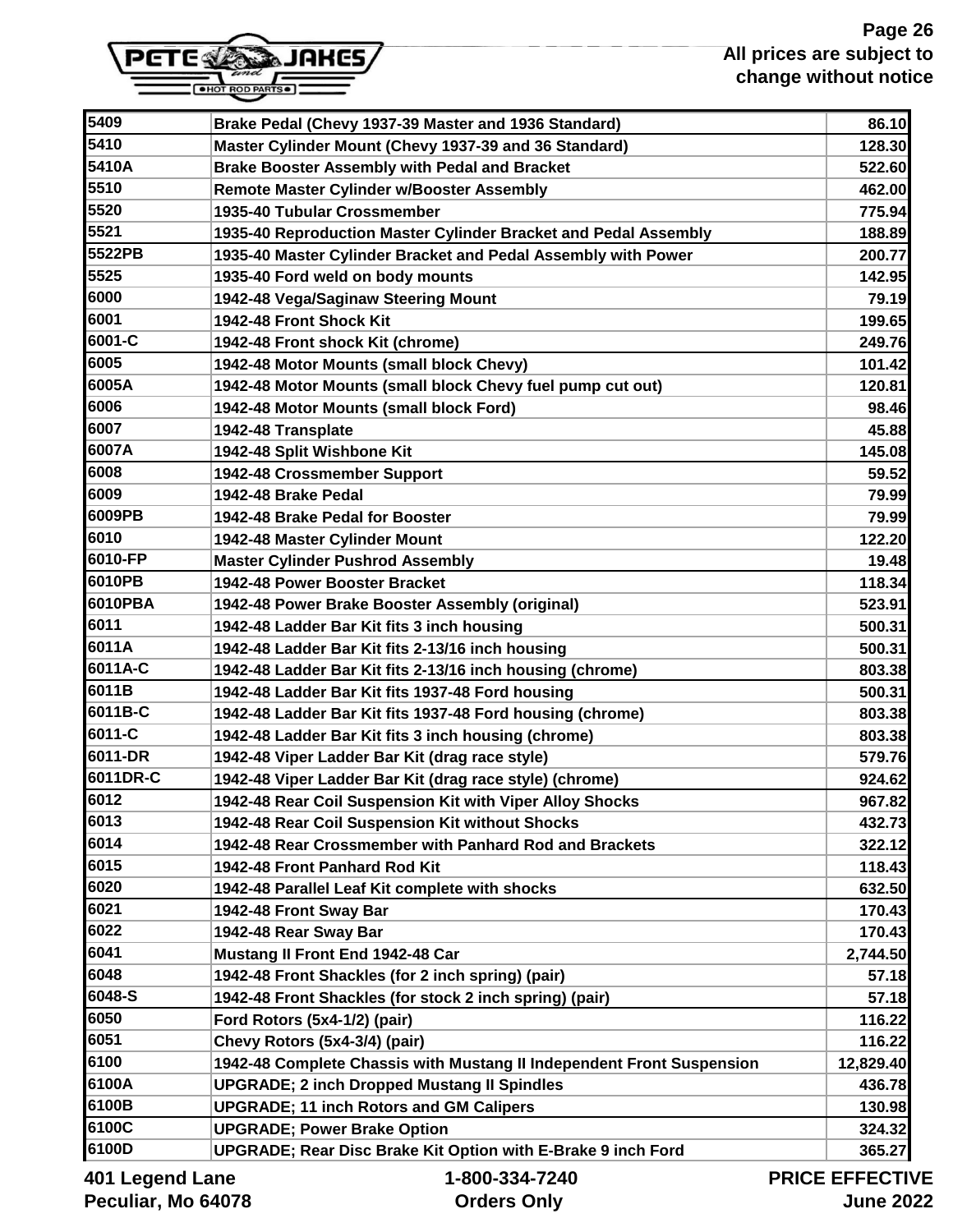| | | |
|---|---|---|
| 5409 | Brake Pedal (Chevy 1937-39 Master and 1936 Standard) | 86.10 |
| 5410 | Master Cylinder Mount (Chevy 1937-39 and 36 Standard) | 128.30 |
| 5410A | Brake Booster Assembly with Pedal and Bracket | 522.60 |
| 5510 | Remote Master Cylinder w/Booster Assembly | 462.00 |
| 5520 | 1935-40 Tubular Crossmember | 775.94 |
| 5521 | 1935-40 Reproduction Master Cylinder Bracket and Pedal Assembly | 188.89 |
| 5522PB | 1935-40 Master Cylinder Bracket and Pedal Assembly with Power | 200.77 |
| 5525 | 1935-40 Ford weld on body mounts | 142.95 |
| 6000 | 1942-48 Vega/Saginaw Steering Mount | 79.19 |
| 6001 | 1942-48 Front Shock Kit | 199.65 |
| 6001-C | 1942-48 Front shock Kit (chrome) | 249.76 |
| 6005 | 1942-48 Motor Mounts (small block Chevy) | 101.42 |
| 6005A | 1942-48 Motor Mounts (small block Chevy fuel pump cut out) | 120.81 |
| 6006 | 1942-48 Motor Mounts (small block Ford) | 98.46 |
| 6007 | 1942-48 Transplate | 45.88 |
| 6007A | 1942-48 Split Wishbone Kit | 145.08 |
| 6008 | 1942-48 Crossmember Support | 59.52 |
| 6009 | 1942-48 Brake Pedal | 79.99 |
| 6009PB | 1942-48 Brake Pedal for Booster | 79.99 |
| 6010 | 1942-48 Master Cylinder Mount | 122.20 |
| 6010-FP | Master Cylinder Pushrod Assembly | 19.48 |
| 6010PB | 1942-48 Power Booster Bracket | 118.34 |
| 6010PBA | 1942-48 Power Brake Booster Assembly (original) | 523.91 |
| 6011 | 1942-48 Ladder Bar Kit fits 3 inch housing | 500.31 |
| 6011A | 1942-48 Ladder Bar Kit fits 2-13/16 inch housing | 500.31 |
| 6011A-C | 1942-48 Ladder Bar Kit fits 2-13/16 inch housing (chrome) | 803.38 |
| 6011B | 1942-48 Ladder Bar Kit fits 1937-48 Ford housing | 500.31 |
| 6011B-C | 1942-48 Ladder Bar Kit fits 1937-48 Ford housing (chrome) | 803.38 |
| 6011-C | 1942-48 Ladder Bar Kit fits 3 inch housing (chrome) | 803.38 |
| 6011-DR | 1942-48 Viper Ladder Bar Kit (drag race style) | 579.76 |
| 6011DR-C | 1942-48 Viper Ladder Bar Kit (drag race style) (chrome) | 924.62 |
| 6012 | 1942-48 Rear Coil Suspension Kit with Viper Alloy Shocks | 967.82 |
| 6013 | 1942-48 Rear Coil Suspension Kit without Shocks | 432.73 |
| 6014 | 1942-48 Rear Crossmember with Panhard Rod and Brackets | 322.12 |
| 6015 | 1942-48 Front Panhard Rod Kit | 118.43 |
| 6020 | 1942-48 Parallel Leaf Kit complete with shocks | 632.50 |
| 6021 | 1942-48 Front Sway Bar | 170.43 |
| 6022 | 1942-48 Rear Sway Bar | 170.43 |
| 6041 | Mustang II Front End 1942-48 Car | 2,744.50 |
| 6048 | 1942-48 Front Shackles (for 2 inch spring) (pair) | 57.18 |
| 6048-S | 1942-48 Front Shackles (for stock 2 inch spring) (pair) | 57.18 |
| 6050 | Ford Rotors (5x4-1/2) (pair) | 116.22 |
| 6051 | Chevy Rotors (5x4-3/4) (pair) | 116.22 |
| 6100 | 1942-48 Complete Chassis with Mustang II Independent Front Suspension | 12,829.40 |
| 6100A | UPGRADE; 2 inch Dropped Mustang II Spindles | 436.78 |
| 6100B | UPGRADE; 11 inch Rotors and GM Calipers | 130.98 |
| 6100C | UPGRADE; Power Brake Option | 324.32 |
| 6100D | UPGRADE; Rear Disc Brake Kit Option with E-Brake 9 inch Ford | 365.27 |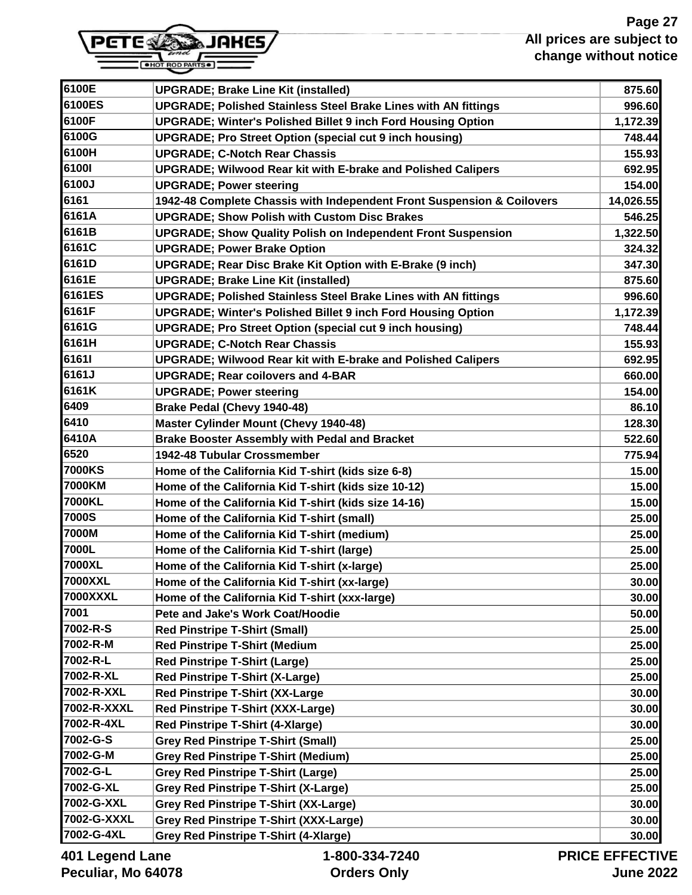| | | |
|---|---|---|
| 6100E | UPGRADE; Brake Line Kit (installed) | 875.60 |
| 6100ES | UPGRADE; Polished Stainless Steel Brake Lines with AN fittings | 996.60 |
| 6100F | UPGRADE; Winter's Polished Billet 9 inch Ford Housing Option | 1,172.39 |
| 6100G | UPGRADE; Pro Street Option (special cut 9 inch housing) | 748.44 |
| 6100H | UPGRADE; C-Notch Rear Chassis | 155.93 |
| 6100I | UPGRADE; Wilwood Rear kit with E-brake and Polished Calipers | 692.95 |
| 6100J | UPGRADE; Power steering | 154.00 |
| 6161 | 1942-48 Complete Chassis with Independent Front Suspension & Coilovers | 14,026.55 |
| 6161A | UPGRADE; Show Polish with Custom Disc Brakes | 546.25 |
| 6161B | UPGRADE; Show Quality Polish on Independent Front Suspension | 1,322.50 |
| 6161C | UPGRADE; Power Brake Option | 324.32 |
| 6161D | UPGRADE; Rear Disc Brake Kit Option with E-Brake (9 inch) | 347.30 |
| 6161E | UPGRADE; Brake Line Kit (installed) | 875.60 |
| 6161ES | UPGRADE; Polished Stainless Steel Brake Lines with AN fittings | 996.60 |
| 6161F | UPGRADE; Winter's Polished Billet 9 inch Ford Housing Option | 1,172.39 |
| 6161G | UPGRADE; Pro Street Option (special cut 9 inch housing) | 748.44 |
| 6161H | UPGRADE; C-Notch Rear Chassis | 155.93 |
| 6161I | UPGRADE; Wilwood Rear kit with E-brake and Polished Calipers | 692.95 |
| 6161J | UPGRADE; Rear coilovers and 4-BAR | 660.00 |
| 6161K | UPGRADE; Power steering | 154.00 |
| 6409 | Brake Pedal (Chevy 1940-48) | 86.10 |
| 6410 | Master Cylinder Mount (Chevy 1940-48) | 128.30 |
| 6410A | Brake Booster Assembly with Pedal and Bracket | 522.60 |
| 6520 | 1942-48 Tubular Crossmember | 775.94 |
| 7000KS | Home of the California Kid T-shirt (kids size 6-8) | 15.00 |
| 7000KM | Home of the California Kid T-shirt (kids size 10-12) | 15.00 |
| 7000KL | Home of the California Kid T-shirt (kids size 14-16) | 15.00 |
| 7000S | Home of the California Kid T-shirt (small) | 25.00 |
| 7000M | Home of the California Kid T-shirt (medium) | 25.00 |
| 7000L | Home of the California Kid T-shirt (large) | 25.00 |
| 7000XL | Home of the California Kid T-shirt (x-large) | 25.00 |
| 7000XXL | Home of the California Kid T-shirt (xx-large) | 30.00 |
| 7000XXXL | Home of the California Kid T-shirt (xxx-large) | 30.00 |
| 7001 | Pete and Jake's Work Coat/Hoodie | 50.00 |
| 7002-R-S | Red Pinstripe T-Shirt (Small) | 25.00 |
| 7002-R-M | Red Pinstripe T-Shirt (Medium | 25.00 |
| 7002-R-L | Red Pinstripe T-Shirt (Large) | 25.00 |
| 7002-R-XL | Red Pinstripe T-Shirt (X-Large) | 25.00 |
| 7002-R-XXL | Red Pinstripe T-Shirt (XX-Large | 30.00 |
| 7002-R-XXXL | Red Pinstripe T-Shirt (XXX-Large) | 30.00 |
| 7002-R-4XL | Red Pinstripe T-Shirt (4-Xlarge) | 30.00 |
| 7002-G-S | Grey Red Pinstripe T-Shirt (Small) | 25.00 |
| 7002-G-M | Grey Red Pinstripe T-Shirt (Medium) | 25.00 |
| 7002-G-L | Grey Red Pinstripe T-Shirt (Large) | 25.00 |
| 7002-G-XL | Grey Red Pinstripe T-Shirt (X-Large) | 25.00 |
| 7002-G-XXL | Grey Red Pinstripe T-Shirt (XX-Large) | 30.00 |
| 7002-G-XXXL | Grey Red Pinstripe T-Shirt (XXX-Large) | 30.00 |
| 7002-G-4XL | Grey Red Pinstripe T-Shirt (4-Xlarge) | 30.00 |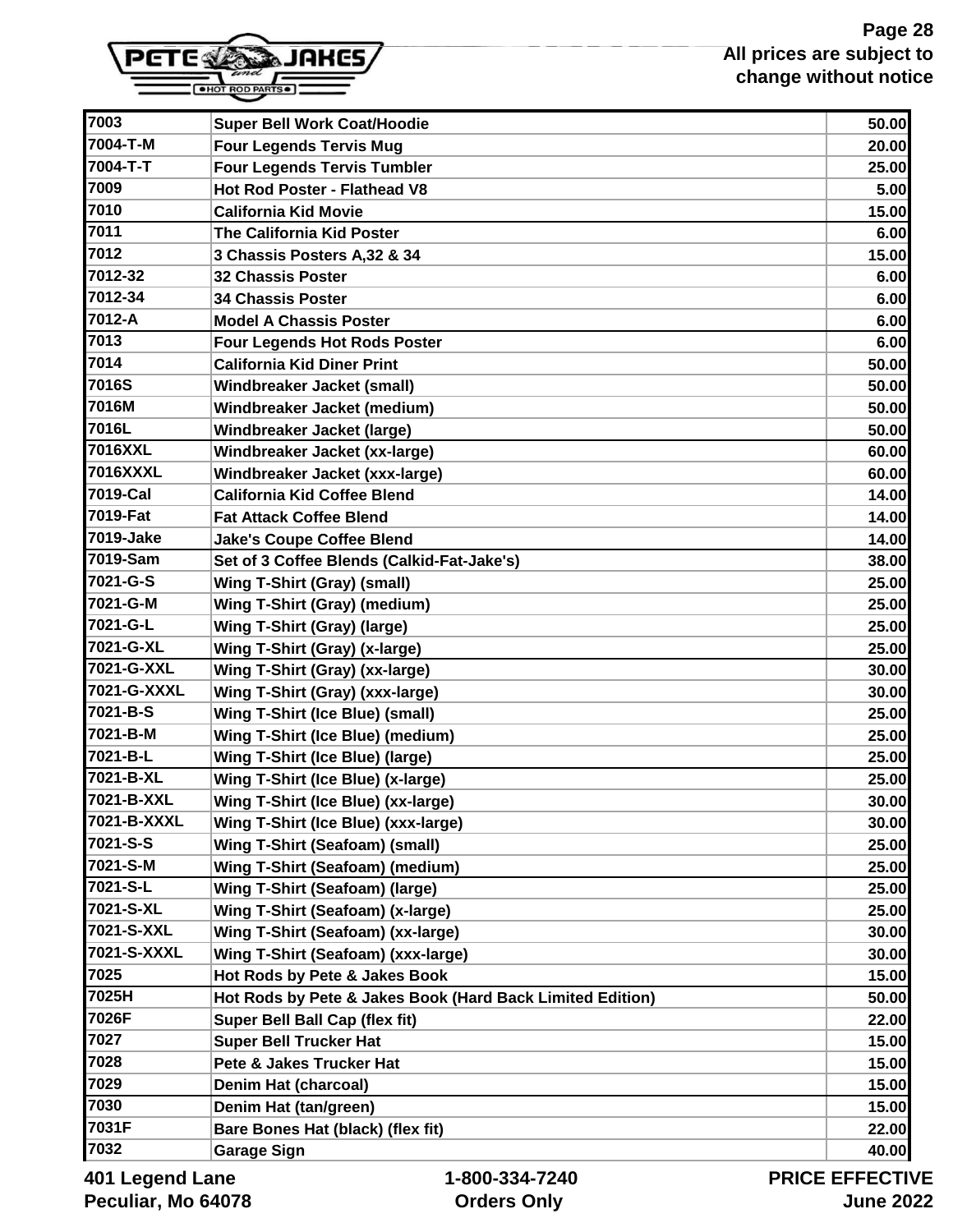All prices are subject to change without notice

| 7003 | Super Bell Work Coat/Hoodie | 50.00 |
|---|---|---|
| 7004-T-M | Four Legends Tervis Mug | 20.00 |
| 7004-T-T | Four Legends Tervis Tumbler | 25.00 |
| 7009 | Hot Rod Poster - Flathead V8 | 5.00 |
| 7010 | California Kid Movie | 15.00 |
| 7011 | The California Kid Poster | 6.00 |
| 7012 | 3 Chassis Posters A,32 & 34 | 15.00 |
| 7012-32 | 32 Chassis Poster | 6.00 |
| 7012-34 | 34 Chassis Poster | 6.00 |
| 7012-A | Model A Chassis Poster | 6.00 |
| 7013 | Four Legends Hot Rods Poster | 6.00 |
| 7014 | California Kid Diner Print | 50.00 |
| 7016S | Windbreaker Jacket (small) | 50.00 |
| 7016M | Windbreaker Jacket (medium) | 50.00 |
| 7016L | Windbreaker Jacket (large) | 50.00 |
| 7016XXL | Windbreaker Jacket (xx-large) | 60.00 |
| 7016XXXL | Windbreaker Jacket (xxx-large) | 60.00 |
| 7019-Cal | California Kid Coffee Blend | 14.00 |
| 7019-Fat | Fat Attack Coffee Blend | 14.00 |
| 7019-Jake | Jake's Coupe Coffee Blend | 14.00 |
| 7019-Sam | Set of 3 Coffee Blends (Calkid-Fat-Jake's) | 38.00 |
| 7021-G-S | Wing T-Shirt (Gray) (small) | 25.00 |
| 7021-G-M | Wing T-Shirt (Gray) (medium) | 25.00 |
| 7021-G-L | Wing T-Shirt (Gray) (large) | 25.00 |
| 7021-G-XL | Wing T-Shirt (Gray) (x-large) | 25.00 |
| 7021-G-XXL | Wing T-Shirt (Gray) (xx-large) | 30.00 |
| 7021-G-XXXL | Wing T-Shirt (Gray) (xxx-large) | 30.00 |
| 7021-B-S | Wing T-Shirt (Ice Blue) (small) | 25.00 |
| 7021-B-M | Wing T-Shirt (Ice Blue) (medium) | 25.00 |
| 7021-B-L | Wing T-Shirt (Ice Blue) (large) | 25.00 |
| 7021-B-XL | Wing T-Shirt (Ice Blue) (x-large) | 25.00 |
| 7021-B-XXL | Wing T-Shirt (Ice Blue) (xx-large) | 30.00 |
| 7021-B-XXXL | Wing T-Shirt (Ice Blue) (xxx-large) | 30.00 |
| 7021-S-S | Wing T-Shirt (Seafoam) (small) | 25.00 |
| 7021-S-M | Wing T-Shirt (Seafoam) (medium) | 25.00 |
| 7021-S-L | Wing T-Shirt (Seafoam) (large) | 25.00 |
| 7021-S-XL | Wing T-Shirt (Seafoam) (x-large) | 25.00 |
| 7021-S-XXL | Wing T-Shirt (Seafoam) (xx-large) | 30.00 |
| 7021-S-XXXL | Wing T-Shirt (Seafoam) (xxx-large) | 30.00 |
| 7025 | Hot Rods by Pete & Jakes Book | 15.00 |
| 7025H | Hot Rods by Pete & Jakes Book (Hard Back Limited Edition) | 50.00 |
| 7026F | Super Bell Ball Cap (flex fit) | 22.00 |
| 7027 | Super Bell Trucker Hat | 15.00 |
| 7028 | Pete & Jakes Trucker Hat | 15.00 |
| 7029 | Denim Hat (charcoal) | 15.00 |
| 7030 | Denim Hat (tan/green) | 15.00 |
| 7031F | Bare Bones Hat (black) (flex fit) | 22.00 |
| 7032 | Garage Sign | 40.00 |

401 Legend Lane
Peculiar, Mo 64078

1-800-334-7240
Orders Only

PRICE EFFECTIVE
June 2022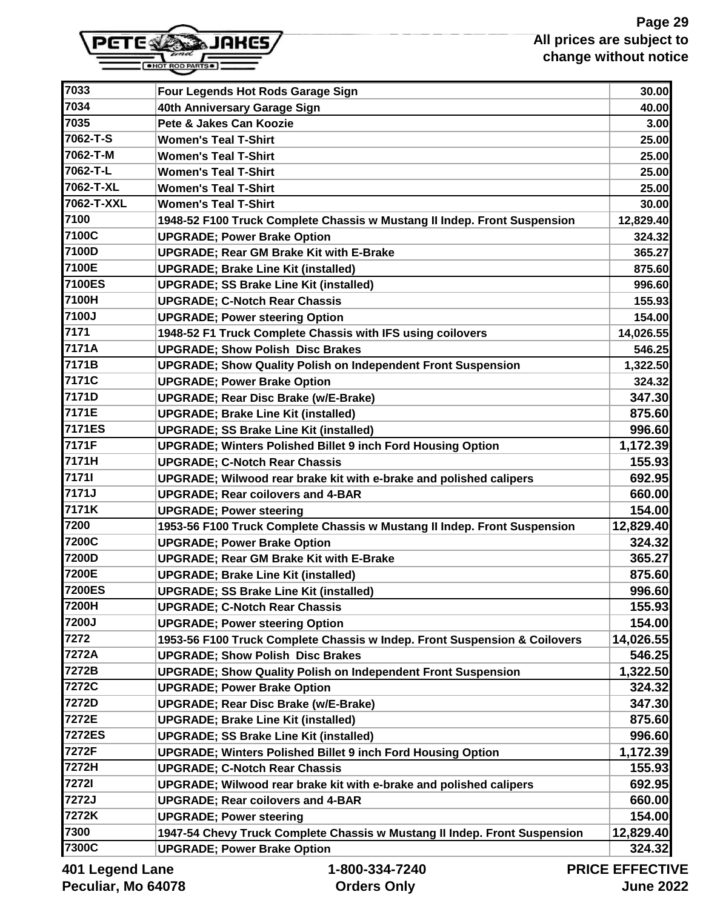All prices are subject to change without notice

| | | |
|---|---|---|
| 7033 | Four Legends Hot Rods Garage Sign | 30.00 |
| 7034 | 40th Anniversary Garage Sign | 40.00 |
| 7035 | Pete & Jakes Can Koozie | 3.00 |
| 7062-T-S | Women's Teal T-Shirt | 25.00 |
| 7062-T-M | Women's Teal T-Shirt | 25.00 |
| 7062-T-L | Women's Teal T-Shirt | 25.00 |
| 7062-T-XL | Women's Teal T-Shirt | 25.00 |
| 7062-T-XXL | Women's Teal T-Shirt | 30.00 |
| 7100 | 1948-52 F100 Truck Complete Chassis w Mustang II Indep. Front Suspension | 12,829.40 |
| 7100C | UPGRADE; Power Brake Option | 324.32 |
| 7100D | UPGRADE; Rear GM Brake Kit with E-Brake | 365.27 |
| 7100E | UPGRADE; Brake Line Kit (installed) | 875.60 |
| 7100ES | UPGRADE; SS Brake Line Kit (installed) | 996.60 |
| 7100H | UPGRADE; C-Notch Rear Chassis | 155.93 |
| 7100J | UPGRADE; Power steering Option | 154.00 |
| 7171 | 1948-52 F1 Truck Complete Chassis with IFS using coilovers | 14,026.55 |
| 7171A | UPGRADE; Show Polish Disc Brakes | 546.25 |
| 7171B | UPGRADE; Show Quality Polish on Independent Front Suspension | 1,322.50 |
| 7171C | UPGRADE; Power Brake Option | 324.32 |
| 7171D | UPGRADE; Rear Disc Brake (w/E-Brake) | 347.30 |
| 7171E | UPGRADE; Brake Line Kit (installed) | 875.60 |
| 7171ES | UPGRADE; SS Brake Line Kit (installed) | 996.60 |
| 7171F | UPGRADE; Winters Polished Billet 9 inch Ford Housing Option | 1,172.39 |
| 7171H | UPGRADE; C-Notch Rear Chassis | 155.93 |
| 7171I | UPGRADE; Wilwood rear brake kit with e-brake and polished calipers | 692.95 |
| 7171J | UPGRADE; Rear coilovers and 4-BAR | 660.00 |
| 7171K | UPGRADE; Power steering | 154.00 |
| 7200 | 1953-56 F100 Truck Complete Chassis w Mustang II Indep. Front Suspension | 12,829.40 |
| 7200C | UPGRADE; Power Brake Option | 324.32 |
| 7200D | UPGRADE; Rear GM Brake Kit with E-Brake | 365.27 |
| 7200E | UPGRADE; Brake Line Kit (installed) | 875.60 |
| 7200ES | UPGRADE; SS Brake Line Kit (installed) | 996.60 |
| 7200H | UPGRADE; C-Notch Rear Chassis | 155.93 |
| 7200J | UPGRADE; Power steering Option | 154.00 |
| 7272 | 1953-56 F100 Truck Complete Chassis w Indep. Front Suspension & Coilovers | 14,026.55 |
| 7272A | UPGRADE; Show Polish Disc Brakes | 546.25 |
| 7272B | UPGRADE; Show Quality Polish on Independent Front Suspension | 1,322.50 |
| 7272C | UPGRADE; Power Brake Option | 324.32 |
| 7272D | UPGRADE; Rear Disc Brake (w/E-Brake) | 347.30 |
| 7272E | UPGRADE; Brake Line Kit (installed) | 875.60 |
| 7272ES | UPGRADE; SS Brake Line Kit (installed) | 996.60 |
| 7272F | UPGRADE; Winters Polished Billet 9 inch Ford Housing Option | 1,172.39 |
| 7272H | UPGRADE; C-Notch Rear Chassis | 155.93 |
| 7272I | UPGRADE; Wilwood rear brake kit with e-brake and polished calipers | 692.95 |
| 7272J | UPGRADE; Rear coilovers and 4-BAR | 660.00 |
| 7272K | UPGRADE; Power steering | 154.00 |
| 7300 | 1947-54 Chevy Truck Complete Chassis w Mustang II Indep. Front Suspension | 12,829.40 |
| 7300C | UPGRADE; Power Brake Option | 324.32 |

401 Legend Lane
Peculiar, Mo 64078

1-800-334-7240
Orders Only

PRICE EFFECTIVE
June 2022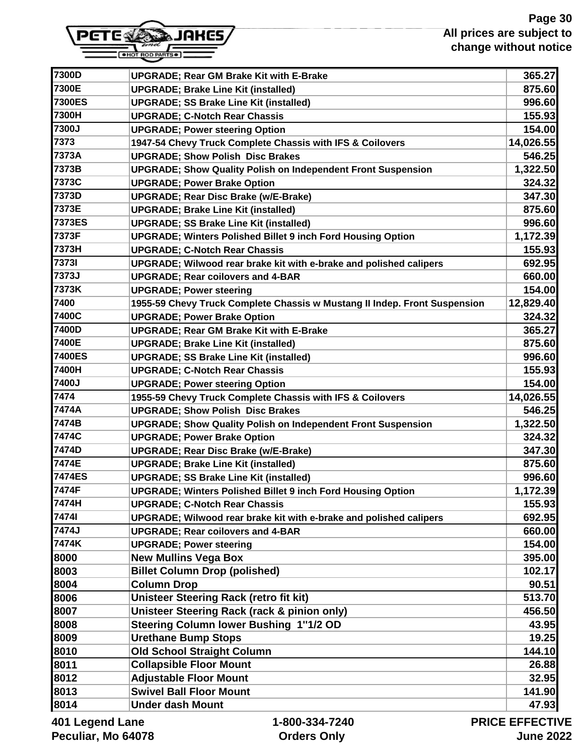| | | |
|---|---|---|
| 7300D | UPGRADE; Rear GM Brake Kit with E-Brake | 365.27 |
| 7300E | UPGRADE; Brake Line Kit (installed) | 875.60 |
| 7300ES | UPGRADE; SS Brake Line Kit (installed) | 996.60 |
| 7300H | UPGRADE; C-Notch Rear Chassis | 155.93 |
| 7300J | UPGRADE; Power steering Option | 154.00 |
| 7373 | 1947-54 Chevy Truck Complete Chassis with IFS & Coilovers | 14,026.55 |
| 7373A | UPGRADE; Show Polish Disc Brakes | 546.25 |
| 7373B | UPGRADE; Show Quality Polish on Independent Front Suspension | 1,322.50 |
| 7373C | UPGRADE; Power Brake Option | 324.32 |
| 7373D | UPGRADE; Rear Disc Brake (w/E-Brake) | 347.30 |
| 7373E | UPGRADE; Brake Line Kit (installed) | 875.60 |
| 7373ES | UPGRADE; SS Brake Line Kit (installed) | 996.60 |
| 7373F | UPGRADE; Winters Polished Billet 9 inch Ford Housing Option | 1,172.39 |
| 7373H | UPGRADE; C-Notch Rear Chassis | 155.93 |
| 7373I | UPGRADE; Wilwood rear brake kit with e-brake and polished calipers | 692.95 |
| 7373J | UPGRADE; Rear coilovers and 4-BAR | 660.00 |
| 7373K | UPGRADE; Power steering | 154.00 |
| 7400 | 1955-59 Chevy Truck Complete Chassis w Mustang II Indep. Front Suspension | 12,829.40 |
| 7400C | UPGRADE; Power Brake Option | 324.32 |
| 7400D | UPGRADE; Rear GM Brake Kit with E-Brake | 365.27 |
| 7400E | UPGRADE; Brake Line Kit (installed) | 875.60 |
| 7400ES | UPGRADE; SS Brake Line Kit (installed) | 996.60 |
| 7400H | UPGRADE; C-Notch Rear Chassis | 155.93 |
| 7400J | UPGRADE; Power steering Option | 154.00 |
| 7474 | 1955-59 Chevy Truck Complete Chassis with IFS & Coilovers | 14,026.55 |
| 7474A | UPGRADE; Show Polish Disc Brakes | 546.25 |
| 7474B | UPGRADE; Show Quality Polish on Independent Front Suspension | 1,322.50 |
| 7474C | UPGRADE; Power Brake Option | 324.32 |
| 7474D | UPGRADE; Rear Disc Brake (w/E-Brake) | 347.30 |
| 7474E | UPGRADE; Brake Line Kit (installed) | 875.60 |
| 7474ES | UPGRADE; SS Brake Line Kit (installed) | 996.60 |
| 7474F | UPGRADE; Winters Polished Billet 9 inch Ford Housing Option | 1,172.39 |
| 7474H | UPGRADE; C-Notch Rear Chassis | 155.93 |
| 7474I | UPGRADE; Wilwood rear brake kit with e-brake and polished calipers | 692.95 |
| 7474J | UPGRADE; Rear coilovers and 4-BAR | 660.00 |
| 7474K | UPGRADE; Power steering | 154.00 |
| 8000 | New Mullins Vega Box | 395.00 |
| 8003 | Billet Column Drop (polished) | 102.17 |
| 8004 | Column Drop | 90.51 |
| 8006 | Unisteer Steering Rack (retro fit kit) | 513.70 |
| 8007 | Unisteer Steering Rack (rack & pinion only) | 456.50 |
| 8008 | Steering Column lower Bushing 1"1/2 OD | 43.95 |
| 8009 | Urethane Bump Stops | 19.25 |
| 8010 | Old School Straight Column | 144.10 |
| 8011 | Collapsible Floor Mount | 26.88 |
| 8012 | Adjustable Floor Mount | 32.95 |
| 8013 | Swivel Ball Floor Mount | 141.90 |
| 8014 | Under dash Mount | 47.93 |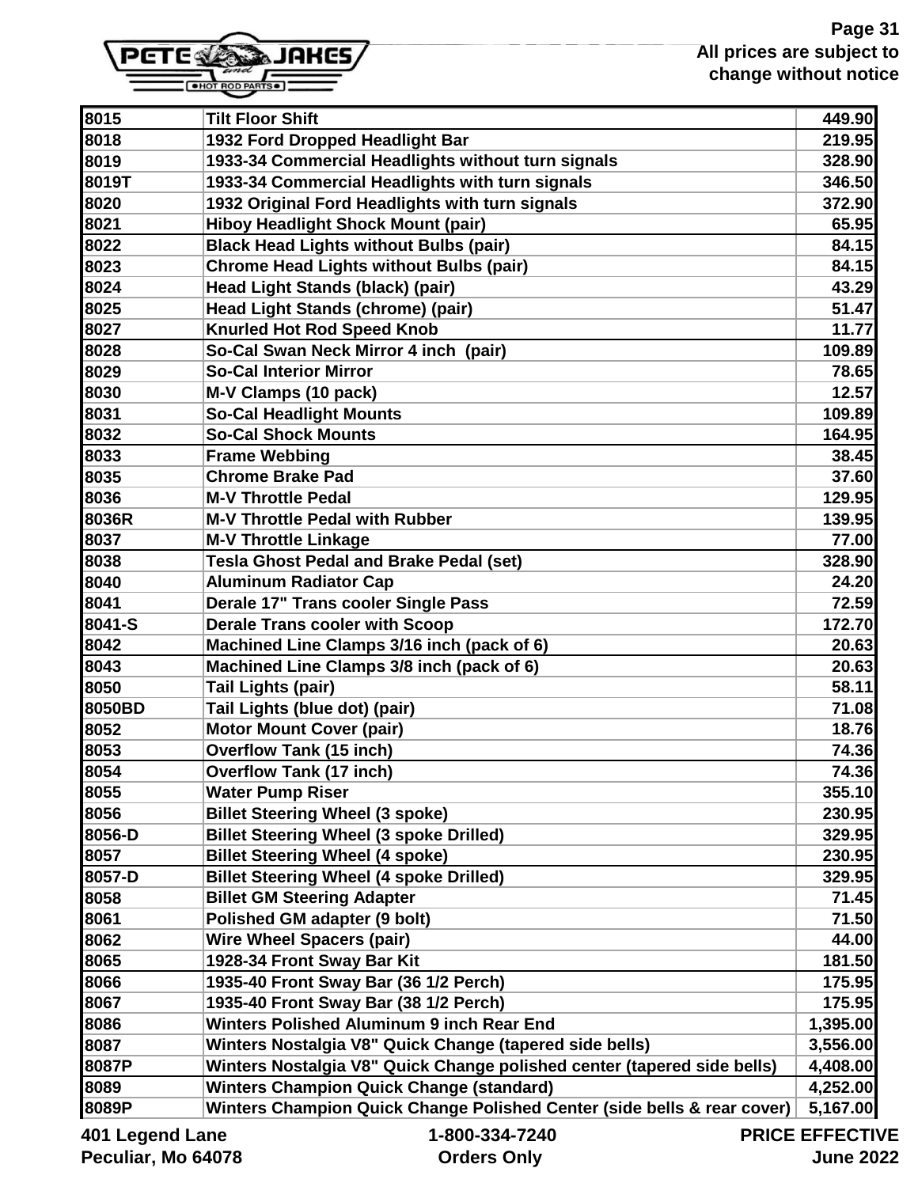All prices are subject to change without notice

| | | |
|---|---|---|
| 8015 | Tilt Floor Shift | 449.90 |
| 8018 | 1932 Ford Dropped Headlight Bar | 219.95 |
| 8019 | 1933-34 Commercial Headlights without turn signals | 328.90 |
| 8019T | 1933-34 Commercial Headlights with turn signals | 346.50 |
| 8020 | 1932 Original Ford Headlights with turn signals | 372.90 |
| 8021 | Hiboy Headlight Shock Mount (pair) | 65.95 |
| 8022 | Black Head Lights without Bulbs (pair) | 84.15 |
| 8023 | Chrome Head Lights without Bulbs (pair) | 84.15 |
| 8024 | Head Light Stands (black) (pair) | 43.29 |
| 8025 | Head Light Stands (chrome) (pair) | 51.47 |
| 8027 | Knurled Hot Rod Speed Knob | 11.77 |
| 8028 | So-Cal Swan Neck Mirror 4 inch (pair) | 109.89 |
| 8029 | So-Cal Interior Mirror | 78.65 |
| 8030 | M-V Clamps (10 pack) | 12.57 |
| 8031 | So-Cal Headlight Mounts | 109.89 |
| 8032 | So-Cal Shock Mounts | 164.95 |
| 8033 | Frame Webbing | 38.45 |
| 8035 | Chrome Brake Pad | 37.60 |
| 8036 | M-V Throttle Pedal | 129.95 |
| 8036R | M-V Throttle Pedal with Rubber | 139.95 |
| 8037 | M-V Throttle Linkage | 77.00 |
| 8038 | Tesla Ghost Pedal and Brake Pedal (set) | 328.90 |
| 8040 | Aluminum Radiator Cap | 24.20 |
| 8041 | Derale 17" Trans cooler Single Pass | 72.59 |
| 8041-S | Derale Trans cooler with Scoop | 172.70 |
| 8042 | Machined Line Clamps 3/16 inch (pack of 6) | 20.63 |
| 8043 | Machined Line Clamps 3/8 inch (pack of 6) | 20.63 |
| 8050 | Tail Lights (pair) | 58.11 |
| 8050BD | Tail Lights (blue dot) (pair) | 71.08 |
| 8052 | Motor Mount Cover (pair) | 18.76 |
| 8053 | Overflow Tank (15 inch) | 74.36 |
| 8054 | Overflow Tank (17 inch) | 74.36 |
| 8055 | Water Pump Riser | 355.10 |
| 8056 | Billet Steering Wheel (3 spoke) | 230.95 |
| 8056-D | Billet Steering Wheel (3 spoke Drilled) | 329.95 |
| 8057 | Billet Steering Wheel (4 spoke) | 230.95 |
| 8057-D | Billet Steering Wheel (4 spoke Drilled) | 329.95 |
| 8058 | Billet GM Steering Adapter | 71.45 |
| 8061 | Polished GM adapter (9 bolt) | 71.50 |
| 8062 | Wire Wheel Spacers (pair) | 44.00 |
| 8065 | 1928-34 Front Sway Bar Kit | 181.50 |
| 8066 | 1935-40 Front Sway Bar (36 1/2 Perch) | 175.95 |
| 8067 | 1935-40 Front Sway Bar (38 1/2 Perch) | 175.95 |
| 8086 | Winters Polished Aluminum 9 inch Rear End | 1,395.00 |
| 8087 | Winters Nostalgia V8" Quick Change (tapered side bells) | 3,556.00 |
| 8087P | Winters Nostalgia V8" Quick Change polished center (tapered side bells) | 4,408.00 |
| 8089 | Winters Champion Quick Change (standard) | 4,252.00 |
| 8089P | Winters Champion Quick Change Polished Center (side bells & rear cover) | 5,167.00 |

401 Legend Lane
Peculiar, Mo 64078

1-800-334-7240
Orders Only

PRICE EFFECTIVE
June 2022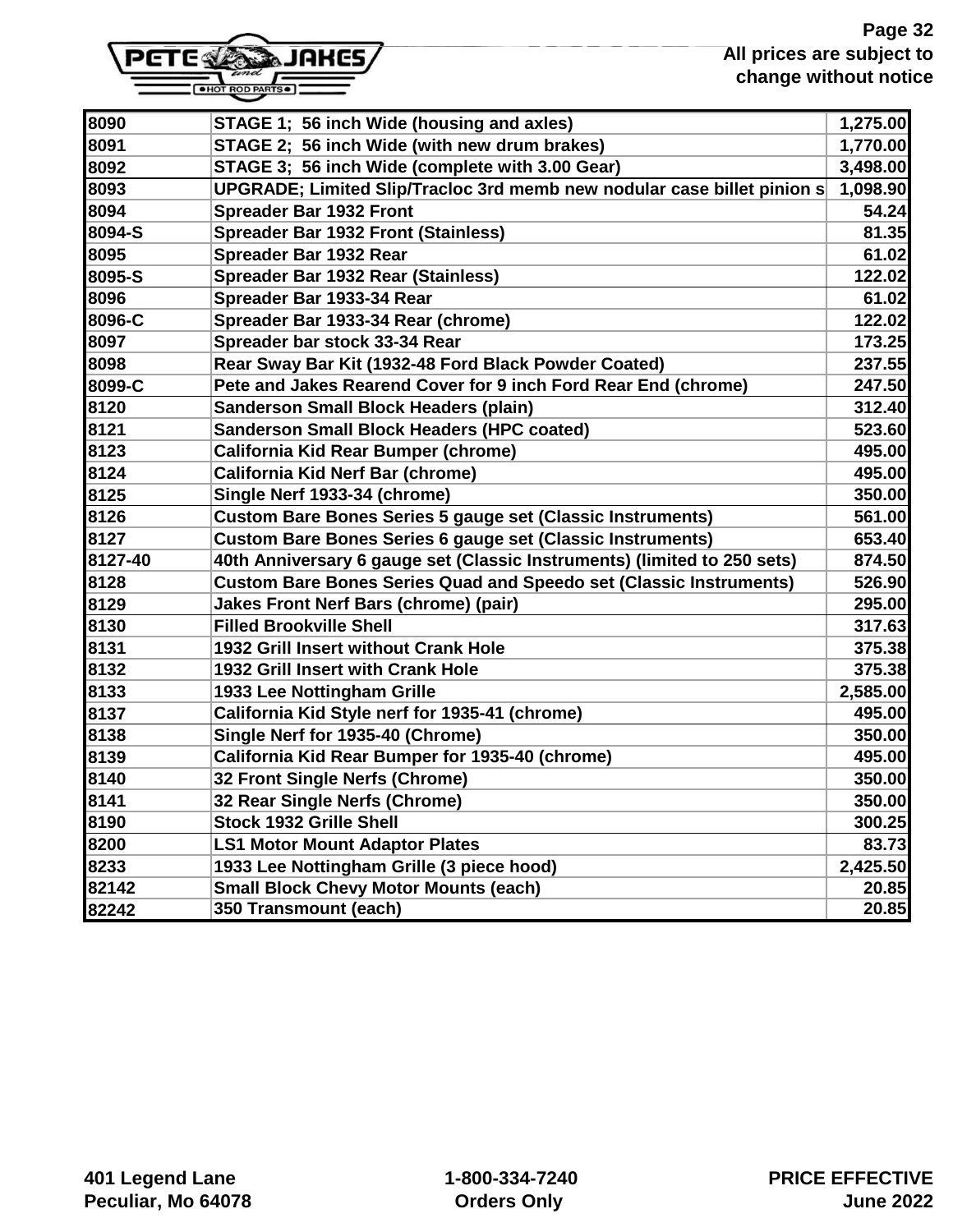| | | |
|---|---|---|
| 8090 | STAGE 1; 56 inch Wide (housing and axles) | 1,275.00 |
| 8091 | STAGE 2; 56 inch Wide (with new drum brakes) | 1,770.00 |
| 8092 | STAGE 3; 56 inch Wide (complete with 3.00 Gear) | 3,498.00 |
| 8093 | UPGRADE; Limited Slip/Tracloc 3rd memb new nodular case billet pinion s | 1,098.90 |
| 8094 | Spreader Bar 1932 Front | 54.24 |
| 8094-S | Spreader Bar 1932 Front (Stainless) | 81.35 |
| 8095 | Spreader Bar 1932 Rear | 61.02 |
| 8095-S | Spreader Bar 1932 Rear (Stainless) | 122.02 |
| 8096 | Spreader Bar 1933-34 Rear | 61.02 |
| 8096-C | Spreader Bar 1933-34 Rear (chrome) | 122.02 |
| 8097 | Spreader bar stock 33-34 Rear | 173.25 |
| 8098 | Rear Sway Bar Kit (1932-48 Ford Black Powder Coated) | 237.55 |
| 8099-C | Pete and Jakes Rearend Cover for 9 inch Ford Rear End (chrome) | 247.50 |
| 8120 | Sanderson Small Block Headers (plain) | 312.40 |
| 8121 | Sanderson Small Block Headers (HPC coated) | 523.60 |
| 8123 | California Kid Rear Bumper (chrome) | 495.00 |
| 8124 | California Kid Nerf Bar (chrome) | 495.00 |
| 8125 | Single Nerf 1933-34 (chrome) | 350.00 |
| 8126 | Custom Bare Bones Series 5 gauge set (Classic Instruments) | 561.00 |
| 8127 | Custom Bare Bones Series 6 gauge set (Classic Instruments) | 653.40 |
| 8127-40 | 40th Anniversary 6 gauge set (Classic Instruments) (limited to 250 sets) | 874.50 |
| 8128 | Custom Bare Bones Series Quad and Speedo set (Classic Instruments) | 526.90 |
| 8129 | Jakes Front Nerf Bars (chrome) (pair) | 295.00 |
| 8130 | Filled Brookville Shell | 317.63 |
| 8131 | 1932 Grill Insert without Crank Hole | 375.38 |
| 8132 | 1932 Grill Insert with Crank Hole | 375.38 |
| 8133 | 1933 Lee Nottingham Grille | 2,585.00 |
| 8137 | California Kid Style nerf for 1935-41 (chrome) | 495.00 |
| 8138 | Single Nerf for 1935-40 (Chrome) | 350.00 |
| 8139 | California Kid Rear Bumper for 1935-40 (chrome) | 495.00 |
| 8140 | 32 Front Single Nerfs (Chrome) | 350.00 |
| 8141 | 32 Rear Single Nerfs (Chrome) | 350.00 |
| 8190 | Stock 1932 Grille Shell | 300.25 |
| 8200 | LS1 Motor Mount Adaptor Plates | 83.73 |
| 8233 | 1933 Lee Nottingham Grille (3 piece hood) | 2,425.50 |
| 82142 | Small Block Chevy Motor Mounts (each) | 20.85 |
| 82242 | 350 Transmount (each) | 20.85 |